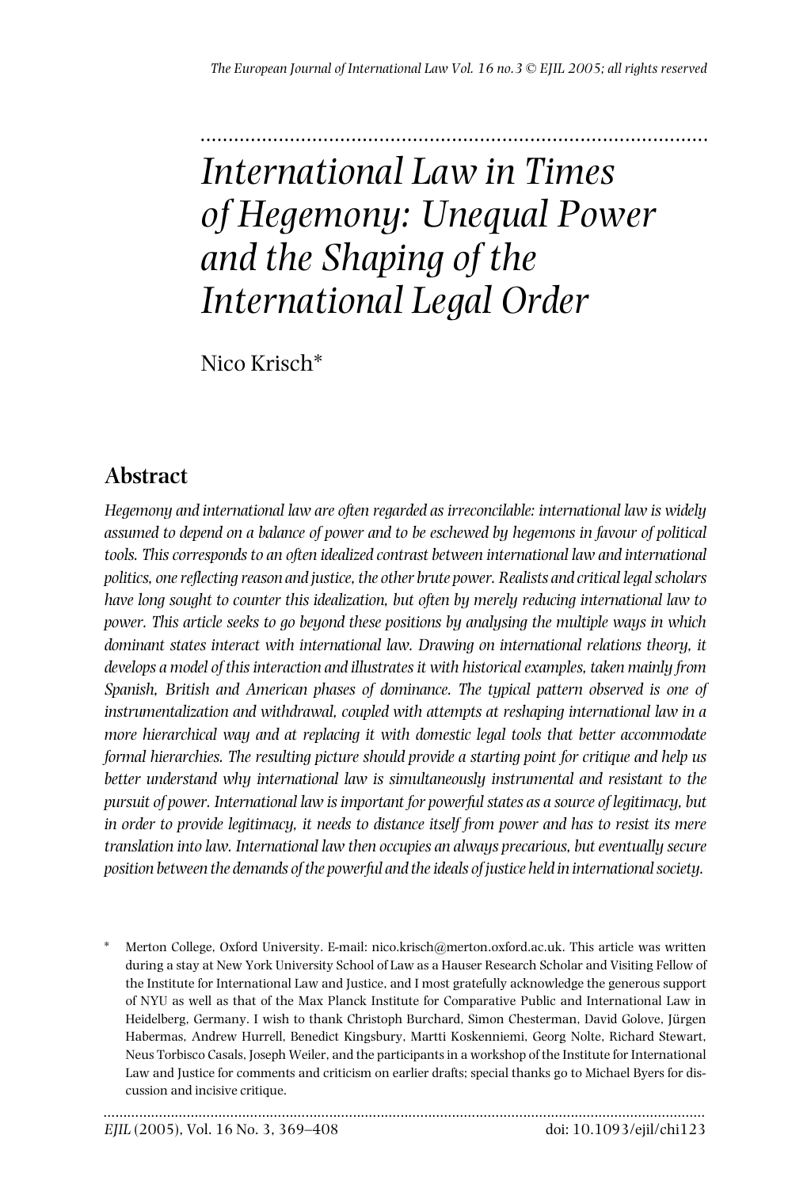# International Law in Times of Hegemony: Unequal Power and the Shaping of the International Legal Order

Nico Krisch*

## Abstract

*Hegemony and international law are often regarded as irreconcilable: international law is widely assumed to depend on a balance of power and to be eschewed by hegemons in favour of political tools. This corresponds to an often idealized contrast between international law and international politics, one reflecting reason and justice, the other brute power. Realists and critical legal scholars have long sought to counter this idealization, but often by merely reducing international law to power. This article seeks to go beyond these positions by analysing the multiple ways in which dominant states interact with international law. Drawing on international relations theory, it develops a model of this interaction and illustrates it with historical examples, taken mainly from Spanish, British and American phases of dominance. The typical pattern observed is one of instrumentalization and withdrawal, coupled with attempts at reshaping international law in a more hierarchical way and at replacing it with domestic legal tools that better accommodate formal hierarchies. The resulting picture should provide a starting point for critique and help us better understand why international law is simultaneously instrumental and resistant to the pursuit of power. International law is important for powerful states as a source of legitimacy, but in order to provide legitimacy, it needs to distance itself from power and has to resist its mere translation into law. International law then occupies an always precarious, but eventually secure position between the demands of the powerful and the ideals of justice held in international society.*

\* Merton College, Oxford University. E-mail: nico.krisch@merton.oxford.ac.uk. This article was written during a stay at New York University School of Law as a Hauser Research Scholar and Visiting Fellow of the Institute for International Law and Justice, and I most gratefully acknowledge the generous support of NYU as well as that of the Max Planck Institute for Comparative Public and International Law in Heidelberg, Germany. I wish to thank Christoph Burchard, Simon Chesterman, David Golove, Jürgen Habermas, Andrew Hurrell, Benedict Kingsbury, Martti Koskenniemi, Georg Nolte, Richard Stewart, Neus Torbisco Casals, Joseph Weiler, and the participants in a workshop of the Institute for International Law and Justice for comments and criticism on earlier drafts; special thanks go to Michael Byers for discussion and incisive critique.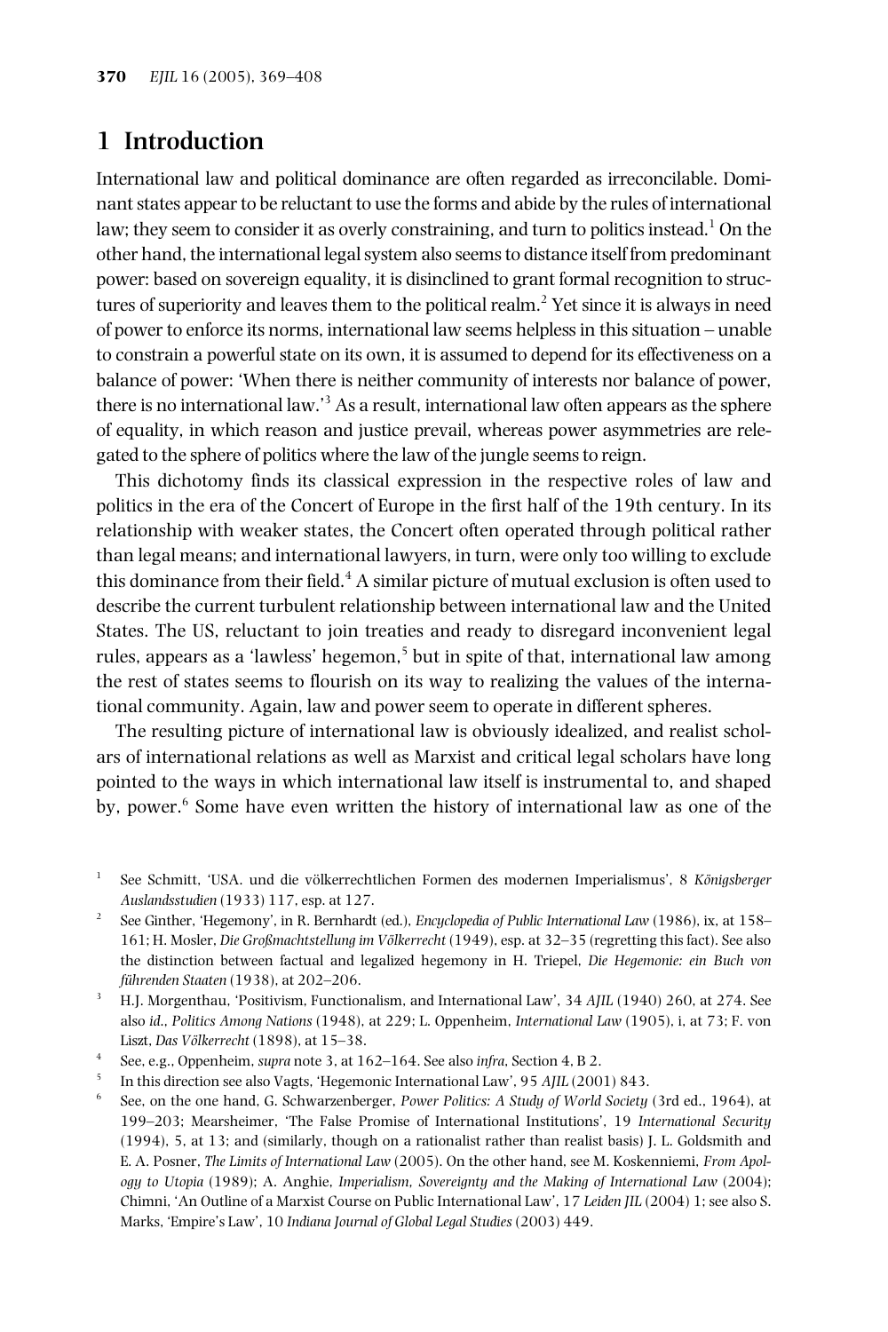## 1 Introduction

International law and political dominance are often regarded as irreconcilable. Dominant states appear to be reluctant to use the forms and abide by the rules of international law; they seem to consider it as overly constraining, and turn to politics instead.[1] On the other hand, the international legal system also seems to distance itself from predominant power: based on sovereign equality, it is disinclined to grant formal recognition to structures of superiority and leaves them to the political realm.[2] Yet since it is always in need of power to enforce its norms, international law seems helpless in this situation – unable to constrain a powerful state on its own, it is assumed to depend for its effectiveness on a balance of power: 'When there is neither community of interests nor balance of power, there is no international law.'[3] As a result, international law often appears as the sphere of equality, in which reason and justice prevail, whereas power asymmetries are relegated to the sphere of politics where the law of the jungle seems to reign.

This dichotomy finds its classical expression in the respective roles of law and politics in the era of the Concert of Europe in the first half of the 19th century. In its relationship with weaker states, the Concert often operated through political rather than legal means; and international lawyers, in turn, were only too willing to exclude this dominance from their field.[4] A similar picture of mutual exclusion is often used to describe the current turbulent relationship between international law and the United States. The US, reluctant to join treaties and ready to disregard inconvenient legal rules, appears as a 'lawless' hegemon,[5] but in spite of that, international law among the rest of states seems to flourish on its way to realizing the values of the international community. Again, law and power seem to operate in different spheres.

The resulting picture of international law is obviously idealized, and realist scholars of international relations as well as Marxist and critical legal scholars have long pointed to the ways in which international law itself is instrumental to, and shaped by, power.[6] Some have even written the history of international law as one of the

---

[1] See Schmitt, 'USA. und die völkerrechtlichen Formen des modernen Imperialismus', 8 *Königsberger Auslandsstudien* (1933) 117, esp. at 127.

[2] See Ginther, 'Hegemony', in R. Bernhardt (ed.), *Encyclopedia of Public International Law* (1986), ix, at 158–161; H. Mosler, *Die Großmachtstellung im Völkerrecht* (1949), esp. at 32–35 (regretting this fact). See also the distinction between factual and legalized hegemony in H. Triepel, *Die Hegemonie: ein Buch von führenden Staaten* (1938), at 202–206.

[3] H.J. Morgenthau, 'Positivism, Functionalism, and International Law', 34 *AJIL* (1940) 260, at 274. See also *id.*, *Politics Among Nations* (1948), at 229; L. Oppenheim, *International Law* (1905), i, at 73; F. von Liszt, *Das Völkerrecht* (1898), at 15–38.

[4] See, e.g., Oppenheim, *supra* note 3, at 162–164. See also *infra*, Section 4, B 2.

[5] In this direction see also Vagts, 'Hegemonic International Law', 95 *AJIL* (2001) 843.

[6] See, on the one hand, G. Schwarzenberger, *Power Politics: A Study of World Society* (3rd ed., 1964), at 199–203; Mearsheimer, 'The False Promise of International Institutions', 19 *International Security* (1994), 5, at 13; and (similarly, though on a rationalist rather than realist basis) J. L. Goldsmith and E. A. Posner, *The Limits of International Law* (2005). On the other hand, see M. Koskenniemi, *From Apology to Utopia* (1989); A. Anghie, *Imperialism, Sovereignty and the Making of International Law* (2004); Chimni, 'An Outline of a Marxist Course on Public International Law', 17 *Leiden JIL* (2004) 1; see also S. Marks, 'Empire's Law', 10 *Indiana Journal of Global Legal Studies* (2003) 449.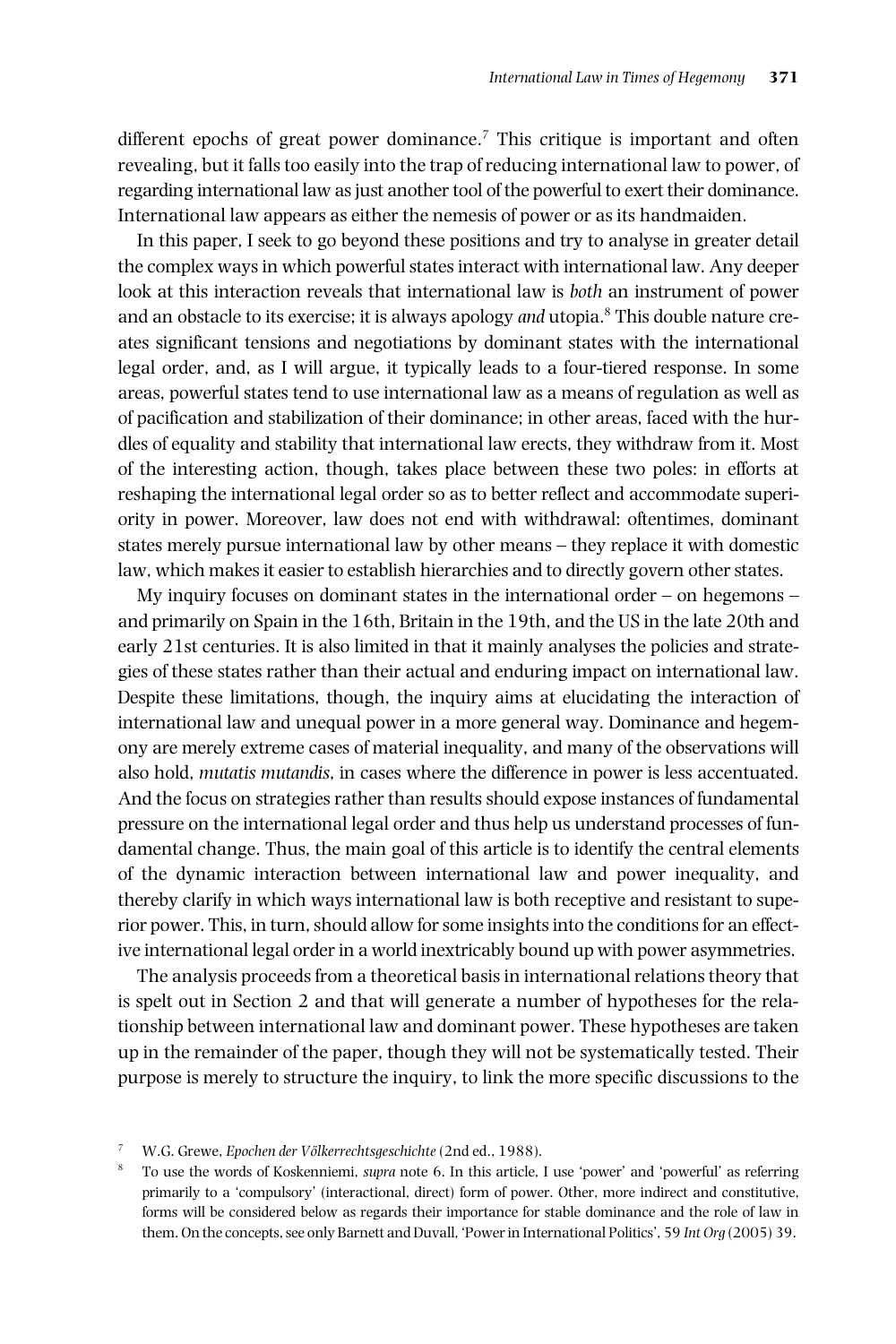different epochs of great power dominance.[7] This critique is important and often revealing, but it falls too easily into the trap of reducing international law to power, of regarding international law as just another tool of the powerful to exert their dominance. International law appears as either the nemesis of power or as its handmaiden.

In this paper, I seek to go beyond these positions and try to analyse in greater detail the complex ways in which powerful states interact with international law. Any deeper look at this interaction reveals that international law is *both* an instrument of power and an obstacle to its exercise; it is always apology *and* utopia.[8] This double nature creates significant tensions and negotiations by dominant states with the international legal order, and, as I will argue, it typically leads to a four-tiered response. In some areas, powerful states tend to use international law as a means of regulation as well as of pacification and stabilization of their dominance; in other areas, faced with the hurdles of equality and stability that international law erects, they withdraw from it. Most of the interesting action, though, takes place between these two poles: in efforts at reshaping the international legal order so as to better reflect and accommodate superiority in power. Moreover, law does not end with withdrawal: oftentimes, dominant states merely pursue international law by other means – they replace it with domestic law, which makes it easier to establish hierarchies and to directly govern other states.

My inquiry focuses on dominant states in the international order – on hegemons – and primarily on Spain in the 16th, Britain in the 19th, and the US in the late 20th and early 21st centuries. It is also limited in that it mainly analyses the policies and strategies of these states rather than their actual and enduring impact on international law. Despite these limitations, though, the inquiry aims at elucidating the interaction of international law and unequal power in a more general way. Dominance and hegemony are merely extreme cases of material inequality, and many of the observations will also hold, *mutatis mutandis*, in cases where the difference in power is less accentuated. And the focus on strategies rather than results should expose instances of fundamental pressure on the international legal order and thus help us understand processes of fundamental change. Thus, the main goal of this article is to identify the central elements of the dynamic interaction between international law and power inequality, and thereby clarify in which ways international law is both receptive and resistant to superior power. This, in turn, should allow for some insights into the conditions for an effective international legal order in a world inextricably bound up with power asymmetries.

The analysis proceeds from a theoretical basis in international relations theory that is spelt out in Section 2 and that will generate a number of hypotheses for the relationship between international law and dominant power. These hypotheses are taken up in the remainder of the paper, though they will not be systematically tested. Their purpose is merely to structure the inquiry, to link the more specific discussions to the

[7] W.G. Grewe, *Epochen der Völkerrechtsgeschichte* (2nd ed., 1988).

[8] To use the words of Koskenniemi, *supra* note 6. In this article, I use 'power' and 'powerful' as referring primarily to a 'compulsory' (interactional, direct) form of power. Other, more indirect and constitutive, forms will be considered below as regards their importance for stable dominance and the role of law in them. On the concepts, see only Barnett and Duvall, 'Power in International Politics', 59 *Int Org* (2005) 39.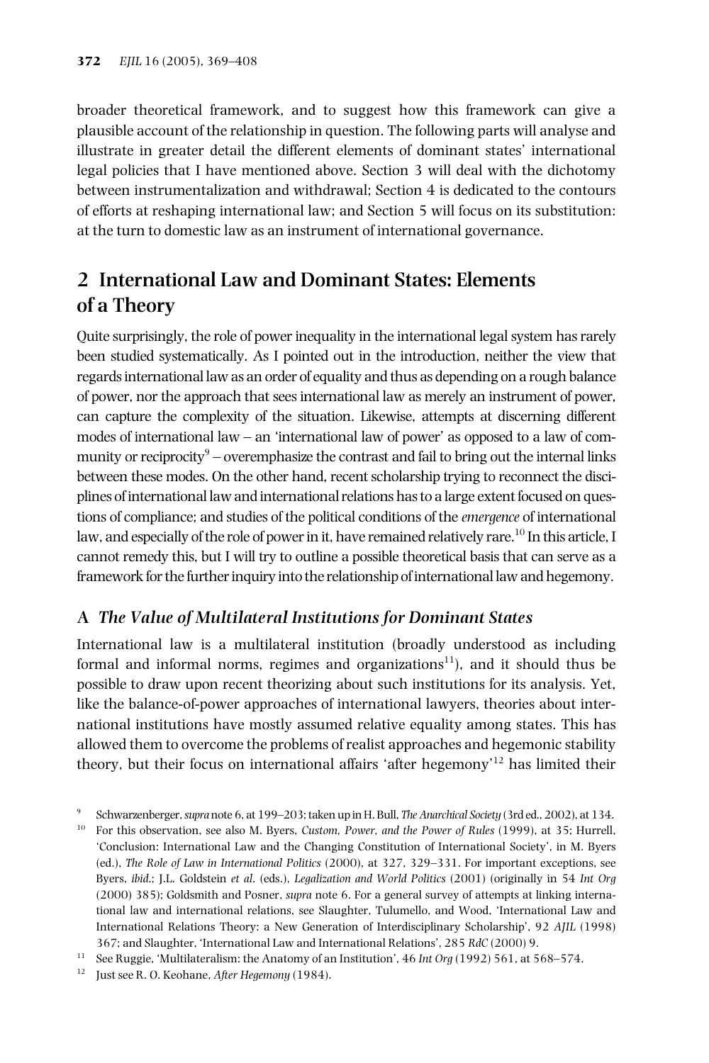broader theoretical framework, and to suggest how this framework can give a plausible account of the relationship in question. The following parts will analyse and illustrate in greater detail the different elements of dominant states' international legal policies that I have mentioned above. Section 3 will deal with the dichotomy between instrumentalization and withdrawal; Section 4 is dedicated to the contours of efforts at reshaping international law; and Section 5 will focus on its substitution: at the turn to domestic law as an instrument of international governance.

## 2 International Law and Dominant States: Elements of a Theory

Quite surprisingly, the role of power inequality in the international legal system has rarely been studied systematically. As I pointed out in the introduction, neither the view that regards international law as an order of equality and thus as depending on a rough balance of power, nor the approach that sees international law as merely an instrument of power, can capture the complexity of the situation. Likewise, attempts at discerning different modes of international law – an 'international law of power' as opposed to a law of community or reciprocity[9] – overemphasize the contrast and fail to bring out the internal links between these modes. On the other hand, recent scholarship trying to reconnect the disciplines of international law and international relations has to a large extent focused on questions of compliance; and studies of the political conditions of the *emergence* of international law, and especially of the role of power in it, have remained relatively rare.[10] In this article, I cannot remedy this, but I will try to outline a possible theoretical basis that can serve as a framework for the further inquiry into the relationship of international law and hegemony.

### A *The Value of Multilateral Institutions for Dominant States*

International law is a multilateral institution (broadly understood as including formal and informal norms, regimes and organizations[11]), and it should thus be possible to draw upon recent theorizing about such institutions for its analysis. Yet, like the balance-of-power approaches of international lawyers, theories about international institutions have mostly assumed relative equality among states. This has allowed them to overcome the problems of realist approaches and hegemonic stability theory, but their focus on international affairs 'after hegemony'[12] has limited their

---

[9] Schwarzenberger, *supra* note 6, at 199–203; taken up in H. Bull, *The Anarchical Society* (3rd ed., 2002), at 134.

[10] For this observation, see also M. Byers, *Custom, Power, and the Power of Rules* (1999), at 35; Hurrell, 'Conclusion: International Law and the Changing Constitution of International Society', in M. Byers (ed.), *The Role of Law in International Politics* (2000), at 327, 329–331. For important exceptions, see Byers, *ibid.*; J.L. Goldstein *et al.* (eds.), *Legalization and World Politics* (2001) (originally in 54 *Int Org* (2000) 385); Goldsmith and Posner, *supra* note 6. For a general survey of attempts at linking international law and international relations, see Slaughter, Tulumello, and Wood, 'International Law and International Relations Theory: a New Generation of Interdisciplinary Scholarship', 92 *AJIL* (1998) 367; and Slaughter, 'International Law and International Relations', 285 *RdC* (2000) 9.

[11] See Ruggie, 'Multilateralism: the Anatomy of an Institution', 46 *Int Org* (1992) 561, at 568–574.

[12] Just see R. O. Keohane, *After Hegemony* (1984).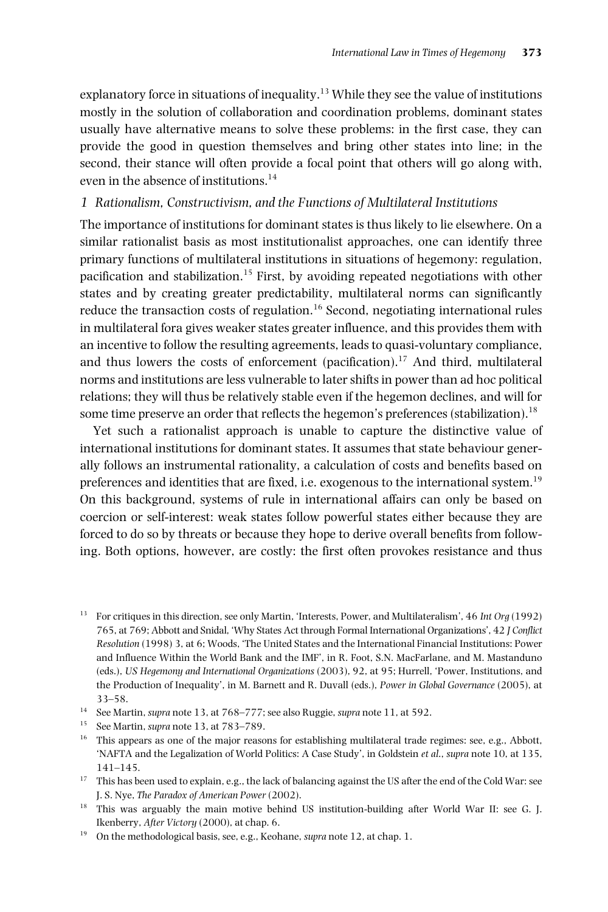explanatory force in situations of inequality.[13] While they see the value of institutions mostly in the solution of collaboration and coordination problems, dominant states usually have alternative means to solve these problems: in the first case, they can provide the good in question themselves and bring other states into line; in the second, their stance will often provide a focal point that others will go along with, even in the absence of institutions.[14]

### *1 Rationalism, Constructivism, and the Functions of Multilateral Institutions*

The importance of institutions for dominant states is thus likely to lie elsewhere. On a similar rationalist basis as most institutionalist approaches, one can identify three primary functions of multilateral institutions in situations of hegemony: regulation, pacification and stabilization.[15] First, by avoiding repeated negotiations with other states and by creating greater predictability, multilateral norms can significantly reduce the transaction costs of regulation.[16] Second, negotiating international rules in multilateral fora gives weaker states greater influence, and this provides them with an incentive to follow the resulting agreements, leads to quasi-voluntary compliance, and thus lowers the costs of enforcement (pacification).[17] And third, multilateral norms and institutions are less vulnerable to later shifts in power than ad hoc political relations; they will thus be relatively stable even if the hegemon declines, and will for some time preserve an order that reflects the hegemon's preferences (stabilization).[18]

Yet such a rationalist approach is unable to capture the distinctive value of international institutions for dominant states. It assumes that state behaviour generally follows an instrumental rationality, a calculation of costs and benefits based on preferences and identities that are fixed, i.e. exogenous to the international system.[19] On this background, systems of rule in international affairs can only be based on coercion or self-interest: weak states follow powerful states either because they are forced to do so by threats or because they hope to derive overall benefits from following. Both options, however, are costly: the first often provokes resistance and thus

---

[13] For critiques in this direction, see only Martin, 'Interests, Power, and Multilateralism', 46 *Int Org* (1992) 765, at 769; Abbott and Snidal, 'Why States Act through Formal International Organizations', 42 *J Conflict Resolution* (1998) 3, at 6; Woods, 'The United States and the International Financial Institutions: Power and Influence Within the World Bank and the IMF', in R. Foot, S.N. MacFarlane, and M. Mastanduno (eds.), *US Hegemony and International Organizations* (2003), 92, at 95; Hurrell, 'Power, Institutions, and the Production of Inequality', in M. Barnett and R. Duvall (eds.), *Power in Global Governance* (2005), at 33–58.

[14] See Martin, *supra* note 13, at 768–777; see also Ruggie, *supra* note 11, at 592.

[15] See Martin, *supra* note 13, at 783–789.

[16] This appears as one of the major reasons for establishing multilateral trade regimes: see, e.g., Abbott, 'NAFTA and the Legalization of World Politics: A Case Study', in Goldstein *et al.*, *supra* note 10, at 135, 141–145.

[17] This has been used to explain, e.g., the lack of balancing against the US after the end of the Cold War: see J. S. Nye, *The Paradox of American Power* (2002).

[18] This was arguably the main motive behind US institution-building after World War II: see G. J. Ikenberry, *After Victory* (2000), at chap. 6.

[19] On the methodological basis, see, e.g., Keohane, *supra* note 12, at chap. 1.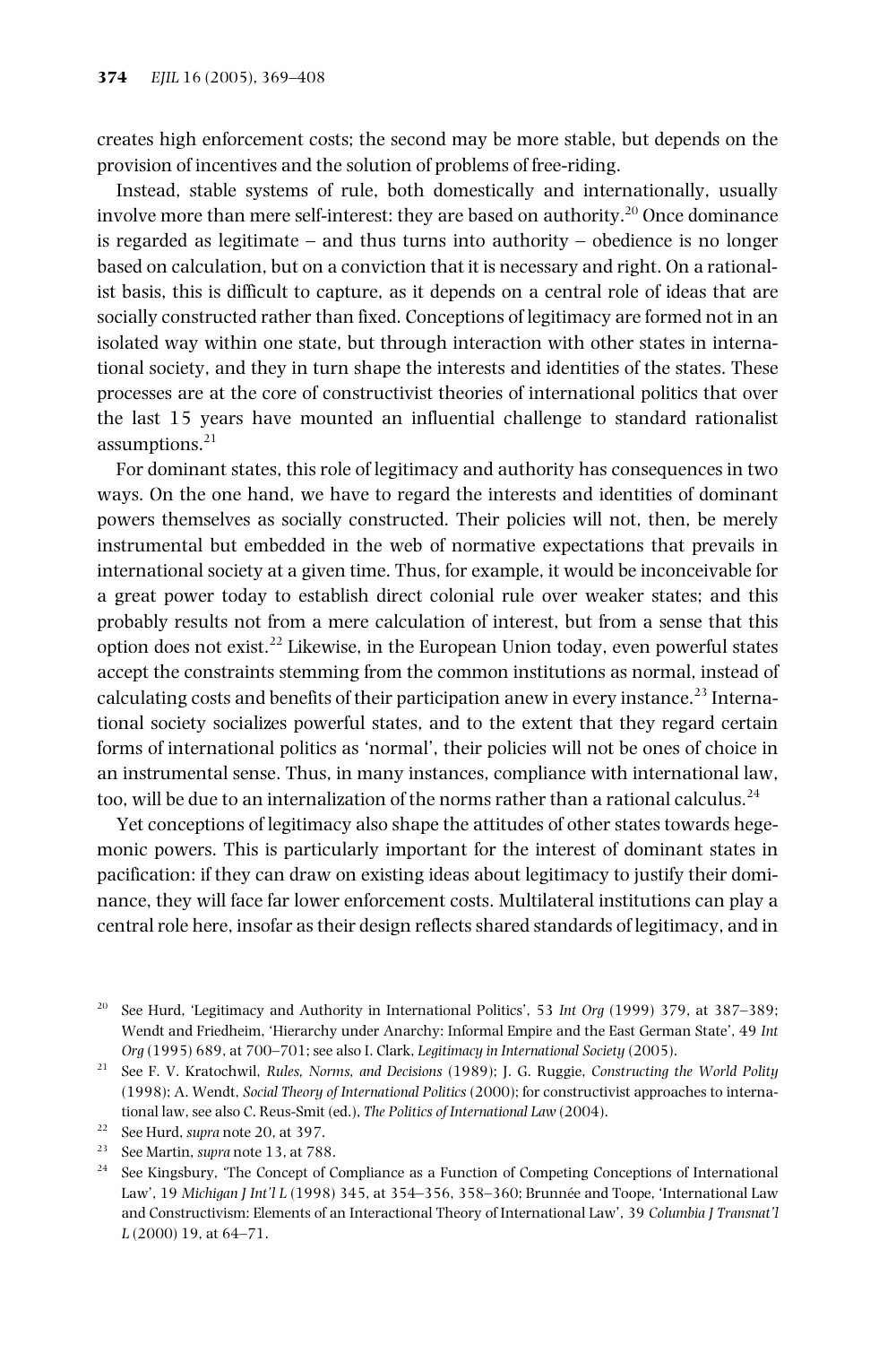creates high enforcement costs; the second may be more stable, but depends on the provision of incentives and the solution of problems of free-riding.

Instead, stable systems of rule, both domestically and internationally, usually involve more than mere self-interest: they are based on authority.[20] Once dominance is regarded as legitimate – and thus turns into authority – obedience is no longer based on calculation, but on a conviction that it is necessary and right. On a rationalist basis, this is difficult to capture, as it depends on a central role of ideas that are socially constructed rather than fixed. Conceptions of legitimacy are formed not in an isolated way within one state, but through interaction with other states in international society, and they in turn shape the interests and identities of the states. These processes are at the core of constructivist theories of international politics that over the last 15 years have mounted an influential challenge to standard rationalist assumptions.[21]

For dominant states, this role of legitimacy and authority has consequences in two ways. On the one hand, we have to regard the interests and identities of dominant powers themselves as socially constructed. Their policies will not, then, be merely instrumental but embedded in the web of normative expectations that prevails in international society at a given time. Thus, for example, it would be inconceivable for a great power today to establish direct colonial rule over weaker states; and this probably results not from a mere calculation of interest, but from a sense that this option does not exist.[22] Likewise, in the European Union today, even powerful states accept the constraints stemming from the common institutions as normal, instead of calculating costs and benefits of their participation anew in every instance.[23] International society socializes powerful states, and to the extent that they regard certain forms of international politics as 'normal', their policies will not be ones of choice in an instrumental sense. Thus, in many instances, compliance with international law, too, will be due to an internalization of the norms rather than a rational calculus.[24]

Yet conceptions of legitimacy also shape the attitudes of other states towards hegemonic powers. This is particularly important for the interest of dominant states in pacification: if they can draw on existing ideas about legitimacy to justify their dominance, they will face far lower enforcement costs. Multilateral institutions can play a central role here, insofar as their design reflects shared standards of legitimacy, and in

[20] See Hurd, 'Legitimacy and Authority in International Politics', 53 *Int Org* (1999) 379, at 387–389; Wendt and Friedheim, 'Hierarchy under Anarchy: Informal Empire and the East German State', 49 *Int Org* (1995) 689, at 700–701; see also I. Clark, *Legitimacy in International Society* (2005).

[21] See F. V. Kratochwil, *Rules, Norms, and Decisions* (1989); J. G. Ruggie, *Constructing the World Polity* (1998); A. Wendt, *Social Theory of International Politics* (2000); for constructivist approaches to international law, see also C. Reus-Smit (ed.), *The Politics of International Law* (2004).

[22] See Hurd, *supra* note 20, at 397.

[23] See Martin, *supra* note 13, at 788.

[24] See Kingsbury, 'The Concept of Compliance as a Function of Competing Conceptions of International Law', 19 *Michigan J Int'l L* (1998) 345, at 354–356, 358–360; Brunnée and Toope, 'International Law and Constructivism: Elements of an Interactional Theory of International Law', 39 *Columbia J Transnat'l L* (2000) 19, at 64–71.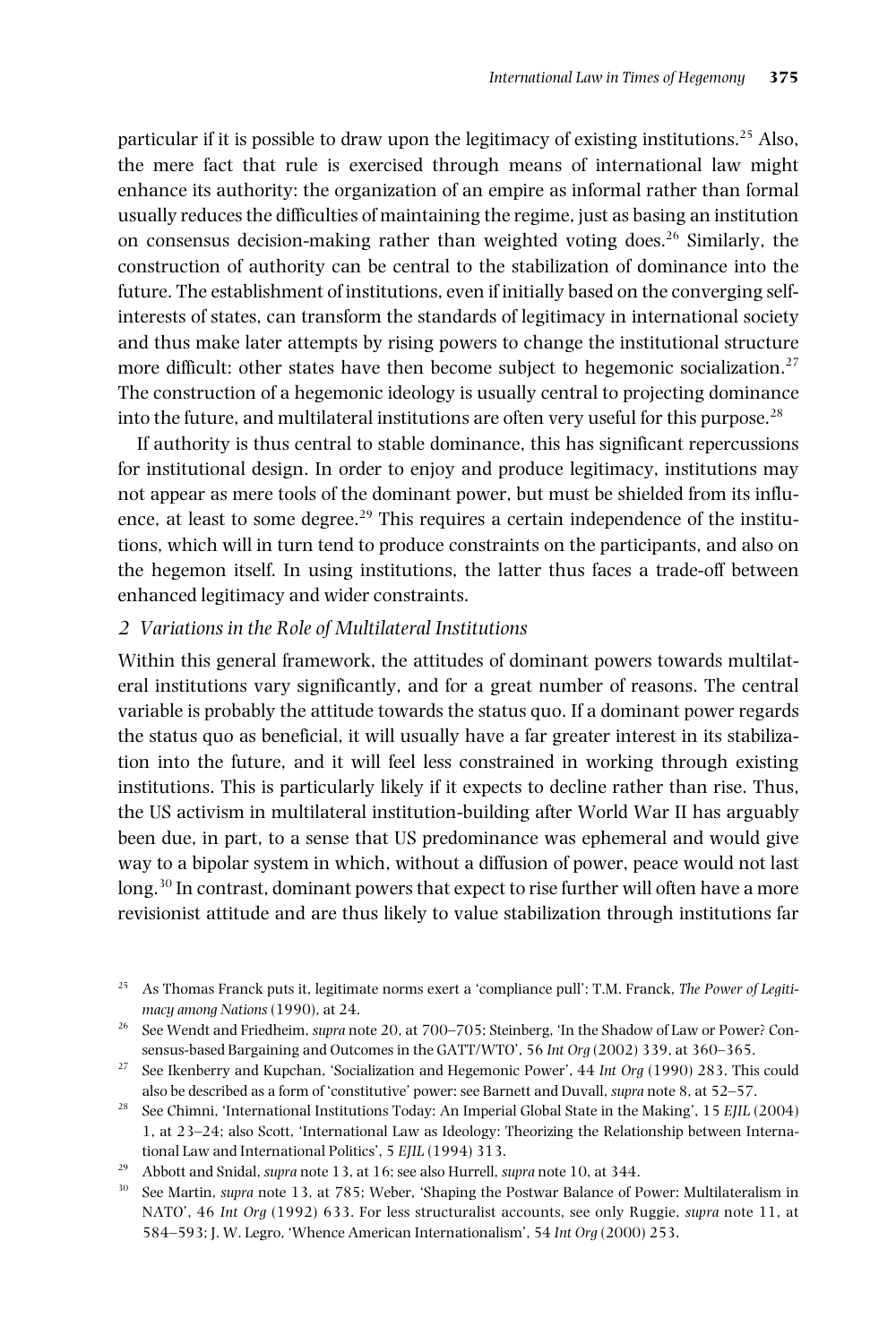particular if it is possible to draw upon the legitimacy of existing institutions.[25] Also, the mere fact that rule is exercised through means of international law might enhance its authority: the organization of an empire as informal rather than formal usually reduces the difficulties of maintaining the regime, just as basing an institution on consensus decision-making rather than weighted voting does.[26] Similarly, the construction of authority can be central to the stabilization of dominance into the future. The establishment of institutions, even if initially based on the converging self-interests of states, can transform the standards of legitimacy in international society and thus make later attempts by rising powers to change the institutional structure more difficult: other states have then become subject to hegemonic socialization.[27] The construction of a hegemonic ideology is usually central to projecting dominance into the future, and multilateral institutions are often very useful for this purpose.[28]

If authority is thus central to stable dominance, this has significant repercussions for institutional design. In order to enjoy and produce legitimacy, institutions may not appear as mere tools of the dominant power, but must be shielded from its influence, at least to some degree.[29] This requires a certain independence of the institutions, which will in turn tend to produce constraints on the participants, and also on the hegemon itself. In using institutions, the latter thus faces a trade-off between enhanced legitimacy and wider constraints.

### *2 Variations in the Role of Multilateral Institutions*

Within this general framework, the attitudes of dominant powers towards multilateral institutions vary significantly, and for a great number of reasons. The central variable is probably the attitude towards the status quo. If a dominant power regards the status quo as beneficial, it will usually have a far greater interest in its stabilization into the future, and it will feel less constrained in working through existing institutions. This is particularly likely if it expects to decline rather than rise. Thus, the US activism in multilateral institution-building after World War II has arguably been due, in part, to a sense that US predominance was ephemeral and would give way to a bipolar system in which, without a diffusion of power, peace would not last long.[30] In contrast, dominant powers that expect to rise further will often have a more revisionist attitude and are thus likely to value stabilization through institutions far

---

[25] As Thomas Franck puts it, legitimate norms exert a 'compliance pull': T.M. Franck, *The Power of Legitimacy among Nations* (1990), at 24.

[26] See Wendt and Friedheim, *supra* note 20, at 700–705; Steinberg, 'In the Shadow of Law or Power? Consensus-based Bargaining and Outcomes in the GATT/WTO', 56 *Int Org* (2002) 339, at 360–365.

[27] See Ikenberry and Kupchan, 'Socialization and Hegemonic Power', 44 *Int Org* (1990) 283. This could also be described as a form of 'constitutive' power: see Barnett and Duvall, *supra* note 8, at 52–57.

[28] See Chimni, 'International Institutions Today: An Imperial Global State in the Making', 15 *EJIL* (2004) 1, at 23–24; also Scott, 'International Law as Ideology: Theorizing the Relationship between International Law and International Politics', 5 *EJIL* (1994) 313.

[29] Abbott and Snidal, *supra* note 13, at 16; see also Hurrell, *supra* note 10, at 344.

[30] See Martin, *supra* note 13, at 785; Weber, 'Shaping the Postwar Balance of Power: Multilateralism in NATO', 46 *Int Org* (1992) 633. For less structuralist accounts, see only Ruggie, *supra* note 11, at 584–593; J. W. Legro, 'Whence American Internationalism', 54 *Int Org* (2000) 253.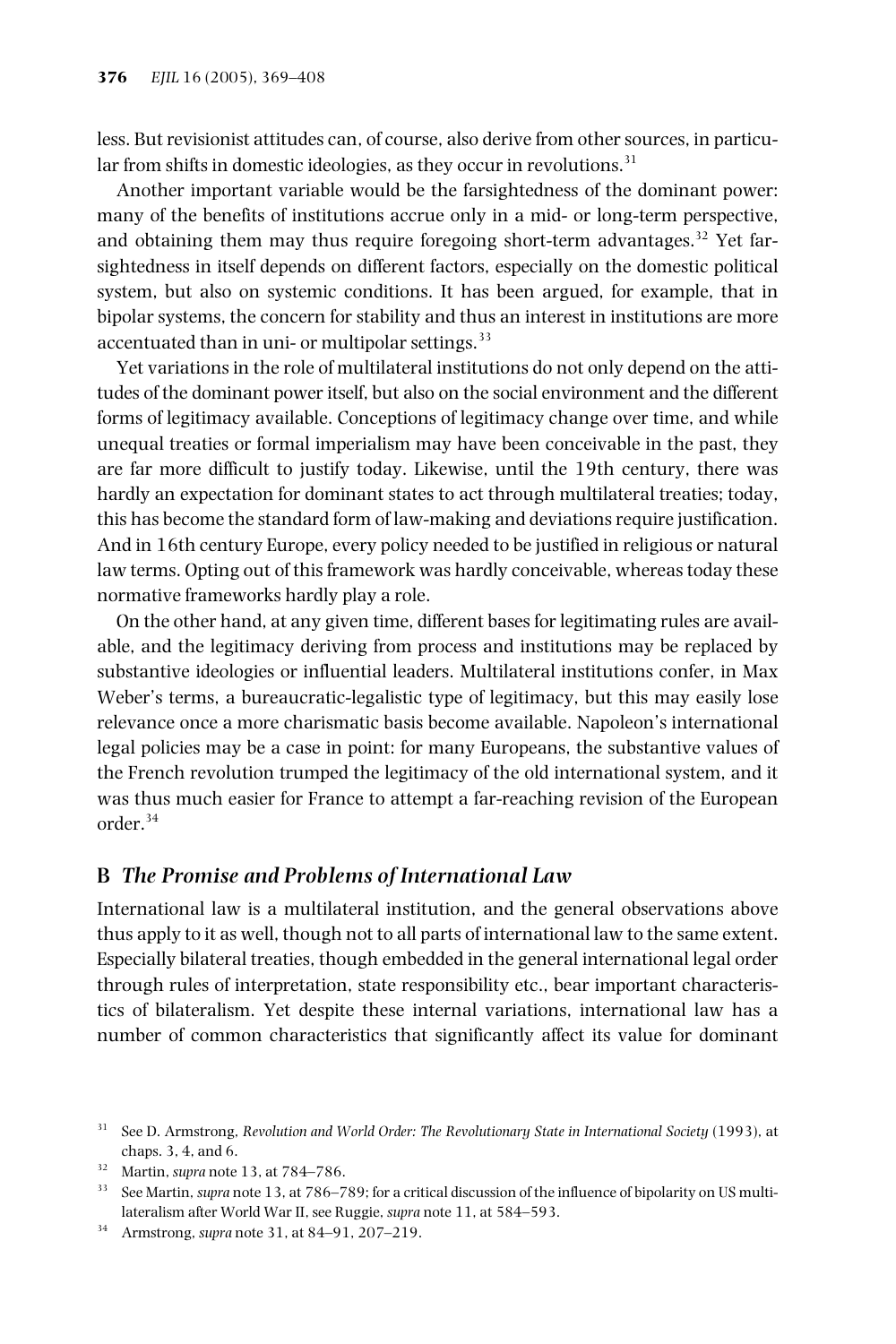less. But revisionist attitudes can, of course, also derive from other sources, in particular from shifts in domestic ideologies, as they occur in revolutions.[31]

Another important variable would be the farsightedness of the dominant power: many of the benefits of institutions accrue only in a mid- or long-term perspective, and obtaining them may thus require foregoing short-term advantages.[32] Yet farsightedness in itself depends on different factors, especially on the domestic political system, but also on systemic conditions. It has been argued, for example, that in bipolar systems, the concern for stability and thus an interest in institutions are more accentuated than in uni- or multipolar settings.[33]

Yet variations in the role of multilateral institutions do not only depend on the attitudes of the dominant power itself, but also on the social environment and the different forms of legitimacy available. Conceptions of legitimacy change over time, and while unequal treaties or formal imperialism may have been conceivable in the past, they are far more difficult to justify today. Likewise, until the 19th century, there was hardly an expectation for dominant states to act through multilateral treaties; today, this has become the standard form of law-making and deviations require justification. And in 16th century Europe, every policy needed to be justified in religious or natural law terms. Opting out of this framework was hardly conceivable, whereas today these normative frameworks hardly play a role.

On the other hand, at any given time, different bases for legitimating rules are available, and the legitimacy deriving from process and institutions may be replaced by substantive ideologies or influential leaders. Multilateral institutions confer, in Max Weber's terms, a bureaucratic-legalistic type of legitimacy, but this may easily lose relevance once a more charismatic basis become available. Napoleon's international legal policies may be a case in point: for many Europeans, the substantive values of the French revolution trumped the legitimacy of the old international system, and it was thus much easier for France to attempt a far-reaching revision of the European order.[34]

## B *The Promise and Problems of International Law*

International law is a multilateral institution, and the general observations above thus apply to it as well, though not to all parts of international law to the same extent. Especially bilateral treaties, though embedded in the general international legal order through rules of interpretation, state responsibility etc., bear important characteristics of bilateralism. Yet despite these internal variations, international law has a number of common characteristics that significantly affect its value for dominant

---

[31] See D. Armstrong, *Revolution and World Order: The Revolutionary State in International Society* (1993), at chaps. 3, 4, and 6.

[32] Martin, *supra* note 13, at 784–786.

[33] See Martin, *supra* note 13, at 786–789; for a critical discussion of the influence of bipolarity on US multilateralism after World War II, see Ruggie, *supra* note 11, at 584–593.

[34] Armstrong, *supra* note 31, at 84–91, 207–219.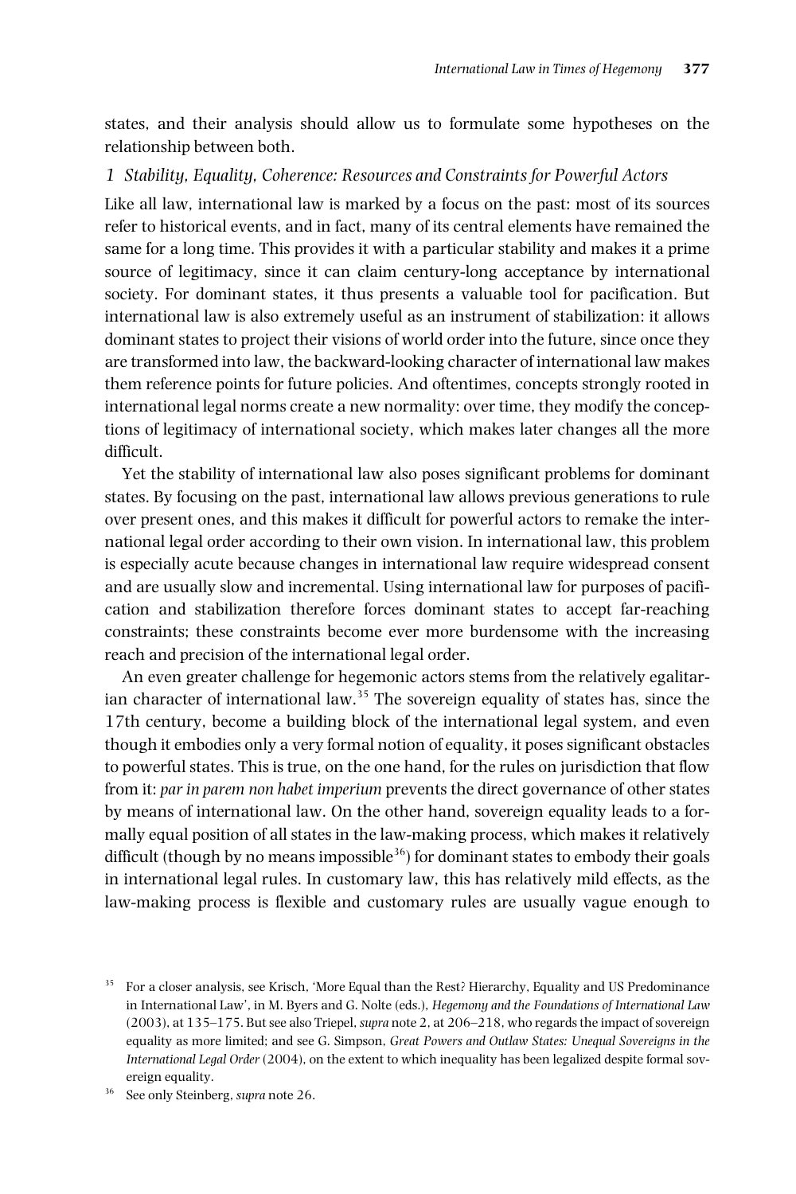states, and their analysis should allow us to formulate some hypotheses on the relationship between both.

### *1 Stability, Equality, Coherence: Resources and Constraints for Powerful Actors*

Like all law, international law is marked by a focus on the past: most of its sources refer to historical events, and in fact, many of its central elements have remained the same for a long time. This provides it with a particular stability and makes it a prime source of legitimacy, since it can claim century-long acceptance by international society. For dominant states, it thus presents a valuable tool for pacification. But international law is also extremely useful as an instrument of stabilization: it allows dominant states to project their visions of world order into the future, since once they are transformed into law, the backward-looking character of international law makes them reference points for future policies. And oftentimes, concepts strongly rooted in international legal norms create a new normality: over time, they modify the conceptions of legitimacy of international society, which makes later changes all the more difficult.

Yet the stability of international law also poses significant problems for dominant states. By focusing on the past, international law allows previous generations to rule over present ones, and this makes it difficult for powerful actors to remake the international legal order according to their own vision. In international law, this problem is especially acute because changes in international law require widespread consent and are usually slow and incremental. Using international law for purposes of pacification and stabilization therefore forces dominant states to accept far-reaching constraints; these constraints become ever more burdensome with the increasing reach and precision of the international legal order.

An even greater challenge for hegemonic actors stems from the relatively egalitarian character of international law.[35] The sovereign equality of states has, since the 17th century, become a building block of the international legal system, and even though it embodies only a very formal notion of equality, it poses significant obstacles to powerful states. This is true, on the one hand, for the rules on jurisdiction that flow from it: *par in parem non habet imperium* prevents the direct governance of other states by means of international law. On the other hand, sovereign equality leads to a formally equal position of all states in the law-making process, which makes it relatively difficult (though by no means impossible[36]) for dominant states to embody their goals in international legal rules. In customary law, this has relatively mild effects, as the law-making process is flexible and customary rules are usually vague enough to

---

[35] For a closer analysis, see Krisch, 'More Equal than the Rest? Hierarchy, Equality and US Predominance in International Law', in M. Byers and G. Nolte (eds.), *Hegemony and the Foundations of International Law* (2003), at 135–175. But see also Triepel, *supra* note 2, at 206–218, who regards the impact of sovereign equality as more limited; and see G. Simpson, *Great Powers and Outlaw States: Unequal Sovereigns in the International Legal Order* (2004), on the extent to which inequality has been legalized despite formal sovereign equality.

[36] See only Steinberg, *supra* note 26.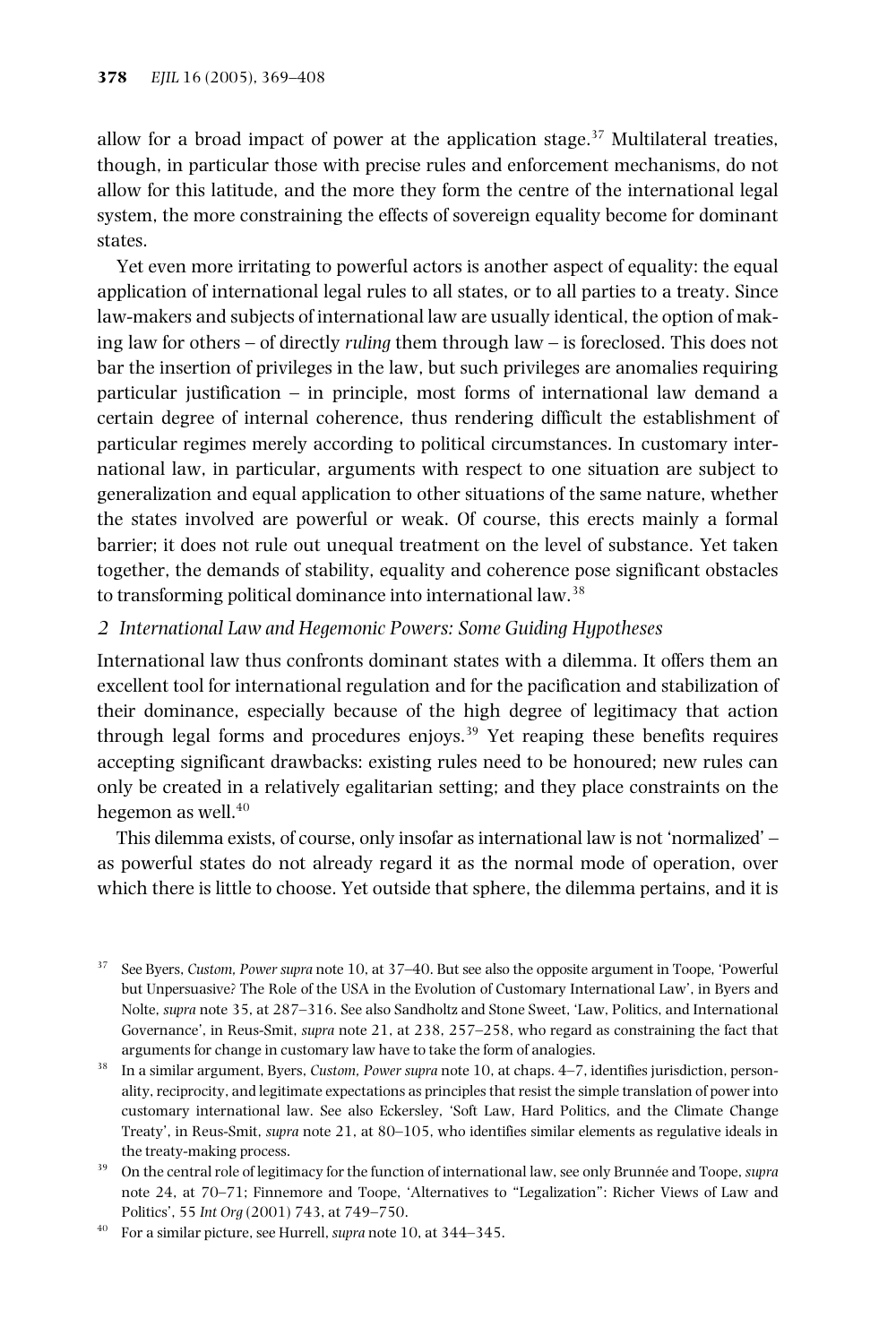allow for a broad impact of power at the application stage.[37] Multilateral treaties, though, in particular those with precise rules and enforcement mechanisms, do not allow for this latitude, and the more they form the centre of the international legal system, the more constraining the effects of sovereign equality become for dominant states.

Yet even more irritating to powerful actors is another aspect of equality: the equal application of international legal rules to all states, or to all parties to a treaty. Since law-makers and subjects of international law are usually identical, the option of making law for others – of directly *ruling* them through law – is foreclosed. This does not bar the insertion of privileges in the law, but such privileges are anomalies requiring particular justification – in principle, most forms of international law demand a certain degree of internal coherence, thus rendering difficult the establishment of particular regimes merely according to political circumstances. In customary international law, in particular, arguments with respect to one situation are subject to generalization and equal application to other situations of the same nature, whether the states involved are powerful or weak. Of course, this erects mainly a formal barrier; it does not rule out unequal treatment on the level of substance. Yet taken together, the demands of stability, equality and coherence pose significant obstacles to transforming political dominance into international law.[38]

### *2 International Law and Hegemonic Powers: Some Guiding Hypotheses*

International law thus confronts dominant states with a dilemma. It offers them an excellent tool for international regulation and for the pacification and stabilization of their dominance, especially because of the high degree of legitimacy that action through legal forms and procedures enjoys.[39] Yet reaping these benefits requires accepting significant drawbacks: existing rules need to be honoured; new rules can only be created in a relatively egalitarian setting; and they place constraints on the hegemon as well.[40]

This dilemma exists, of course, only insofar as international law is not 'normalized' – as powerful states do not already regard it as the normal mode of operation, over which there is little to choose. Yet outside that sphere, the dilemma pertains, and it is

---

[37] See Byers, *Custom, Power supra* note 10, at 37–40. But see also the opposite argument in Toope, 'Powerful but Unpersuasive? The Role of the USA in the Evolution of Customary International Law', in Byers and Nolte, *supra* note 35, at 287–316. See also Sandholtz and Stone Sweet, 'Law, Politics, and International Governance', in Reus-Smit, *supra* note 21, at 238, 257–258, who regard as constraining the fact that arguments for change in customary law have to take the form of analogies.

[38] In a similar argument, Byers, *Custom, Power supra* note 10, at chaps. 4–7, identifies jurisdiction, personality, reciprocity, and legitimate expectations as principles that resist the simple translation of power into customary international law. See also Eckersley, 'Soft Law, Hard Politics, and the Climate Change Treaty', in Reus-Smit, *supra* note 21, at 80–105, who identifies similar elements as regulative ideals in the treaty-making process.

[39] On the central role of legitimacy for the function of international law, see only Brunnée and Toope, *supra* note 24, at 70–71; Finnemore and Toope, 'Alternatives to "Legalization": Richer Views of Law and Politics', 55 *Int Org* (2001) 743, at 749–750.

[40] For a similar picture, see Hurrell, *supra* note 10, at 344–345.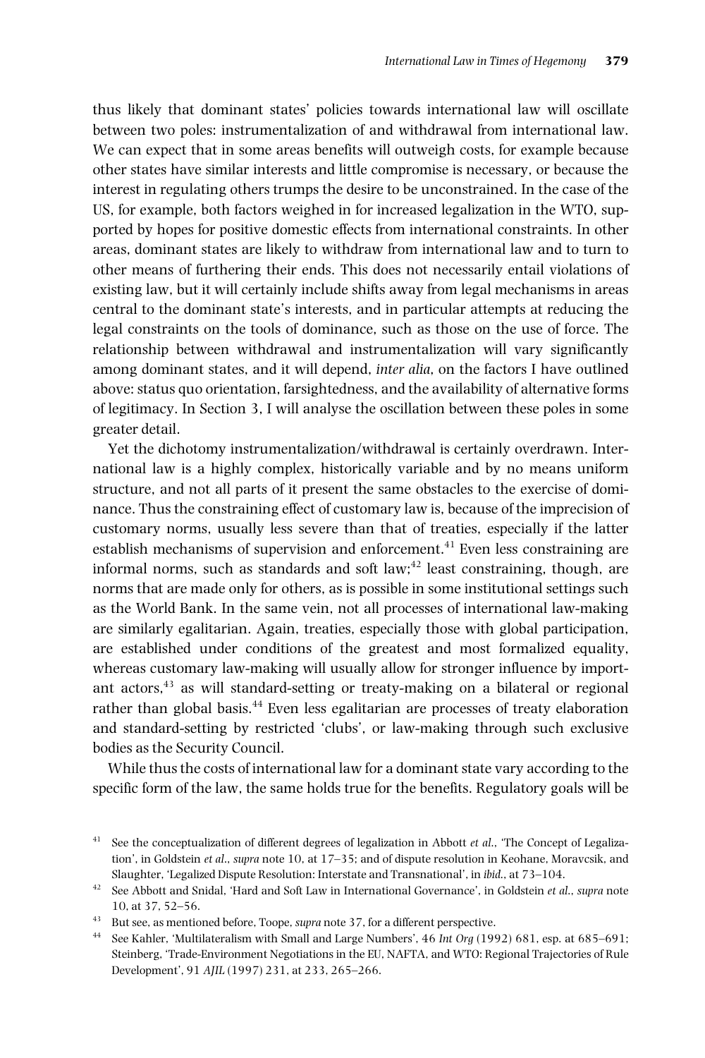thus likely that dominant states' policies towards international law will oscillate between two poles: instrumentalization of and withdrawal from international law. We can expect that in some areas benefits will outweigh costs, for example because other states have similar interests and little compromise is necessary, or because the interest in regulating others trumps the desire to be unconstrained. In the case of the US, for example, both factors weighed in for increased legalization in the WTO, supported by hopes for positive domestic effects from international constraints. In other areas, dominant states are likely to withdraw from international law and to turn to other means of furthering their ends. This does not necessarily entail violations of existing law, but it will certainly include shifts away from legal mechanisms in areas central to the dominant state's interests, and in particular attempts at reducing the legal constraints on the tools of dominance, such as those on the use of force. The relationship between withdrawal and instrumentalization will vary significantly among dominant states, and it will depend, *inter alia*, on the factors I have outlined above: status quo orientation, farsightedness, and the availability of alternative forms of legitimacy. In Section 3, I will analyse the oscillation between these poles in some greater detail.

Yet the dichotomy instrumentalization/withdrawal is certainly overdrawn. International law is a highly complex, historically variable and by no means uniform structure, and not all parts of it present the same obstacles to the exercise of dominance. Thus the constraining effect of customary law is, because of the imprecision of customary norms, usually less severe than that of treaties, especially if the latter establish mechanisms of supervision and enforcement.[41] Even less constraining are informal norms, such as standards and soft law;[42] least constraining, though, are norms that are made only for others, as is possible in some institutional settings such as the World Bank. In the same vein, not all processes of international law-making are similarly egalitarian. Again, treaties, especially those with global participation, are established under conditions of the greatest and most formalized equality, whereas customary law-making will usually allow for stronger influence by important actors,[43] as will standard-setting or treaty-making on a bilateral or regional rather than global basis.[44] Even less egalitarian are processes of treaty elaboration and standard-setting by restricted 'clubs', or law-making through such exclusive bodies as the Security Council.

While thus the costs of international law for a dominant state vary according to the specific form of the law, the same holds true for the benefits. Regulatory goals will be

---

[41] See the conceptualization of different degrees of legalization in Abbott *et al.*, 'The Concept of Legalization', in Goldstein *et al.*, *supra* note 10, at 17–35; and of dispute resolution in Keohane, Moravcsik, and Slaughter, 'Legalized Dispute Resolution: Interstate and Transnational', in *ibid.*, at 73–104.

[42] See Abbott and Snidal, 'Hard and Soft Law in International Governance', in Goldstein *et al.*, *supra* note 10, at 37, 52–56.

[43] But see, as mentioned before, Toope, *supra* note 37, for a different perspective.

[44] See Kahler, 'Multilateralism with Small and Large Numbers', 46 *Int Org* (1992) 681, esp. at 685–691; Steinberg, 'Trade-Environment Negotiations in the EU, NAFTA, and WTO: Regional Trajectories of Rule Development', 91 *AJIL* (1997) 231, at 233, 265–266.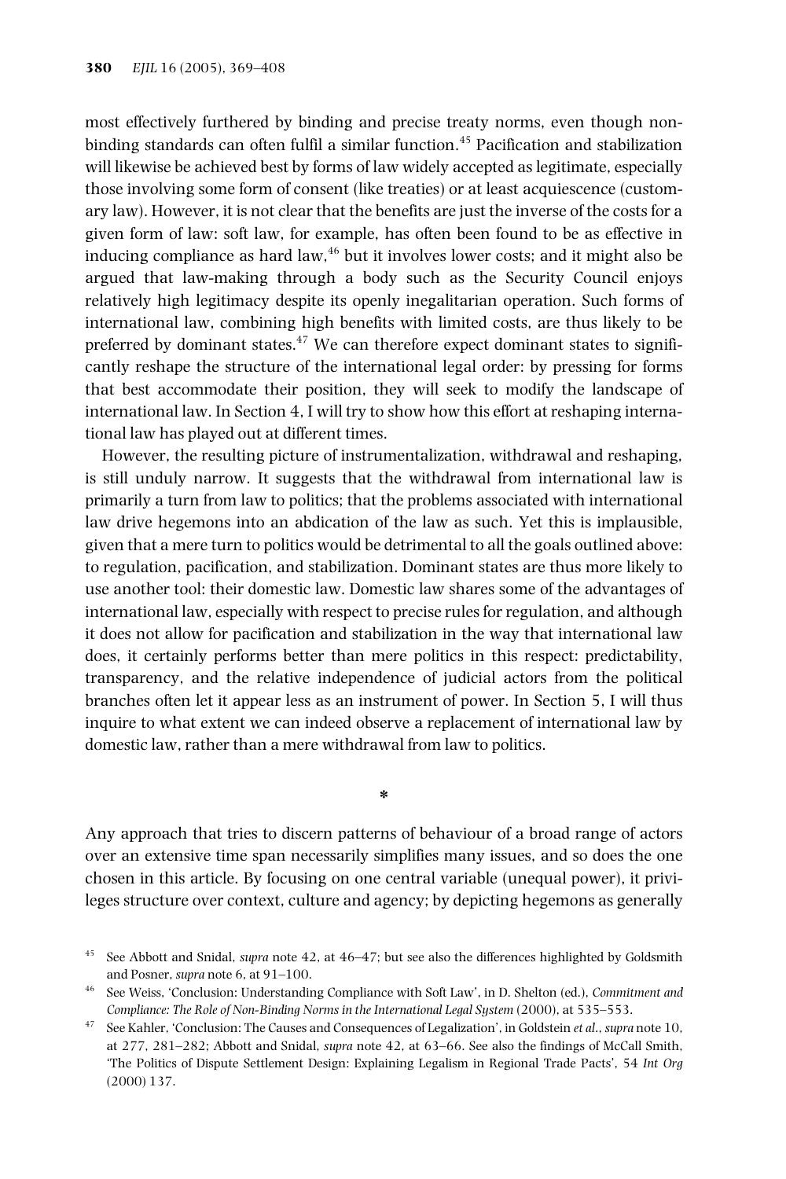most effectively furthered by binding and precise treaty norms, even though non-binding standards can often fulfil a similar function.[45] Pacification and stabilization will likewise be achieved best by forms of law widely accepted as legitimate, especially those involving some form of consent (like treaties) or at least acquiescence (customary law). However, it is not clear that the benefits are just the inverse of the costs for a given form of law: soft law, for example, has often been found to be as effective in inducing compliance as hard law,[46] but it involves lower costs; and it might also be argued that law-making through a body such as the Security Council enjoys relatively high legitimacy despite its openly inegalitarian operation. Such forms of international law, combining high benefits with limited costs, are thus likely to be preferred by dominant states.[47] We can therefore expect dominant states to significantly reshape the structure of the international legal order: by pressing for forms that best accommodate their position, they will seek to modify the landscape of international law. In Section 4, I will try to show how this effort at reshaping international law has played out at different times.

However, the resulting picture of instrumentalization, withdrawal and reshaping, is still unduly narrow. It suggests that the withdrawal from international law is primarily a turn from law to politics; that the problems associated with international law drive hegemons into an abdication of the law as such. Yet this is implausible, given that a mere turn to politics would be detrimental to all the goals outlined above: to regulation, pacification, and stabilization. Dominant states are thus more likely to use another tool: their domestic law. Domestic law shares some of the advantages of international law, especially with respect to precise rules for regulation, and although it does not allow for pacification and stabilization in the way that international law does, it certainly performs better than mere politics in this respect: predictability, transparency, and the relative independence of judicial actors from the political branches often let it appear less as an instrument of power. In Section 5, I will thus inquire to what extent we can indeed observe a replacement of international law by domestic law, rather than a mere withdrawal from law to politics.

*

Any approach that tries to discern patterns of behaviour of a broad range of actors over an extensive time span necessarily simplifies many issues, and so does the one chosen in this article. By focusing on one central variable (unequal power), it privileges structure over context, culture and agency; by depicting hegemons as generally

---

[45] See Abbott and Snidal, *supra* note 42, at 46–47; but see also the differences highlighted by Goldsmith and Posner, *supra* note 6, at 91–100.

[46] See Weiss, 'Conclusion: Understanding Compliance with Soft Law', in D. Shelton (ed.), *Commitment and Compliance: The Role of Non-Binding Norms in the International Legal System* (2000), at 535–553.

[47] See Kahler, 'Conclusion: The Causes and Consequences of Legalization', in Goldstein *et al.*, *supra* note 10, at 277, 281–282; Abbott and Snidal, *supra* note 42, at 63–66. See also the findings of McCall Smith, 'The Politics of Dispute Settlement Design: Explaining Legalism in Regional Trade Pacts', 54 *Int Org* (2000) 137.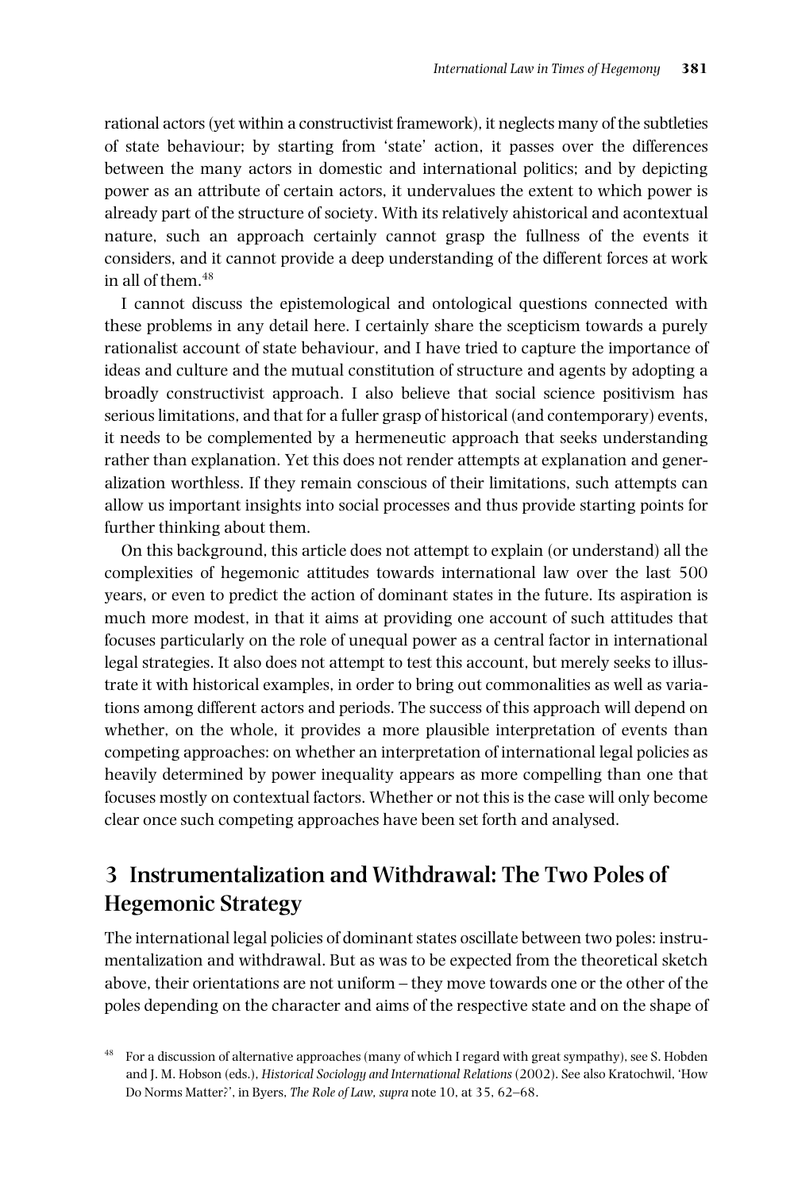rational actors (yet within a constructivist framework), it neglects many of the subtleties of state behaviour; by starting from 'state' action, it passes over the differences between the many actors in domestic and international politics; and by depicting power as an attribute of certain actors, it undervalues the extent to which power is already part of the structure of society. With its relatively ahistorical and acontextual nature, such an approach certainly cannot grasp the fullness of the events it considers, and it cannot provide a deep understanding of the different forces at work in all of them.[48]

I cannot discuss the epistemological and ontological questions connected with these problems in any detail here. I certainly share the scepticism towards a purely rationalist account of state behaviour, and I have tried to capture the importance of ideas and culture and the mutual constitution of structure and agents by adopting a broadly constructivist approach. I also believe that social science positivism has serious limitations, and that for a fuller grasp of historical (and contemporary) events, it needs to be complemented by a hermeneutic approach that seeks understanding rather than explanation. Yet this does not render attempts at explanation and generalization worthless. If they remain conscious of their limitations, such attempts can allow us important insights into social processes and thus provide starting points for further thinking about them.

On this background, this article does not attempt to explain (or understand) all the complexities of hegemonic attitudes towards international law over the last 500 years, or even to predict the action of dominant states in the future. Its aspiration is much more modest, in that it aims at providing one account of such attitudes that focuses particularly on the role of unequal power as a central factor in international legal strategies. It also does not attempt to test this account, but merely seeks to illustrate it with historical examples, in order to bring out commonalities as well as variations among different actors and periods. The success of this approach will depend on whether, on the whole, it provides a more plausible interpretation of events than competing approaches: on whether an interpretation of international legal policies as heavily determined by power inequality appears as more compelling than one that focuses mostly on contextual factors. Whether or not this is the case will only become clear once such competing approaches have been set forth and analysed.

## 3 Instrumentalization and Withdrawal: The Two Poles of Hegemonic Strategy

The international legal policies of dominant states oscillate between two poles: instrumentalization and withdrawal. But as was to be expected from the theoretical sketch above, their orientations are not uniform – they move towards one or the other of the poles depending on the character and aims of the respective state and on the shape of

[48] For a discussion of alternative approaches (many of which I regard with great sympathy), see S. Hobden and J. M. Hobson (eds.), *Historical Sociology and International Relations* (2002). See also Kratochwil, 'How Do Norms Matter?', in Byers, *The Role of Law*, *supra* note 10, at 35, 62–68.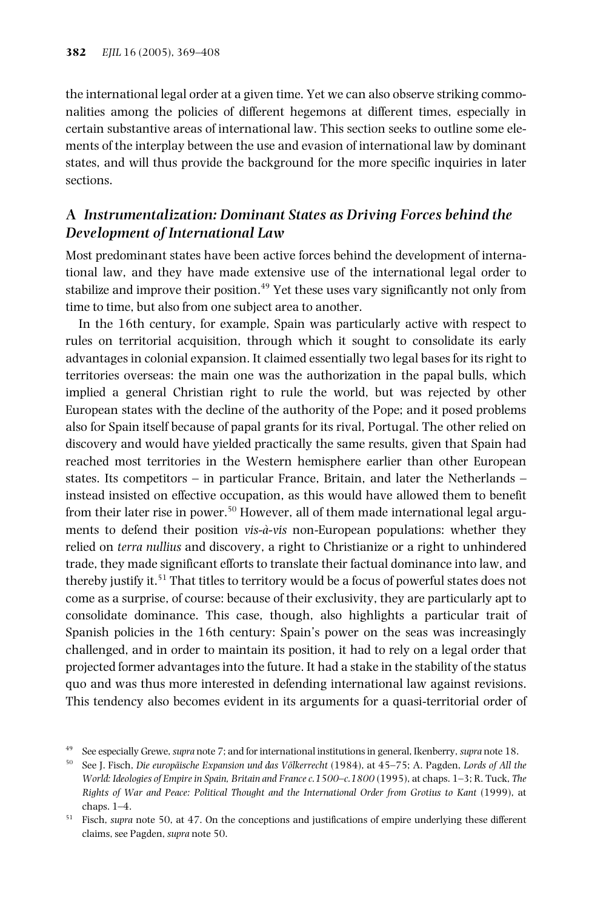the international legal order at a given time. Yet we can also observe striking commonalities among the policies of different hegemons at different times, especially in certain substantive areas of international law. This section seeks to outline some elements of the interplay between the use and evasion of international law by dominant states, and will thus provide the background for the more specific inquiries in later sections.

## A *Instrumentalization: Dominant States as Driving Forces behind the Development of International Law*

Most predominant states have been active forces behind the development of international law, and they have made extensive use of the international legal order to stabilize and improve their position.[49] Yet these uses vary significantly not only from time to time, but also from one subject area to another.

In the 16th century, for example, Spain was particularly active with respect to rules on territorial acquisition, through which it sought to consolidate its early advantages in colonial expansion. It claimed essentially two legal bases for its right to territories overseas: the main one was the authorization in the papal bulls, which implied a general Christian right to rule the world, but was rejected by other European states with the decline of the authority of the Pope; and it posed problems also for Spain itself because of papal grants for its rival, Portugal. The other relied on discovery and would have yielded practically the same results, given that Spain had reached most territories in the Western hemisphere earlier than other European states. Its competitors – in particular France, Britain, and later the Netherlands – instead insisted on effective occupation, as this would have allowed them to benefit from their later rise in power.[50] However, all of them made international legal arguments to defend their position *vis-à-vis* non-European populations: whether they relied on *terra nullius* and discovery, a right to Christianize or a right to unhindered trade, they made significant efforts to translate their factual dominance into law, and thereby justify it.[51] That titles to territory would be a focus of powerful states does not come as a surprise, of course: because of their exclusivity, they are particularly apt to consolidate dominance. This case, though, also highlights a particular trait of Spanish policies in the 16th century: Spain's power on the seas was increasingly challenged, and in order to maintain its position, it had to rely on a legal order that projected former advantages into the future. It had a stake in the stability of the status quo and was thus more interested in defending international law against revisions. This tendency also becomes evident in its arguments for a quasi-territorial order of

---

[49] See especially Grewe, *supra* note 7; and for international institutions in general, Ikenberry, *supra* note 18.

[50] See J. Fisch, *Die europäische Expansion und das Völkerrecht* (1984), at 45–75; A. Pagden, *Lords of All the World: Ideologies of Empire in Spain, Britain and France c.1500–c.1800* (1995), at chaps. 1–3; R. Tuck, *The Rights of War and Peace: Political Thought and the International Order from Grotius to Kant* (1999), at chaps. 1–4.

[51] Fisch, *supra* note 50, at 47. On the conceptions and justifications of empire underlying these different claims, see Pagden, *supra* note 50.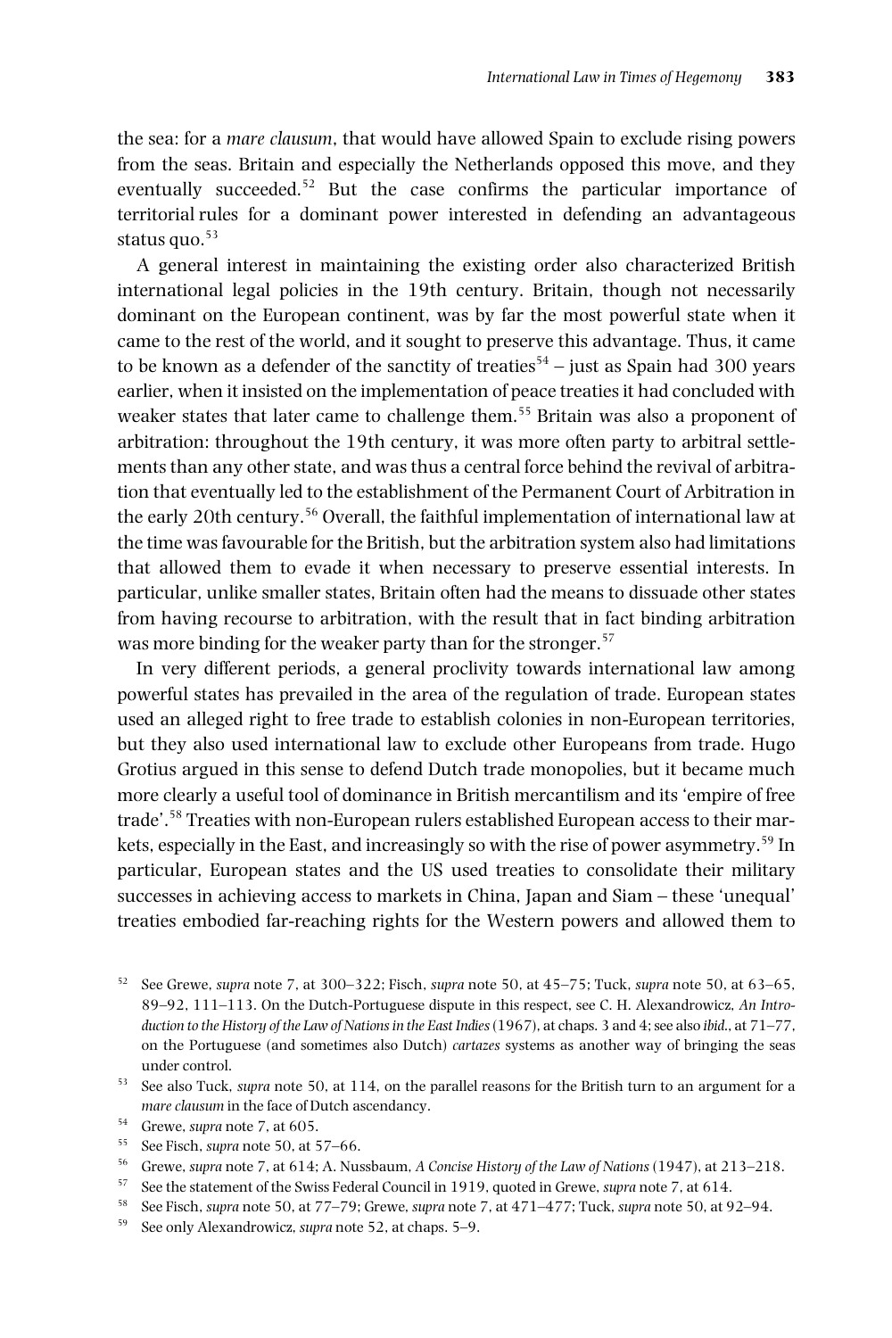the sea: for a *mare clausum*, that would have allowed Spain to exclude rising powers from the seas. Britain and especially the Netherlands opposed this move, and they eventually succeeded.[52] But the case confirms the particular importance of territorial rules for a dominant power interested in defending an advantageous status quo.[53]

A general interest in maintaining the existing order also characterized British international legal policies in the 19th century. Britain, though not necessarily dominant on the European continent, was by far the most powerful state when it came to the rest of the world, and it sought to preserve this advantage. Thus, it came to be known as a defender of the sanctity of treaties[54] – just as Spain had 300 years earlier, when it insisted on the implementation of peace treaties it had concluded with weaker states that later came to challenge them.[55] Britain was also a proponent of arbitration: throughout the 19th century, it was more often party to arbitral settlements than any other state, and was thus a central force behind the revival of arbitration that eventually led to the establishment of the Permanent Court of Arbitration in the early 20th century.[56] Overall, the faithful implementation of international law at the time was favourable for the British, but the arbitration system also had limitations that allowed them to evade it when necessary to preserve essential interests. In particular, unlike smaller states, Britain often had the means to dissuade other states from having recourse to arbitration, with the result that in fact binding arbitration was more binding for the weaker party than for the stronger.[57]

In very different periods, a general proclivity towards international law among powerful states has prevailed in the area of the regulation of trade. European states used an alleged right to free trade to establish colonies in non-European territories, but they also used international law to exclude other Europeans from trade. Hugo Grotius argued in this sense to defend Dutch trade monopolies, but it became much more clearly a useful tool of dominance in British mercantilism and its 'empire of free trade'.[58] Treaties with non-European rulers established European access to their markets, especially in the East, and increasingly so with the rise of power asymmetry.[59] In particular, European states and the US used treaties to consolidate their military successes in achieving access to markets in China, Japan and Siam – these 'unequal' treaties embodied far-reaching rights for the Western powers and allowed them to

---

[52] See Grewe, *supra* note 7, at 300–322; Fisch, *supra* note 50, at 45–75; Tuck, *supra* note 50, at 63–65, 89–92, 111–113. On the Dutch-Portuguese dispute in this respect, see C. H. Alexandrowicz, *An Introduction to the History of the Law of Nations in the East Indies* (1967), at chaps. 3 and 4; see also *ibid.*, at 71–77, on the Portuguese (and sometimes also Dutch) *cartazes* systems as another way of bringing the seas under control.

[53] See also Tuck, *supra* note 50, at 114, on the parallel reasons for the British turn to an argument for a *mare clausum* in the face of Dutch ascendancy.

[54] Grewe, *supra* note 7, at 605.

[55] See Fisch, *supra* note 50, at 57–66.

[56] Grewe, *supra* note 7, at 614; A. Nussbaum, *A Concise History of the Law of Nations* (1947), at 213–218.

[57] See the statement of the Swiss Federal Council in 1919, quoted in Grewe, *supra* note 7, at 614.

[58] See Fisch, *supra* note 50, at 77–79; Grewe, *supra* note 7, at 471–477; Tuck, *supra* note 50, at 92–94.

[59] See only Alexandrowicz, *supra* note 52, at chaps. 5–9.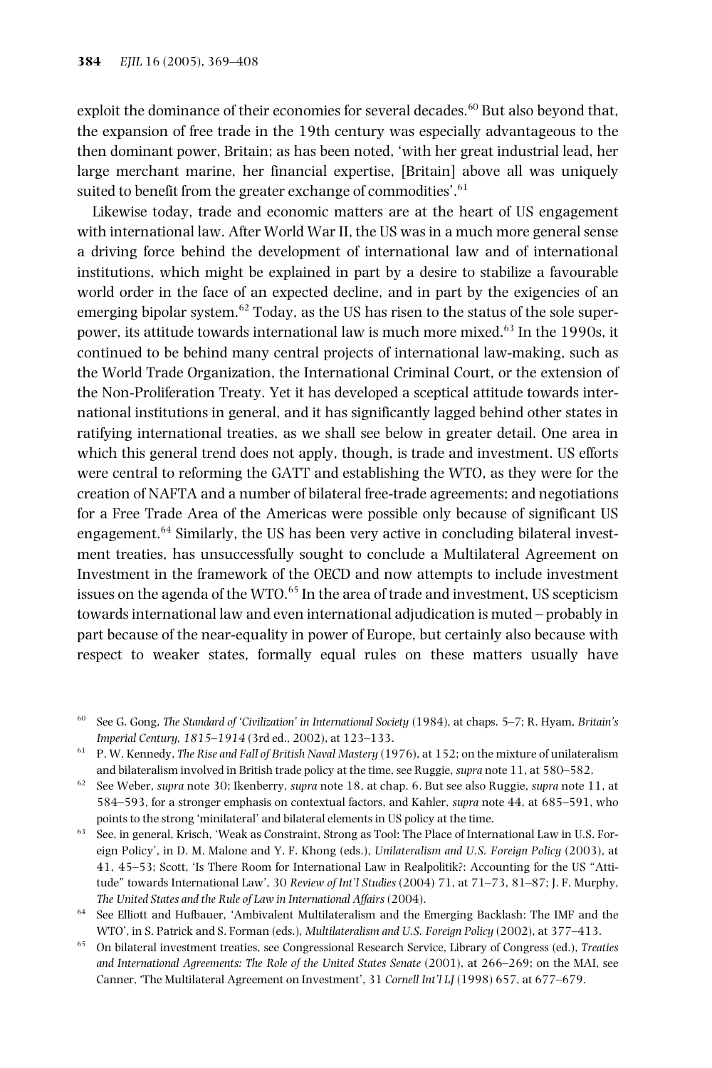exploit the dominance of their economies for several decades.[60] But also beyond that, the expansion of free trade in the 19th century was especially advantageous to the then dominant power, Britain; as has been noted, 'with her great industrial lead, her large merchant marine, her financial expertise, [Britain] above all was uniquely suited to benefit from the greater exchange of commodities'.[61]

Likewise today, trade and economic matters are at the heart of US engagement with international law. After World War II, the US was in a much more general sense a driving force behind the development of international law and of international institutions, which might be explained in part by a desire to stabilize a favourable world order in the face of an expected decline, and in part by the exigencies of an emerging bipolar system.[62] Today, as the US has risen to the status of the sole superpower, its attitude towards international law is much more mixed.[63] In the 1990s, it continued to be behind many central projects of international law-making, such as the World Trade Organization, the International Criminal Court, or the extension of the Non-Proliferation Treaty. Yet it has developed a sceptical attitude towards international institutions in general, and it has significantly lagged behind other states in ratifying international treaties, as we shall see below in greater detail. One area in which this general trend does not apply, though, is trade and investment. US efforts were central to reforming the GATT and establishing the WTO, as they were for the creation of NAFTA and a number of bilateral free-trade agreements; and negotiations for a Free Trade Area of the Americas were possible only because of significant US engagement.[64] Similarly, the US has been very active in concluding bilateral investment treaties, has unsuccessfully sought to conclude a Multilateral Agreement on Investment in the framework of the OECD and now attempts to include investment issues on the agenda of the WTO.[65] In the area of trade and investment, US scepticism towards international law and even international adjudication is muted – probably in part because of the near-equality in power of Europe, but certainly also because with respect to weaker states, formally equal rules on these matters usually have

[60] See G. Gong, *The Standard of 'Civilization' in International Society* (1984), at chaps. 5–7; R. Hyam, *Britain's Imperial Century, 1815–1914* (3rd ed., 2002), at 123–133.

[61] P. W. Kennedy, *The Rise and Fall of British Naval Mastery* (1976), at 152; on the mixture of unilateralism and bilateralism involved in British trade policy at the time, see Ruggie, *supra* note 11, at 580–582.

[62] See Weber, *supra* note 30; Ikenberry, *supra* note 18, at chap. 6. But see also Ruggie, *supra* note 11, at 584–593, for a stronger emphasis on contextual factors, and Kahler, *supra* note 44, at 685–591, who points to the strong 'minilateral' and bilateral elements in US policy at the time.

[63] See, in general, Krisch, 'Weak as Constraint, Strong as Tool: The Place of International Law in U.S. Foreign Policy', in D. M. Malone and Y. F. Khong (eds.), *Unilateralism and U.S. Foreign Policy* (2003), at 41, 45–53; Scott, 'Is There Room for International Law in Realpolitik?: Accounting for the US "Attitude" towards International Law', 30 *Review of Int'l Studies* (2004) 71, at 71–73, 81–87; J. F. Murphy, *The United States and the Rule of Law in International Affairs* (2004).

[64] See Elliott and Hufbauer, 'Ambivalent Multilateralism and the Emerging Backlash: The IMF and the WTO', in S. Patrick and S. Forman (eds.), *Multilateralism and U.S. Foreign Policy* (2002), at 377–413.

[65] On bilateral investment treaties, see Congressional Research Service, Library of Congress (ed.), *Treaties and International Agreements: The Role of the United States Senate* (2001), at 266–269; on the MAI, see Canner, 'The Multilateral Agreement on Investment', 31 *Cornell Int'l LJ* (1998) 657, at 677–679.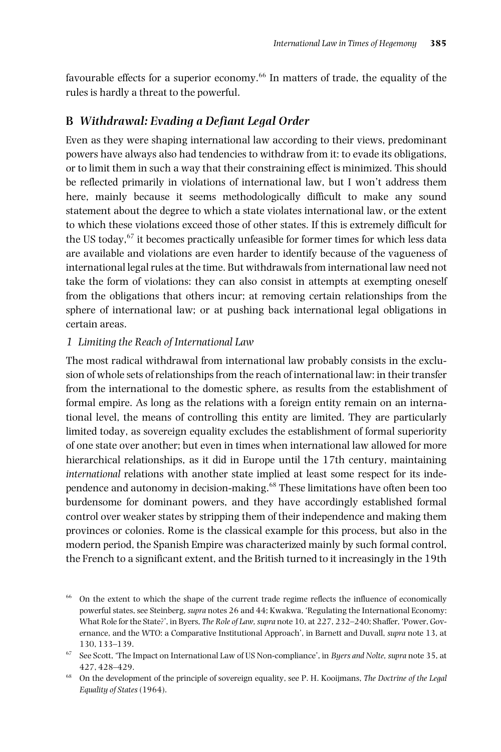favourable effects for a superior economy.[66] In matters of trade, the equality of the rules is hardly a threat to the powerful.

## B *Withdrawal: Evading a Defiant Legal Order*

Even as they were shaping international law according to their views, predominant powers have always also had tendencies to withdraw from it: to evade its obligations, or to limit them in such a way that their constraining effect is minimized. This should be reflected primarily in violations of international law, but I won't address them here, mainly because it seems methodologically difficult to make any sound statement about the degree to which a state violates international law, or the extent to which these violations exceed those of other states. If this is extremely difficult for the US today,[67] it becomes practically unfeasible for former times for which less data are available and violations are even harder to identify because of the vagueness of international legal rules at the time. But withdrawals from international law need not take the form of violations: they can also consist in attempts at exempting oneself from the obligations that others incur; at removing certain relationships from the sphere of international law; or at pushing back international legal obligations in certain areas.

### *1 Limiting the Reach of International Law*

The most radical withdrawal from international law probably consists in the exclusion of whole sets of relationships from the reach of international law: in their transfer from the international to the domestic sphere, as results from the establishment of formal empire. As long as the relations with a foreign entity remain on an international level, the means of controlling this entity are limited. They are particularly limited today, as sovereign equality excludes the establishment of formal superiority of one state over another; but even in times when international law allowed for more hierarchical relationships, as it did in Europe until the 17th century, maintaining *international* relations with another state implied at least some respect for its independence and autonomy in decision-making.[68] These limitations have often been too burdensome for dominant powers, and they have accordingly established formal control over weaker states by stripping them of their independence and making them provinces or colonies. Rome is the classical example for this process, but also in the modern period, the Spanish Empire was characterized mainly by such formal control, the French to a significant extent, and the British turned to it increasingly in the 19th

---

[66] On the extent to which the shape of the current trade regime reflects the influence of economically powerful states, see Steinberg, *supra* notes 26 and 44; Kwakwa, 'Regulating the International Economy: What Role for the State?', in Byers, *The Role of Law*, *supra* note 10, at 227, 232–240; Shaffer, 'Power, Governance, and the WTO: a Comparative Institutional Approach', in Barnett and Duvall, *supra* note 13, at 130, 133–139.

[67] See Scott, 'The Impact on International Law of US Non-compliance', in *Byers and Nolte*, *supra* note 35, at 427, 428–429.

[68] On the development of the principle of sovereign equality, see P. H. Kooijmans, *The Doctrine of the Legal Equality of States* (1964).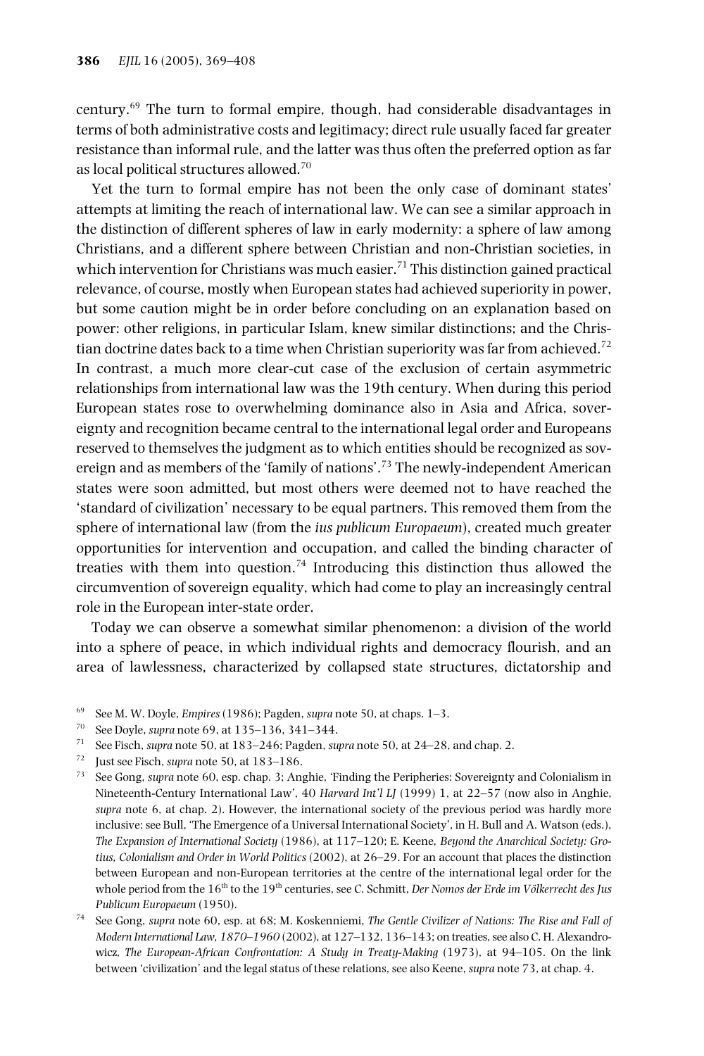century.[69] The turn to formal empire, though, had considerable disadvantages in terms of both administrative costs and legitimacy; direct rule usually faced far greater resistance than informal rule, and the latter was thus often the preferred option as far as local political structures allowed.[70]

Yet the turn to formal empire has not been the only case of dominant states' attempts at limiting the reach of international law. We can see a similar approach in the distinction of different spheres of law in early modernity: a sphere of law among Christians, and a different sphere between Christian and non-Christian societies, in which intervention for Christians was much easier.[71] This distinction gained practical relevance, of course, mostly when European states had achieved superiority in power, but some caution might be in order before concluding on an explanation based on power: other religions, in particular Islam, knew similar distinctions; and the Christian doctrine dates back to a time when Christian superiority was far from achieved.[72] In contrast, a much more clear-cut case of the exclusion of certain asymmetric relationships from international law was the 19th century. When during this period European states rose to overwhelming dominance also in Asia and Africa, sovereignty and recognition became central to the international legal order and Europeans reserved to themselves the judgment as to which entities should be recognized as sovereign and as members of the 'family of nations'.[73] The newly-independent American states were soon admitted, but most others were deemed not to have reached the 'standard of civilization' necessary to be equal partners. This removed them from the sphere of international law (from the *ius publicum Europaeum*), created much greater opportunities for intervention and occupation, and called the binding character of treaties with them into question.[74] Introducing this distinction thus allowed the circumvention of sovereign equality, which had come to play an increasingly central role in the European inter-state order.

Today we can observe a somewhat similar phenomenon: a division of the world into a sphere of peace, in which individual rights and democracy flourish, and an area of lawlessness, characterized by collapsed state structures, dictatorship and

[69] See M. W. Doyle, *Empires* (1986); Pagden, *supra* note 50, at chaps. 1–3.

[70] See Doyle, *supra* note 69, at 135–136, 341–344.

[71] See Fisch, *supra* note 50, at 183–246; Pagden, *supra* note 50, at 24–28, and chap. 2.

[72] Just see Fisch, *supra* note 50, at 183–186.

[73] See Gong, *supra* note 60, esp. chap. 3; Anghie, 'Finding the Peripheries: Sovereignty and Colonialism in Nineteenth-Century International Law', 40 *Harvard Int'l LJ* (1999) 1, at 22–57 (now also in Anghie, *supra* note 6, at chap. 2). However, the international society of the previous period was hardly more inclusive: see Bull, 'The Emergence of a Universal International Society', in H. Bull and A. Watson (eds.), *The Expansion of International Society* (1986), at 117–120; E. Keene, *Beyond the Anarchical Society: Grotius, Colonialism and Order in World Politics* (2002), at 26–29. For an account that places the distinction between European and non-European territories at the centre of the international legal order for the whole period from the 16th to the 19th centuries, see C. Schmitt, *Der Nomos der Erde im Völkerrecht des Jus Publicum Europaeum* (1950).

[74] See Gong, *supra* note 60, esp. at 68; M. Koskenniemi, *The Gentle Civilizer of Nations: The Rise and Fall of Modern International Law, 1870–1960* (2002), at 127–132, 136–143; on treaties, see also C. H. Alexandrowicz, *The European-African Confrontation: A Study in Treaty-Making* (1973), at 94–105. On the link between 'civilization' and the legal status of these relations, see also Keene, *supra* note 73, at chap. 4.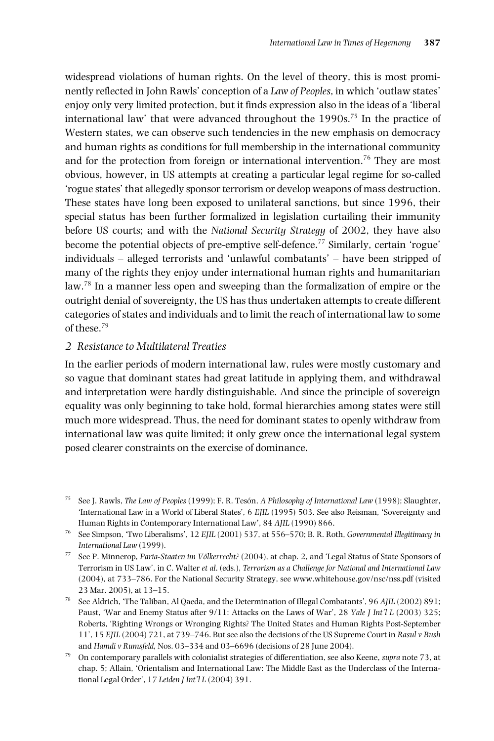widespread violations of human rights. On the level of theory, this is most prominently reflected in John Rawls' conception of a *Law of Peoples*, in which 'outlaw states' enjoy only very limited protection, but it finds expression also in the ideas of a 'liberal international law' that were advanced throughout the 1990s.[75] In the practice of Western states, we can observe such tendencies in the new emphasis on democracy and human rights as conditions for full membership in the international community and for the protection from foreign or international intervention.[76] They are most obvious, however, in US attempts at creating a particular legal regime for so-called 'rogue states' that allegedly sponsor terrorism or develop weapons of mass destruction. These states have long been exposed to unilateral sanctions, but since 1996, their special status has been further formalized in legislation curtailing their immunity before US courts; and with the *National Security Strategy* of 2002, they have also become the potential objects of pre-emptive self-defence.[77] Similarly, certain 'rogue' individuals – alleged terrorists and 'unlawful combatants' – have been stripped of many of the rights they enjoy under international human rights and humanitarian law.[78] In a manner less open and sweeping than the formalization of empire or the outright denial of sovereignty, the US has thus undertaken attempts to create different categories of states and individuals and to limit the reach of international law to some of these.[79]

### *2 Resistance to Multilateral Treaties*

In the earlier periods of modern international law, rules were mostly customary and so vague that dominant states had great latitude in applying them, and withdrawal and interpretation were hardly distinguishable. And since the principle of sovereign equality was only beginning to take hold, formal hierarchies among states were still much more widespread. Thus, the need for dominant states to openly withdraw from international law was quite limited; it only grew once the international legal system posed clearer constraints on the exercise of dominance.

[75] See J. Rawls, *The Law of Peoples* (1999); F. R. Tesón, *A Philosophy of International Law* (1998); Slaughter, 'International Law in a World of Liberal States', 6 *EJIL* (1995) 503. See also Reisman, 'Sovereignty and Human Rights in Contemporary International Law', 84 *AJIL* (1990) 866.

[76] See Simpson, 'Two Liberalisms', 12 *EJIL* (2001) 537, at 556–570; B. R. Roth, *Governmental Illegitimacy in International Law* (1999).

[77] See P. Minnerop, *Paria-Staaten im Völkerrecht?* (2004), at chap. 2, and 'Legal Status of State Sponsors of Terrorism in US Law', in C. Walter *et al.* (eds.), *Terrorism as a Challenge for National and International Law* (2004), at 733–786. For the National Security Strategy, see www.whitehouse.gov/nsc/nss.pdf (visited 23 Mar. 2005), at 13–15.

[78] See Aldrich, 'The Taliban, Al Qaeda, and the Determination of Illegal Combatants', 96 *AJIL* (2002) 891; Paust, 'War and Enemy Status after 9/11: Attacks on the Laws of War', 28 *Yale J Int'l L* (2003) 325; Roberts, 'Righting Wrongs or Wronging Rights? The United States and Human Rights Post-September 11', 15 *EJIL* (2004) 721, at 739–746. But see also the decisions of the US Supreme Court in *Rasul v Bush* and *Hamdi v Rumsfeld*, Nos. 03–334 and 03–6696 (decisions of 28 June 2004).

[79] On contemporary parallels with colonialist strategies of differentiation, see also Keene, *supra* note 73, at chap. 5; Allain, 'Orientalism and International Law: The Middle East as the Underclass of the International Legal Order', 17 *Leiden J Int'l L* (2004) 391.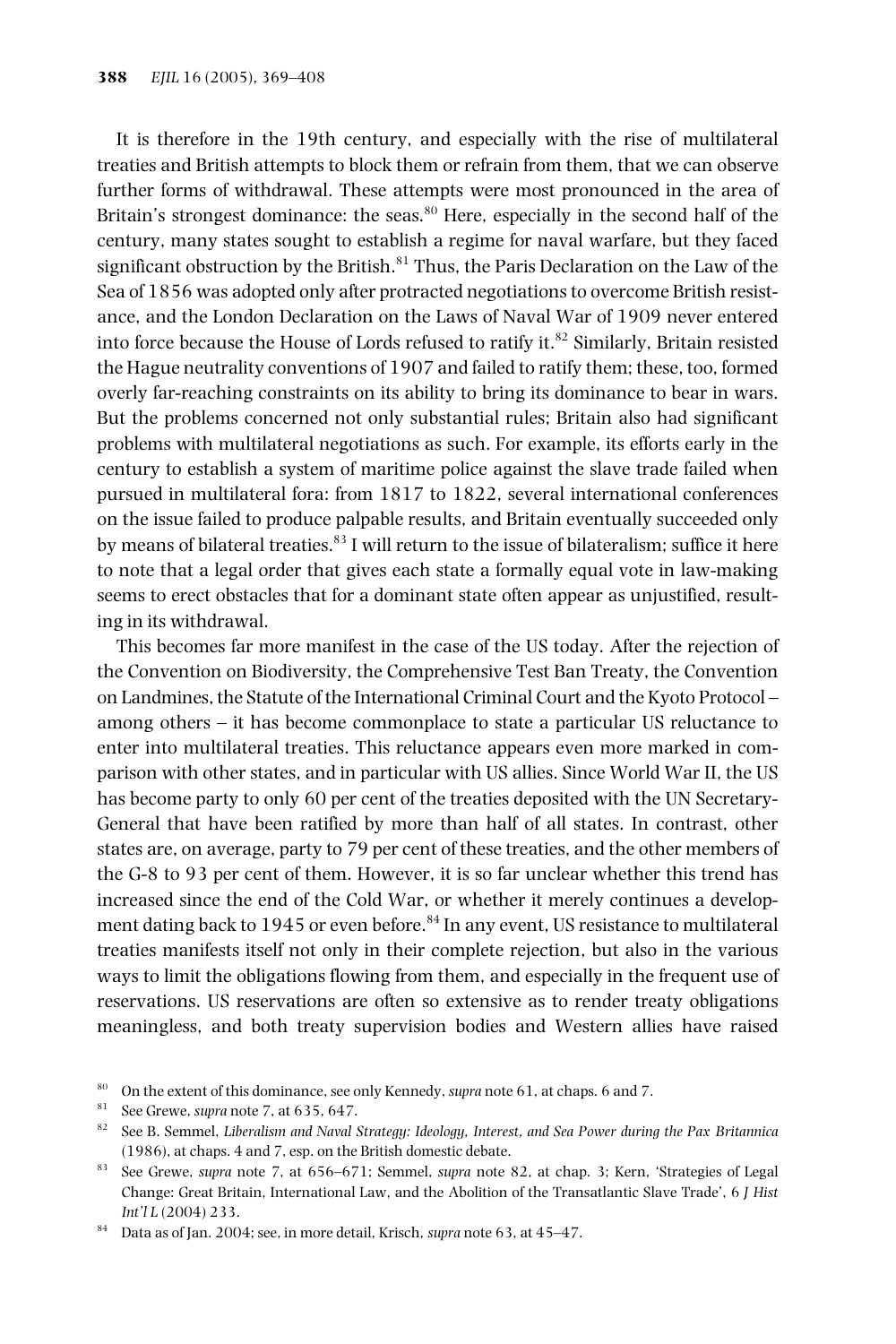It is therefore in the 19th century, and especially with the rise of multilateral treaties and British attempts to block them or refrain from them, that we can observe further forms of withdrawal. These attempts were most pronounced in the area of Britain's strongest dominance: the seas.[80] Here, especially in the second half of the century, many states sought to establish a regime for naval warfare, but they faced significant obstruction by the British.[81] Thus, the Paris Declaration on the Law of the Sea of 1856 was adopted only after protracted negotiations to overcome British resistance, and the London Declaration on the Laws of Naval War of 1909 never entered into force because the House of Lords refused to ratify it.[82] Similarly, Britain resisted the Hague neutrality conventions of 1907 and failed to ratify them; these, too, formed overly far-reaching constraints on its ability to bring its dominance to bear in wars. But the problems concerned not only substantial rules; Britain also had significant problems with multilateral negotiations as such. For example, its efforts early in the century to establish a system of maritime police against the slave trade failed when pursued in multilateral fora: from 1817 to 1822, several international conferences on the issue failed to produce palpable results, and Britain eventually succeeded only by means of bilateral treaties.[83] I will return to the issue of bilateralism; suffice it here to note that a legal order that gives each state a formally equal vote in law-making seems to erect obstacles that for a dominant state often appear as unjustified, resulting in its withdrawal.

This becomes far more manifest in the case of the US today. After the rejection of the Convention on Biodiversity, the Comprehensive Test Ban Treaty, the Convention on Landmines, the Statute of the International Criminal Court and the Kyoto Protocol – among others – it has become commonplace to state a particular US reluctance to enter into multilateral treaties. This reluctance appears even more marked in comparison with other states, and in particular with US allies. Since World War II, the US has become party to only 60 per cent of the treaties deposited with the UN Secretary-General that have been ratified by more than half of all states. In contrast, other states are, on average, party to 79 per cent of these treaties, and the other members of the G-8 to 93 per cent of them. However, it is so far unclear whether this trend has increased since the end of the Cold War, or whether it merely continues a development dating back to 1945 or even before.[84] In any event, US resistance to multilateral treaties manifests itself not only in their complete rejection, but also in the various ways to limit the obligations flowing from them, and especially in the frequent use of reservations. US reservations are often so extensive as to render treaty obligations meaningless, and both treaty supervision bodies and Western allies have raised

[80] On the extent of this dominance, see only Kennedy, *supra* note 61, at chaps. 6 and 7.

[81] See Grewe, *supra* note 7, at 635, 647.

[82] See B. Semmel, *Liberalism and Naval Strategy: Ideology, Interest, and Sea Power during the Pax Britannica* (1986), at chaps. 4 and 7, esp. on the British domestic debate.

[83] See Grewe, *supra* note 7, at 656–671; Semmel, *supra* note 82, at chap. 3; Kern, 'Strategies of Legal Change: Great Britain, International Law, and the Abolition of the Transatlantic Slave Trade', 6 *J Hist Int'l L* (2004) 233.

[84] Data as of Jan. 2004; see, in more detail, Krisch, *supra* note 63, at 45–47.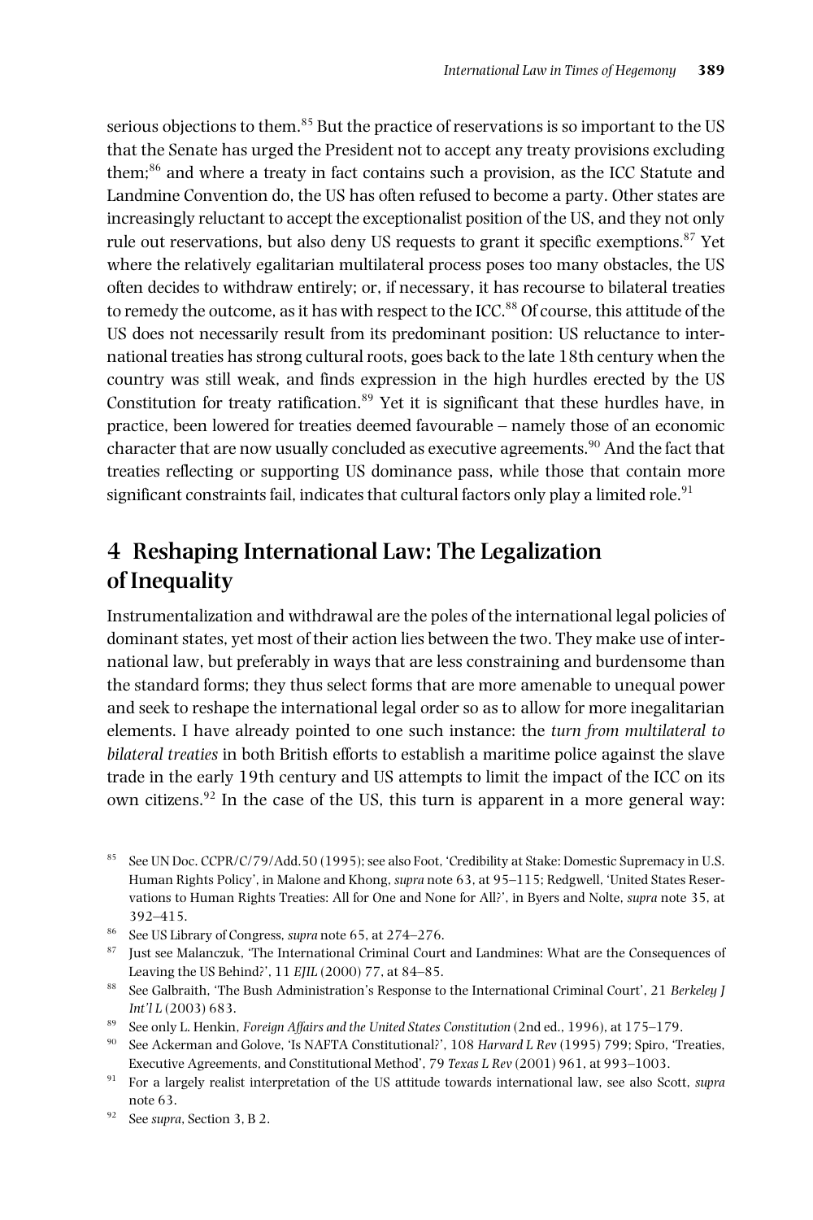serious objections to them.[85] But the practice of reservations is so important to the US that the Senate has urged the President not to accept any treaty provisions excluding them;[86] and where a treaty in fact contains such a provision, as the ICC Statute and Landmine Convention do, the US has often refused to become a party. Other states are increasingly reluctant to accept the exceptionalist position of the US, and they not only rule out reservations, but also deny US requests to grant it specific exemptions.[87] Yet where the relatively egalitarian multilateral process poses too many obstacles, the US often decides to withdraw entirely; or, if necessary, it has recourse to bilateral treaties to remedy the outcome, as it has with respect to the ICC.[88] Of course, this attitude of the US does not necessarily result from its predominant position: US reluctance to international treaties has strong cultural roots, goes back to the late 18th century when the country was still weak, and finds expression in the high hurdles erected by the US Constitution for treaty ratification.[89] Yet it is significant that these hurdles have, in practice, been lowered for treaties deemed favourable – namely those of an economic character that are now usually concluded as executive agreements.[90] And the fact that treaties reflecting or supporting US dominance pass, while those that contain more significant constraints fail, indicates that cultural factors only play a limited role.[91]

## 4 Reshaping International Law: The Legalization of Inequality

Instrumentalization and withdrawal are the poles of the international legal policies of dominant states, yet most of their action lies between the two. They make use of international law, but preferably in ways that are less constraining and burdensome than the standard forms; they thus select forms that are more amenable to unequal power and seek to reshape the international legal order so as to allow for more inegalitarian elements. I have already pointed to one such instance: the *turn from multilateral to bilateral treaties* in both British efforts to establish a maritime police against the slave trade in the early 19th century and US attempts to limit the impact of the ICC on its own citizens.[92] In the case of the US, this turn is apparent in a more general way:

---

[85] See UN Doc. CCPR/C/79/Add.50 (1995); see also Foot, 'Credibility at Stake: Domestic Supremacy in U.S. Human Rights Policy', in Malone and Khong, *supra* note 63, at 95–115; Redgwell, 'United States Reservations to Human Rights Treaties: All for One and None for All?', in Byers and Nolte, *supra* note 35, at 392–415.

[86] See US Library of Congress, *supra* note 65, at 274–276.

[87] Just see Malanczuk, 'The International Criminal Court and Landmines: What are the Consequences of Leaving the US Behind?', 11 *EJIL* (2000) 77, at 84–85.

[88] See Galbraith, 'The Bush Administration's Response to the International Criminal Court', 21 *Berkeley J Int'l L* (2003) 683.

[89] See only L. Henkin, *Foreign Affairs and the United States Constitution* (2nd ed., 1996), at 175–179.

[90] See Ackerman and Golove, 'Is NAFTA Constitutional?', 108 *Harvard L Rev* (1995) 799; Spiro, 'Treaties, Executive Agreements, and Constitutional Method', 79 *Texas L Rev* (2001) 961, at 993–1003.

[91] For a largely realist interpretation of the US attitude towards international law, see also Scott, *supra* note 63.

[92] See *supra*, Section 3, B 2.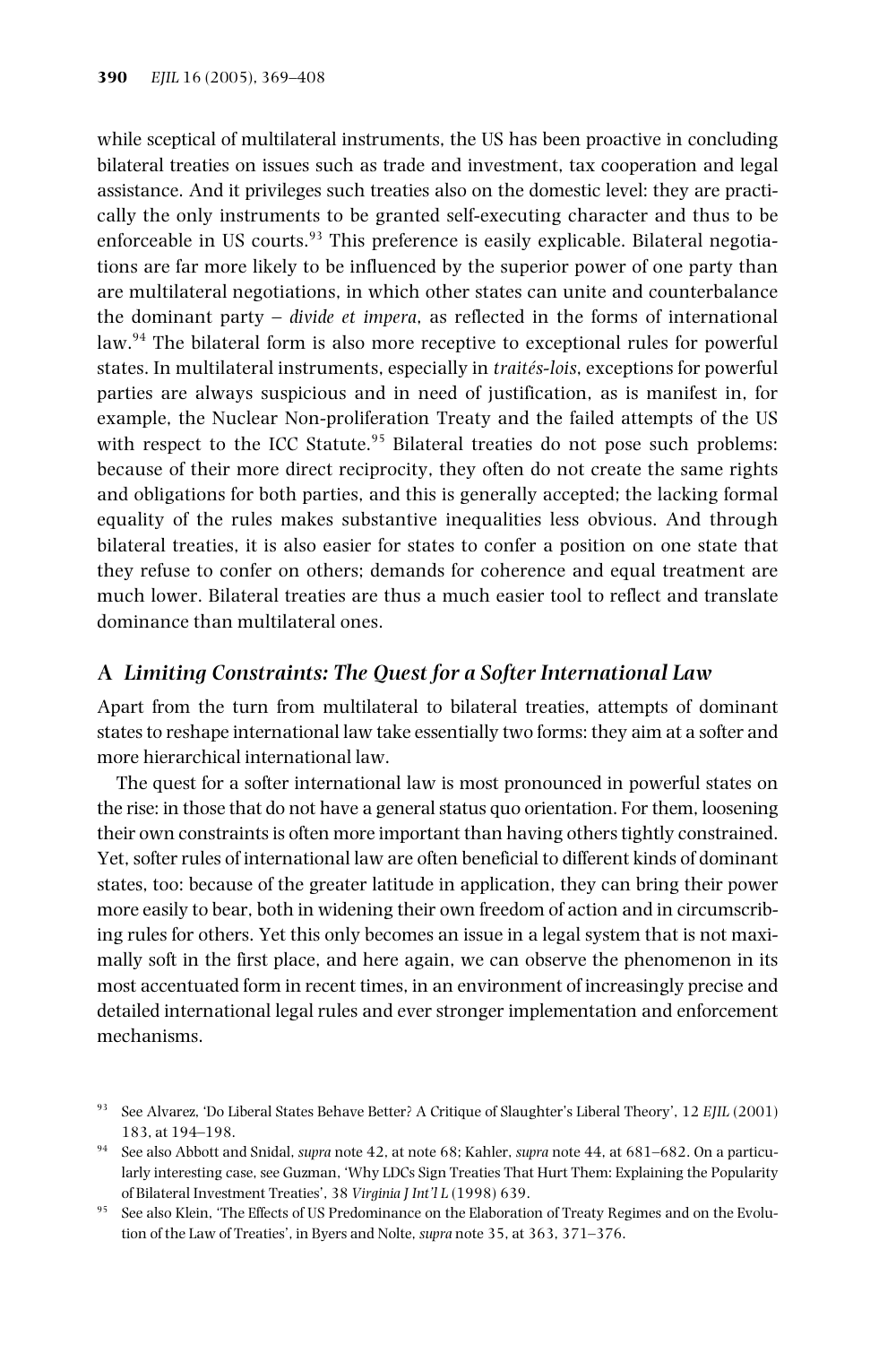while sceptical of multilateral instruments, the US has been proactive in concluding bilateral treaties on issues such as trade and investment, tax cooperation and legal assistance. And it privileges such treaties also on the domestic level: they are practically the only instruments to be granted self-executing character and thus to be enforceable in US courts.[93] This preference is easily explicable. Bilateral negotiations are far more likely to be influenced by the superior power of one party than are multilateral negotiations, in which other states can unite and counterbalance the dominant party – *divide et impera*, as reflected in the forms of international law.[94] The bilateral form is also more receptive to exceptional rules for powerful states. In multilateral instruments, especially in *traités-lois*, exceptions for powerful parties are always suspicious and in need of justification, as is manifest in, for example, the Nuclear Non-proliferation Treaty and the failed attempts of the US with respect to the ICC Statute.[95] Bilateral treaties do not pose such problems: because of their more direct reciprocity, they often do not create the same rights and obligations for both parties, and this is generally accepted; the lacking formal equality of the rules makes substantive inequalities less obvious. And through bilateral treaties, it is also easier for states to confer a position on one state that they refuse to confer on others; demands for coherence and equal treatment are much lower. Bilateral treaties are thus a much easier tool to reflect and translate dominance than multilateral ones.

## A *Limiting Constraints: The Quest for a Softer International Law*

Apart from the turn from multilateral to bilateral treaties, attempts of dominant states to reshape international law take essentially two forms: they aim at a softer and more hierarchical international law.

The quest for a softer international law is most pronounced in powerful states on the rise: in those that do not have a general status quo orientation. For them, loosening their own constraints is often more important than having others tightly constrained. Yet, softer rules of international law are often beneficial to different kinds of dominant states, too: because of the greater latitude in application, they can bring their power more easily to bear, both in widening their own freedom of action and in circumscribing rules for others. Yet this only becomes an issue in a legal system that is not maximally soft in the first place, and here again, we can observe the phenomenon in its most accentuated form in recent times, in an environment of increasingly precise and detailed international legal rules and ever stronger implementation and enforcement mechanisms.

---

[93] See Alvarez, 'Do Liberal States Behave Better? A Critique of Slaughter's Liberal Theory', 12 *EJIL* (2001) 183, at 194–198.

[94] See also Abbott and Snidal, *supra* note 42, at note 68; Kahler, *supra* note 44, at 681–682. On a particularly interesting case, see Guzman, 'Why LDCs Sign Treaties That Hurt Them: Explaining the Popularity of Bilateral Investment Treaties', 38 *Virginia J Int'l L* (1998) 639.

[95] See also Klein, 'The Effects of US Predominance on the Elaboration of Treaty Regimes and on the Evolution of the Law of Treaties', in Byers and Nolte, *supra* note 35, at 363, 371–376.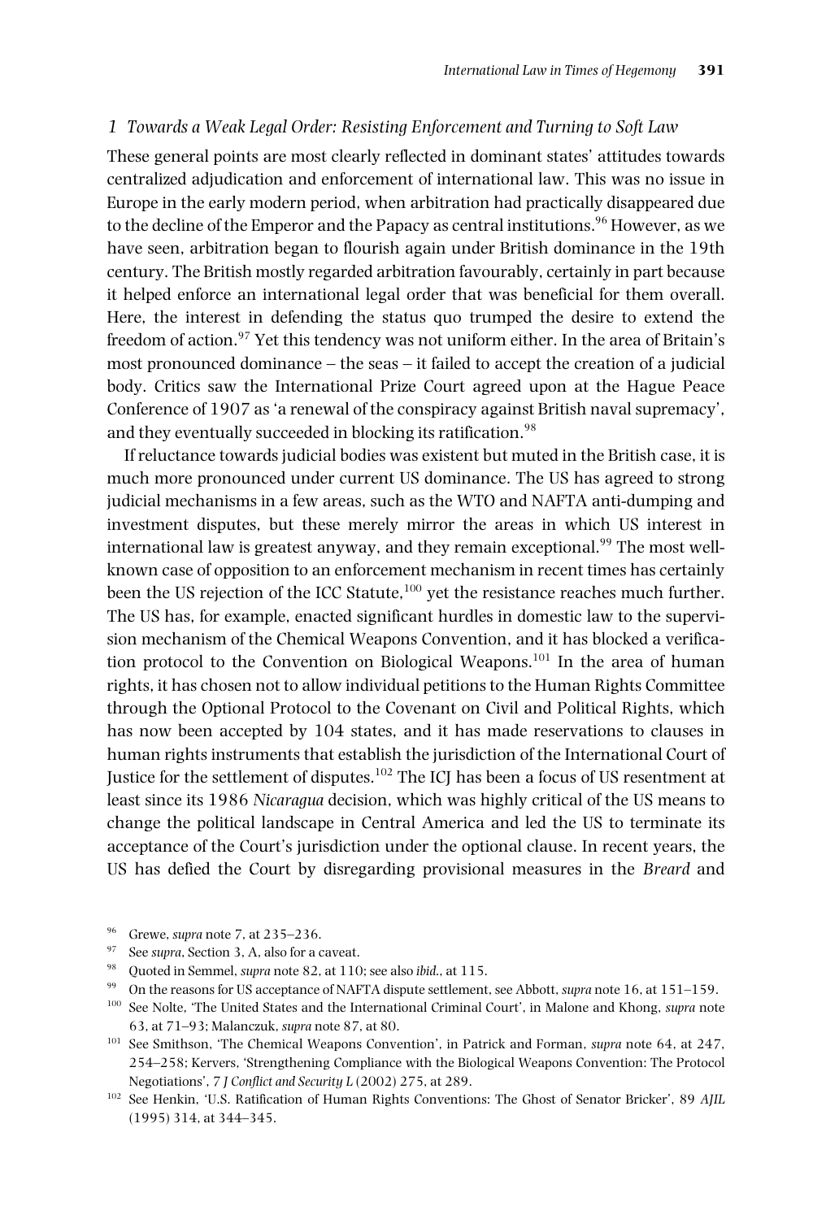### *1 Towards a Weak Legal Order: Resisting Enforcement and Turning to Soft Law*

These general points are most clearly reflected in dominant states' attitudes towards centralized adjudication and enforcement of international law. This was no issue in Europe in the early modern period, when arbitration had practically disappeared due to the decline of the Emperor and the Papacy as central institutions.[96] However, as we have seen, arbitration began to flourish again under British dominance in the 19th century. The British mostly regarded arbitration favourably, certainly in part because it helped enforce an international legal order that was beneficial for them overall. Here, the interest in defending the status quo trumped the desire to extend the freedom of action.[97] Yet this tendency was not uniform either. In the area of Britain's most pronounced dominance – the seas – it failed to accept the creation of a judicial body. Critics saw the International Prize Court agreed upon at the Hague Peace Conference of 1907 as 'a renewal of the conspiracy against British naval supremacy', and they eventually succeeded in blocking its ratification.[98]

If reluctance towards judicial bodies was existent but muted in the British case, it is much more pronounced under current US dominance. The US has agreed to strong judicial mechanisms in a few areas, such as the WTO and NAFTA anti-dumping and investment disputes, but these merely mirror the areas in which US interest in international law is greatest anyway, and they remain exceptional.[99] The most well-known case of opposition to an enforcement mechanism in recent times has certainly been the US rejection of the ICC Statute,[100] yet the resistance reaches much further. The US has, for example, enacted significant hurdles in domestic law to the supervision mechanism of the Chemical Weapons Convention, and it has blocked a verification protocol to the Convention on Biological Weapons.[101] In the area of human rights, it has chosen not to allow individual petitions to the Human Rights Committee through the Optional Protocol to the Covenant on Civil and Political Rights, which has now been accepted by 104 states, and it has made reservations to clauses in human rights instruments that establish the jurisdiction of the International Court of Justice for the settlement of disputes.[102] The ICJ has been a focus of US resentment at least since its 1986 *Nicaragua* decision, which was highly critical of the US means to change the political landscape in Central America and led the US to terminate its acceptance of the Court's jurisdiction under the optional clause. In recent years, the US has defied the Court by disregarding provisional measures in the *Breard* and

[96] Grewe, *supra* note 7, at 235–236.

[97] See *supra*, Section 3, A, also for a caveat.

[98] Quoted in Semmel, *supra* note 82, at 110; see also *ibid*., at 115.

[99] On the reasons for US acceptance of NAFTA dispute settlement, see Abbott, *supra* note 16, at 151–159.

[100] See Nolte, 'The United States and the International Criminal Court', in Malone and Khong, *supra* note 63, at 71–93; Malanczuk, *supra* note 87, at 80.

[101] See Smithson, 'The Chemical Weapons Convention', in Patrick and Forman, *supra* note 64, at 247, 254–258; Kervers, 'Strengthening Compliance with the Biological Weapons Convention: The Protocol Negotiations', 7 *J Conflict and Security L* (2002) 275, at 289.

[102] See Henkin, 'U.S. Ratification of Human Rights Conventions: The Ghost of Senator Bricker', 89 *AJIL* (1995) 314, at 344–345.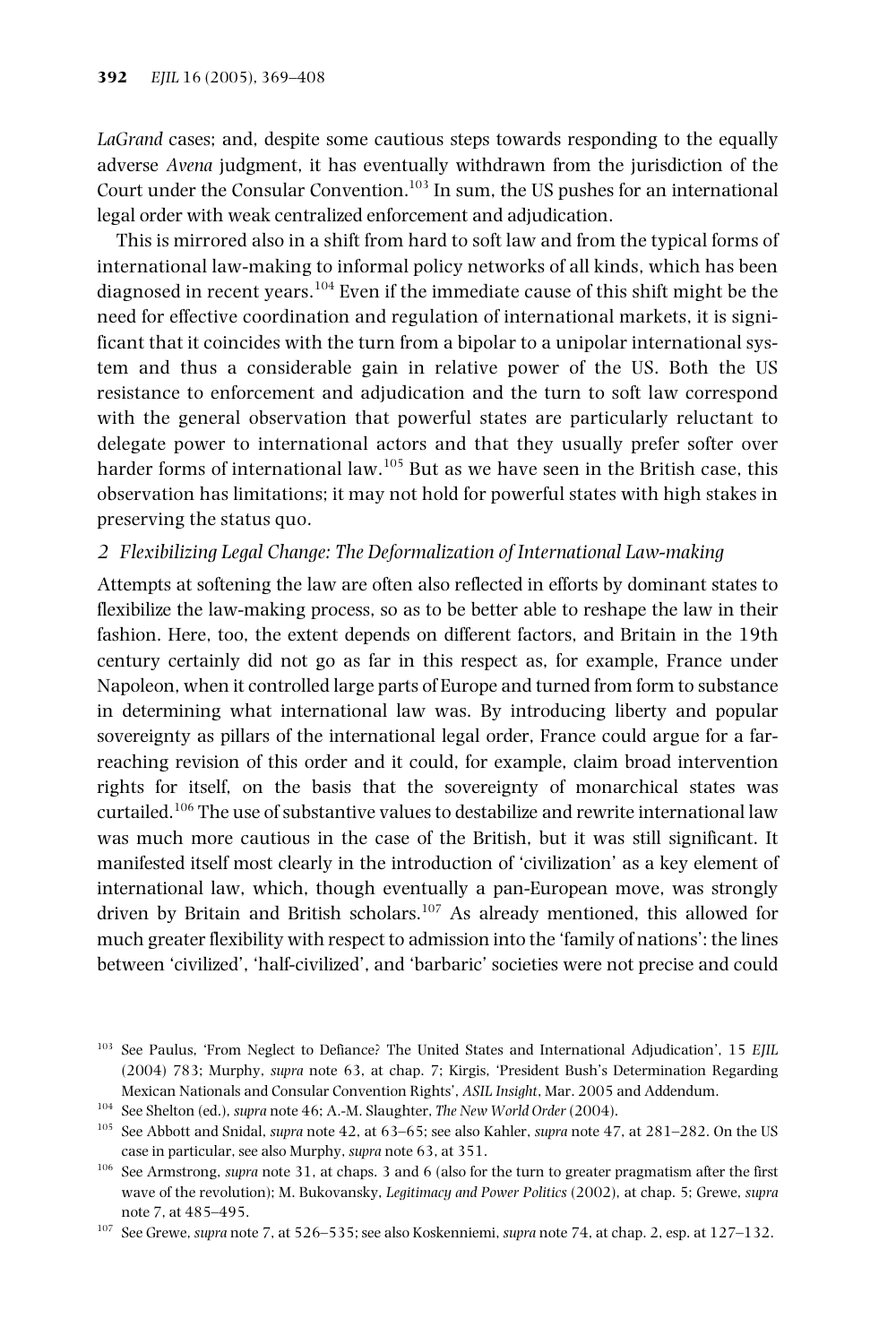*LaGrand* cases; and, despite some cautious steps towards responding to the equally adverse *Avena* judgment, it has eventually withdrawn from the jurisdiction of the Court under the Consular Convention.[103] In sum, the US pushes for an international legal order with weak centralized enforcement and adjudication.

This is mirrored also in a shift from hard to soft law and from the typical forms of international law-making to informal policy networks of all kinds, which has been diagnosed in recent years.[104] Even if the immediate cause of this shift might be the need for effective coordination and regulation of international markets, it is significant that it coincides with the turn from a bipolar to a unipolar international system and thus a considerable gain in relative power of the US. Both the US resistance to enforcement and adjudication and the turn to soft law correspond with the general observation that powerful states are particularly reluctant to delegate power to international actors and that they usually prefer softer over harder forms of international law.[105] But as we have seen in the British case, this observation has limitations; it may not hold for powerful states with high stakes in preserving the status quo.

### *2 Flexibilizing Legal Change: The Deformalization of International Law-making*

Attempts at softening the law are often also reflected in efforts by dominant states to flexibilize the law-making process, so as to be better able to reshape the law in their fashion. Here, too, the extent depends on different factors, and Britain in the 19th century certainly did not go as far in this respect as, for example, France under Napoleon, when it controlled large parts of Europe and turned from form to substance in determining what international law was. By introducing liberty and popular sovereignty as pillars of the international legal order, France could argue for a far-reaching revision of this order and it could, for example, claim broad intervention rights for itself, on the basis that the sovereignty of monarchical states was curtailed.[106] The use of substantive values to destabilize and rewrite international law was much more cautious in the case of the British, but it was still significant. It manifested itself most clearly in the introduction of 'civilization' as a key element of international law, which, though eventually a pan-European move, was strongly driven by Britain and British scholars.[107] As already mentioned, this allowed for much greater flexibility with respect to admission into the 'family of nations': the lines between 'civilized', 'half-civilized', and 'barbaric' societies were not precise and could

---

[103] See Paulus, 'From Neglect to Defiance? The United States and International Adjudication', 15 *EJIL* (2004) 783; Murphy, *supra* note 63, at chap. 7; Kirgis, 'President Bush's Determination Regarding Mexican Nationals and Consular Convention Rights', *ASIL Insight*, Mar. 2005 and Addendum.

[104] See Shelton (ed.), *supra* note 46; A.-M. Slaughter, *The New World Order* (2004).

[105] See Abbott and Snidal, *supra* note 42, at 63–65; see also Kahler, *supra* note 47, at 281–282. On the US case in particular, see also Murphy, *supra* note 63, at 351.

[106] See Armstrong, *supra* note 31, at chaps. 3 and 6 (also for the turn to greater pragmatism after the first wave of the revolution); M. Bukovansky, *Legitimacy and Power Politics* (2002), at chap. 5; Grewe, *supra* note 7, at 485–495.

[107] See Grewe, *supra* note 7, at 526–535; see also Koskenniemi, *supra* note 74, at chap. 2, esp. at 127–132.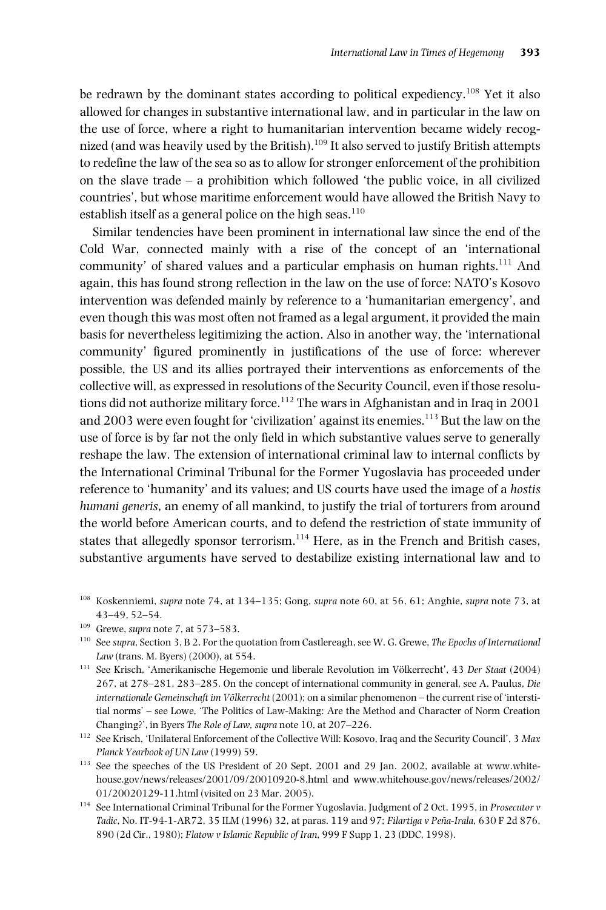be redrawn by the dominant states according to political expediency.[108] Yet it also allowed for changes in substantive international law, and in particular in the law on the use of force, where a right to humanitarian intervention became widely recognized (and was heavily used by the British).[109] It also served to justify British attempts to redefine the law of the sea so as to allow for stronger enforcement of the prohibition on the slave trade – a prohibition which followed 'the public voice, in all civilized countries', but whose maritime enforcement would have allowed the British Navy to establish itself as a general police on the high seas.[110]

Similar tendencies have been prominent in international law since the end of the Cold War, connected mainly with a rise of the concept of an 'international community' of shared values and a particular emphasis on human rights.[111] And again, this has found strong reflection in the law on the use of force: NATO's Kosovo intervention was defended mainly by reference to a 'humanitarian emergency', and even though this was most often not framed as a legal argument, it provided the main basis for nevertheless legitimizing the action. Also in another way, the 'international community' figured prominently in justifications of the use of force: wherever possible, the US and its allies portrayed their interventions as enforcements of the collective will, as expressed in resolutions of the Security Council, even if those resolutions did not authorize military force.[112] The wars in Afghanistan and in Iraq in 2001 and 2003 were even fought for 'civilization' against its enemies.[113] But the law on the use of force is by far not the only field in which substantive values serve to generally reshape the law. The extension of international criminal law to internal conflicts by the International Criminal Tribunal for the Former Yugoslavia has proceeded under reference to 'humanity' and its values; and US courts have used the image of a *hostis humani generis*, an enemy of all mankind, to justify the trial of torturers from around the world before American courts, and to defend the restriction of state immunity of states that allegedly sponsor terrorism.[114] Here, as in the French and British cases, substantive arguments have served to destabilize existing international law and to

[108] Koskenniemi, *supra* note 74, at 134–135; Gong, *supra* note 60, at 56, 61; Anghie, *supra* note 73, at 43–49, 52–54.

[109] Grewe, *supra* note 7, at 573–583.

[110] See *supra*, Section 3, B 2. For the quotation from Castlereagh, see W. G. Grewe, *The Epochs of International Law* (trans. M. Byers) (2000), at 554.

[111] See Krisch, 'Amerikanische Hegemonie und liberale Revolution im Völkerrecht', 43 *Der Staat* (2004) 267, at 278–281, 283–285. On the concept of international community in general, see A. Paulus, *Die internationale Gemeinschaft im Völkerrecht* (2001); on a similar phenomenon – the current rise of 'interstitial norms' – see Lowe, 'The Politics of Law-Making: Are the Method and Character of Norm Creation Changing?', in Byers *The Role of Law, supra* note 10, at 207–226.

[112] See Krisch, 'Unilateral Enforcement of the Collective Will: Kosovo, Iraq and the Security Council', 3 *Max Planck Yearbook of UN Law* (1999) 59.

[113] See the speeches of the US President of 20 Sept. 2001 and 29 Jan. 2002, available at www.whitehouse.gov/news/releases/2001/09/20010920-8.html and www.whitehouse.gov/news/releases/2002/01/20020129-11.html (visited on 23 Mar. 2005).

[114] See International Criminal Tribunal for the Former Yugoslavia, Judgment of 2 Oct. 1995, in *Prosecutor v Tadic*, No. IT-94-1-AR72, 35 ILM (1996) 32, at paras. 119 and 97; *Filartiga v Peña-Irala*, 630 F 2d 876, 890 (2d Cir., 1980); *Flatow v Islamic Republic of Iran*, 999 F Supp 1, 23 (DDC, 1998).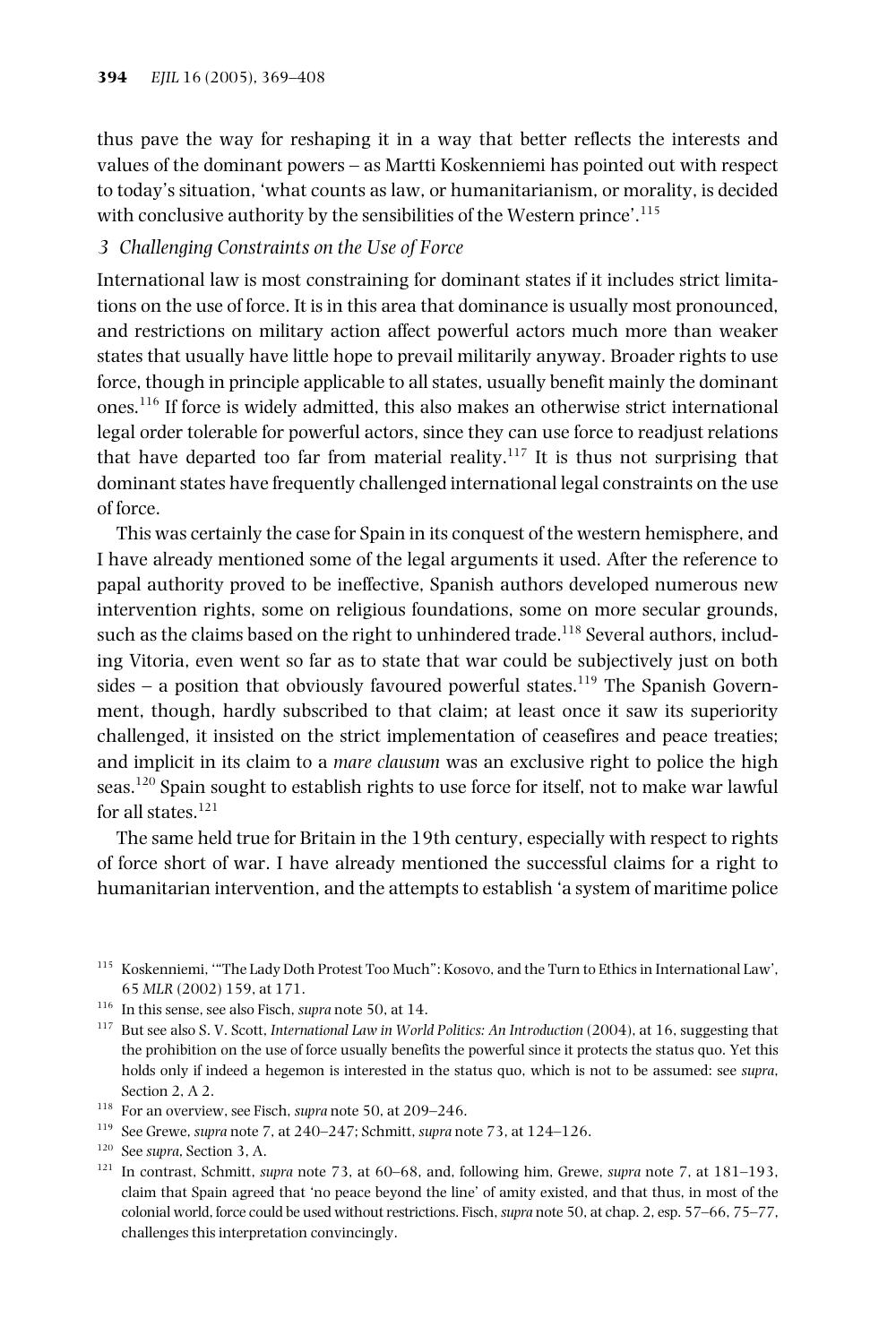thus pave the way for reshaping it in a way that better reflects the interests and values of the dominant powers – as Martti Koskenniemi has pointed out with respect to today's situation, 'what counts as law, or humanitarianism, or morality, is decided with conclusive authority by the sensibilities of the Western prince'.[115]

### *3 Challenging Constraints on the Use of Force*

International law is most constraining for dominant states if it includes strict limitations on the use of force. It is in this area that dominance is usually most pronounced, and restrictions on military action affect powerful actors much more than weaker states that usually have little hope to prevail militarily anyway. Broader rights to use force, though in principle applicable to all states, usually benefit mainly the dominant ones.[116] If force is widely admitted, this also makes an otherwise strict international legal order tolerable for powerful actors, since they can use force to readjust relations that have departed too far from material reality.[117] It is thus not surprising that dominant states have frequently challenged international legal constraints on the use of force.

This was certainly the case for Spain in its conquest of the western hemisphere, and I have already mentioned some of the legal arguments it used. After the reference to papal authority proved to be ineffective, Spanish authors developed numerous new intervention rights, some on religious foundations, some on more secular grounds, such as the claims based on the right to unhindered trade.[118] Several authors, including Vitoria, even went so far as to state that war could be subjectively just on both sides – a position that obviously favoured powerful states.[119] The Spanish Government, though, hardly subscribed to that claim; at least once it saw its superiority challenged, it insisted on the strict implementation of ceasefires and peace treaties; and implicit in its claim to a *mare clausum* was an exclusive right to police the high seas.[120] Spain sought to establish rights to use force for itself, not to make war lawful for all states.[121]

The same held true for Britain in the 19th century, especially with respect to rights of force short of war. I have already mentioned the successful claims for a right to humanitarian intervention, and the attempts to establish 'a system of maritime police

---

[115] Koskenniemi, '"The Lady Doth Protest Too Much": Kosovo, and the Turn to Ethics in International Law', 65 *MLR* (2002) 159, at 171.

[116] In this sense, see also Fisch, *supra* note 50, at 14.

[117] But see also S. V. Scott, *International Law in World Politics: An Introduction* (2004), at 16, suggesting that the prohibition on the use of force usually benefits the powerful since it protects the status quo. Yet this holds only if indeed a hegemon is interested in the status quo, which is not to be assumed: see *supra*, Section 2, A 2.

[118] For an overview, see Fisch, *supra* note 50, at 209–246.

[119] See Grewe, *supra* note 7, at 240–247; Schmitt, *supra* note 73, at 124–126.

[120] See *supra*, Section 3, A.

[121] In contrast, Schmitt, *supra* note 73, at 60–68, and, following him, Grewe, *supra* note 7, at 181–193, claim that Spain agreed that 'no peace beyond the line' of amity existed, and that thus, in most of the colonial world, force could be used without restrictions. Fisch, *supra* note 50, at chap. 2, esp. 57–66, 75–77, challenges this interpretation convincingly.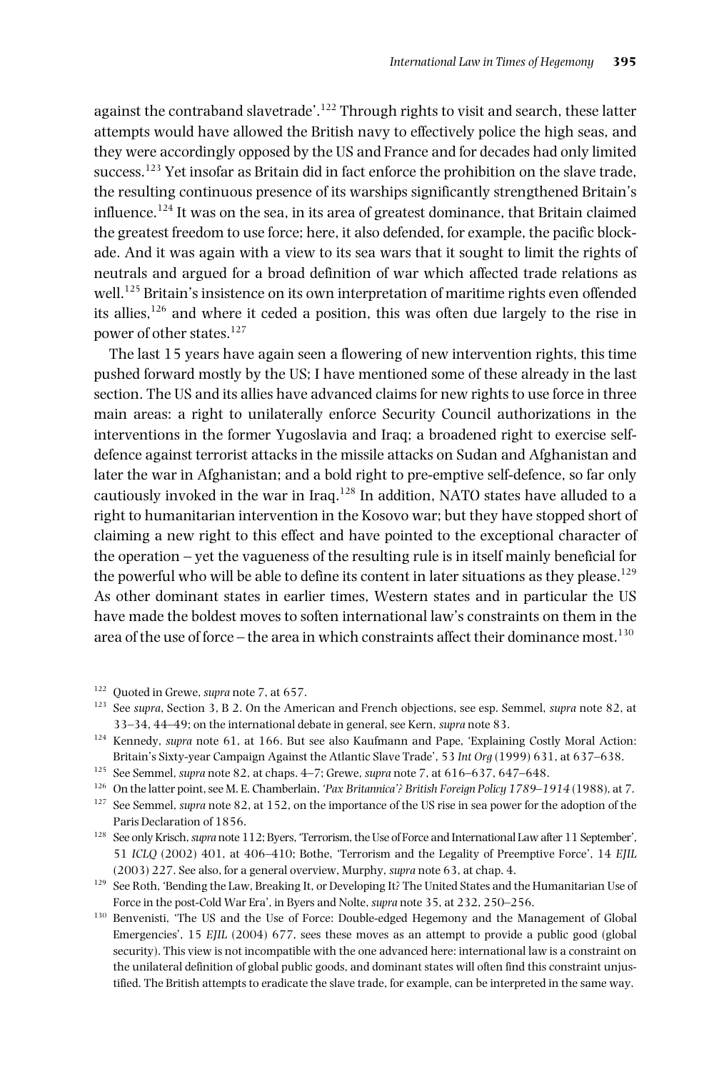against the contraband slavetrade'.[122] Through rights to visit and search, these latter attempts would have allowed the British navy to effectively police the high seas, and they were accordingly opposed by the US and France and for decades had only limited success.[123] Yet insofar as Britain did in fact enforce the prohibition on the slave trade, the resulting continuous presence of its warships significantly strengthened Britain's influence.[124] It was on the sea, in its area of greatest dominance, that Britain claimed the greatest freedom to use force; here, it also defended, for example, the pacific blockade. And it was again with a view to its sea wars that it sought to limit the rights of neutrals and argued for a broad definition of war which affected trade relations as well.[125] Britain's insistence on its own interpretation of maritime rights even offended its allies,[126] and where it ceded a position, this was often due largely to the rise in power of other states.[127]

The last 15 years have again seen a flowering of new intervention rights, this time pushed forward mostly by the US; I have mentioned some of these already in the last section. The US and its allies have advanced claims for new rights to use force in three main areas: a right to unilaterally enforce Security Council authorizations in the interventions in the former Yugoslavia and Iraq; a broadened right to exercise self-defence against terrorist attacks in the missile attacks on Sudan and Afghanistan and later the war in Afghanistan; and a bold right to pre-emptive self-defence, so far only cautiously invoked in the war in Iraq.[128] In addition, NATO states have alluded to a right to humanitarian intervention in the Kosovo war; but they have stopped short of claiming a new right to this effect and have pointed to the exceptional character of the operation – yet the vagueness of the resulting rule is in itself mainly beneficial for the powerful who will be able to define its content in later situations as they please.[129] As other dominant states in earlier times, Western states and in particular the US have made the boldest moves to soften international law's constraints on them in the area of the use of force – the area in which constraints affect their dominance most.[130]

---

[122] Quoted in Grewe, *supra* note 7, at 657.

[123] See *supra*, Section 3, B 2. On the American and French objections, see esp. Semmel, *supra* note 82, at 33–34, 44–49; on the international debate in general, see Kern, *supra* note 83.

[124] Kennedy, *supra* note 61, at 166. But see also Kaufmann and Pape, 'Explaining Costly Moral Action: Britain's Sixty-year Campaign Against the Atlantic Slave Trade', 53 *Int Org* (1999) 631, at 637–638.

[125] See Semmel, *supra* note 82, at chaps. 4–7; Grewe, *supra* note 7, at 616–637, 647–648.

[126] On the latter point, see M. E. Chamberlain, *'Pax Britannica'? British Foreign Policy 1789–1914* (1988), at 7.

[127] See Semmel, *supra* note 82, at 152, on the importance of the US rise in sea power for the adoption of the Paris Declaration of 1856.

[128] See only Krisch, *supra* note 112; Byers, 'Terrorism, the Use of Force and International Law after 11 September', 51 *ICLQ* (2002) 401, at 406–410; Bothe, 'Terrorism and the Legality of Preemptive Force', 14 *EJIL* (2003) 227. See also, for a general overview, Murphy, *supra* note 63, at chap. 4.

[129] See Roth, 'Bending the Law, Breaking It, or Developing It? The United States and the Humanitarian Use of Force in the post-Cold War Era', in Byers and Nolte, *supra* note 35, at 232, 250–256.

[130] Benvenisti, 'The US and the Use of Force: Double-edged Hegemony and the Management of Global Emergencies', 15 *EJIL* (2004) 677, sees these moves as an attempt to provide a public good (global security). This view is not incompatible with the one advanced here: international law is a constraint on the unilateral definition of global public goods, and dominant states will often find this constraint unjustified. The British attempts to eradicate the slave trade, for example, can be interpreted in the same way.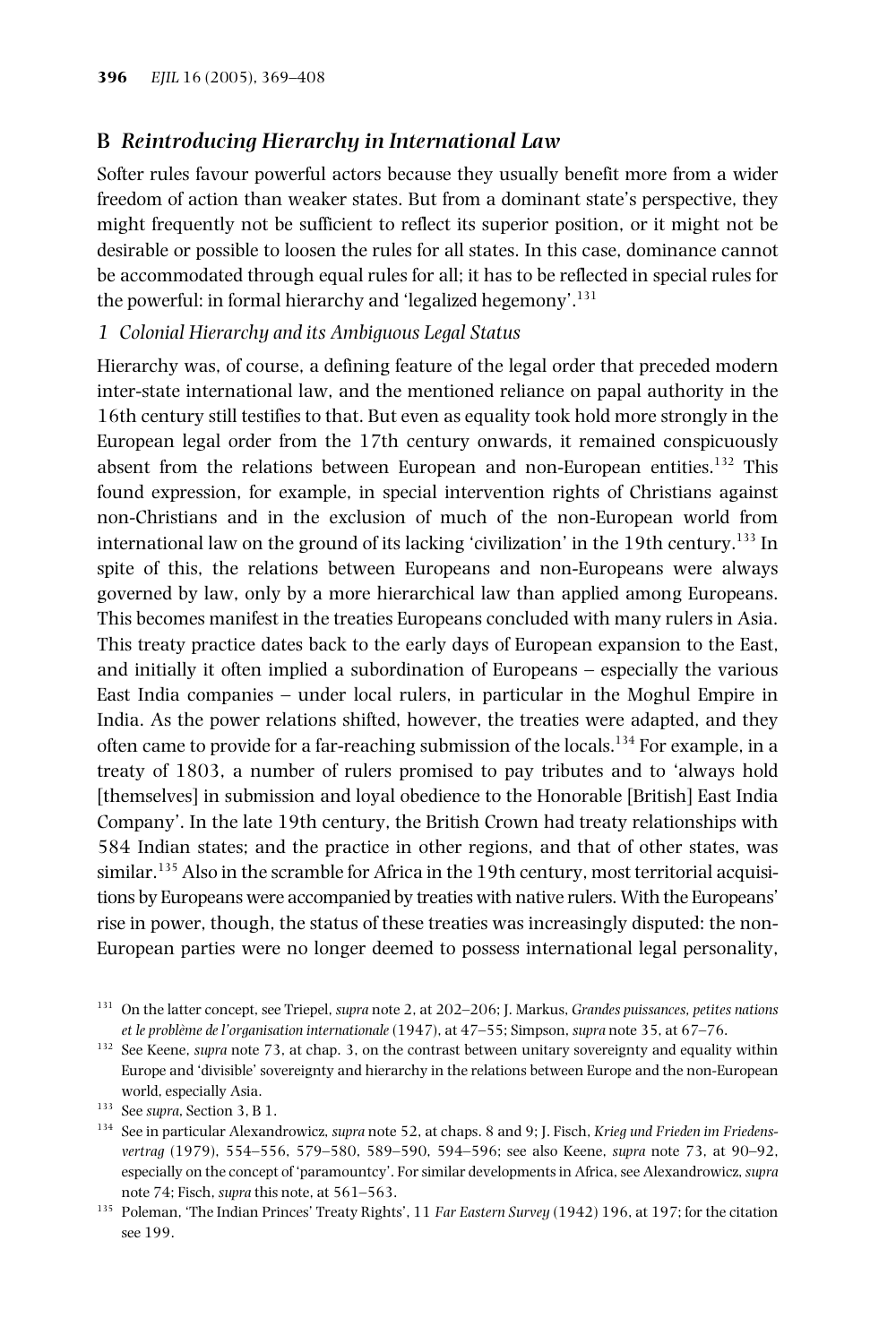## B *Reintroducing Hierarchy in International Law*

Softer rules favour powerful actors because they usually benefit more from a wider freedom of action than weaker states. But from a dominant state's perspective, they might frequently not be sufficient to reflect its superior position, or it might not be desirable or possible to loosen the rules for all states. In this case, dominance cannot be accommodated through equal rules for all; it has to be reflected in special rules for the powerful: in formal hierarchy and 'legalized hegemony'.[131]

### 1 *Colonial Hierarchy and its Ambiguous Legal Status*

Hierarchy was, of course, a defining feature of the legal order that preceded modern inter-state international law, and the mentioned reliance on papal authority in the 16th century still testifies to that. But even as equality took hold more strongly in the European legal order from the 17th century onwards, it remained conspicuously absent from the relations between European and non-European entities.[132] This found expression, for example, in special intervention rights of Christians against non-Christians and in the exclusion of much of the non-European world from international law on the ground of its lacking 'civilization' in the 19th century.[133] In spite of this, the relations between Europeans and non-Europeans were always governed by law, only by a more hierarchical law than applied among Europeans. This becomes manifest in the treaties Europeans concluded with many rulers in Asia. This treaty practice dates back to the early days of European expansion to the East, and initially it often implied a subordination of Europeans – especially the various East India companies – under local rulers, in particular in the Moghul Empire in India. As the power relations shifted, however, the treaties were adapted, and they often came to provide for a far-reaching submission of the locals.[134] For example, in a treaty of 1803, a number of rulers promised to pay tributes and to 'always hold [themselves] in submission and loyal obedience to the Honorable [British] East India Company'. In the late 19th century, the British Crown had treaty relationships with 584 Indian states; and the practice in other regions, and that of other states, was similar.[135] Also in the scramble for Africa in the 19th century, most territorial acquisitions by Europeans were accompanied by treaties with native rulers. With the Europeans' rise in power, though, the status of these treaties was increasingly disputed: the non-European parties were no longer deemed to possess international legal personality,

[131] On the latter concept, see Triepel, *supra* note 2, at 202–206; J. Markus, *Grandes puissances, petites nations et le problème de l'organisation internationale* (1947), at 47–55; Simpson, *supra* note 35, at 67–76.

[132] See Keene, *supra* note 73, at chap. 3, on the contrast between unitary sovereignty and equality within Europe and 'divisible' sovereignty and hierarchy in the relations between Europe and the non-European world, especially Asia.

[133] See *supra*, Section 3, B 1.

[134] See in particular Alexandrowicz, *supra* note 52, at chaps. 8 and 9; J. Fisch, *Krieg und Frieden im Friedensvertrag* (1979), 554–556, 579–580, 589–590, 594–596; see also Keene, *supra* note 73, at 90–92, especially on the concept of 'paramountcy'. For similar developments in Africa, see Alexandrowicz, *supra* note 74; Fisch, *supra* this note, at 561–563.

[135] Poleman, 'The Indian Princes' Treaty Rights', 11 *Far Eastern Survey* (1942) 196, at 197; for the citation see 199.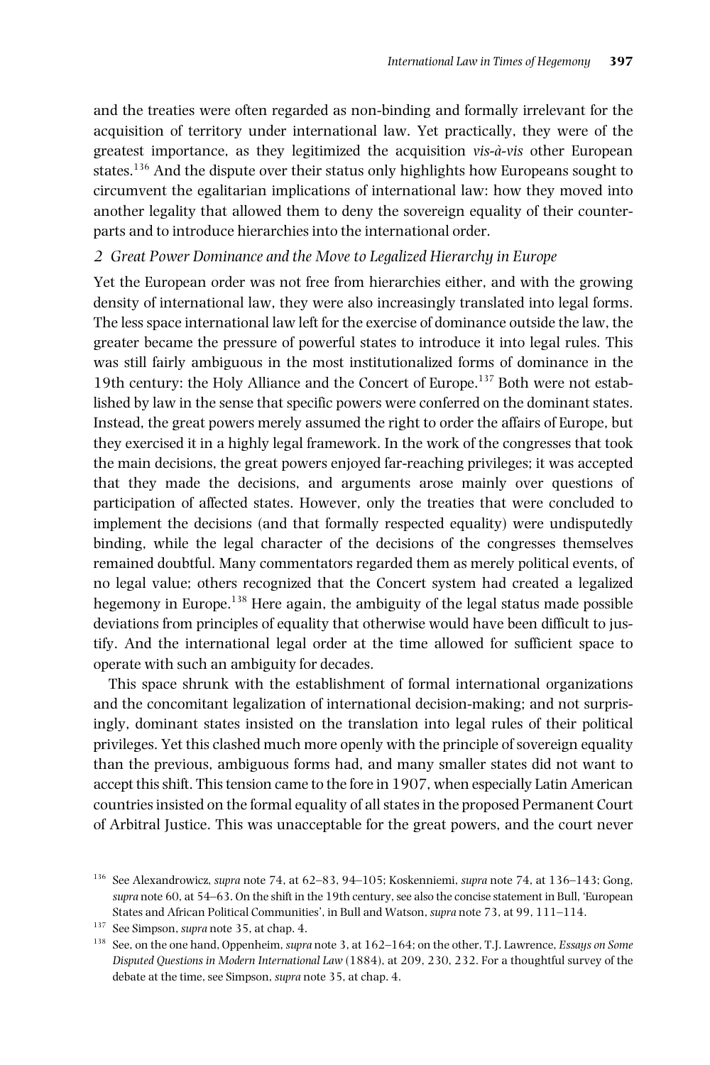and the treaties were often regarded as non-binding and formally irrelevant for the acquisition of territory under international law. Yet practically, they were of the greatest importance, as they legitimized the acquisition *vis-à-vis* other European states.[136] And the dispute over their status only highlights how Europeans sought to circumvent the egalitarian implications of international law: how they moved into another legality that allowed them to deny the sovereign equality of their counterparts and to introduce hierarchies into the international order.

### *2 Great Power Dominance and the Move to Legalized Hierarchy in Europe*

Yet the European order was not free from hierarchies either, and with the growing density of international law, they were also increasingly translated into legal forms. The less space international law left for the exercise of dominance outside the law, the greater became the pressure of powerful states to introduce it into legal rules. This was still fairly ambiguous in the most institutionalized forms of dominance in the 19th century: the Holy Alliance and the Concert of Europe.[137] Both were not established by law in the sense that specific powers were conferred on the dominant states. Instead, the great powers merely assumed the right to order the affairs of Europe, but they exercised it in a highly legal framework. In the work of the congresses that took the main decisions, the great powers enjoyed far-reaching privileges; it was accepted that they made the decisions, and arguments arose mainly over questions of participation of affected states. However, only the treaties that were concluded to implement the decisions (and that formally respected equality) were undisputedly binding, while the legal character of the decisions of the congresses themselves remained doubtful. Many commentators regarded them as merely political events, of no legal value; others recognized that the Concert system had created a legalized hegemony in Europe.[138] Here again, the ambiguity of the legal status made possible deviations from principles of equality that otherwise would have been difficult to justify. And the international legal order at the time allowed for sufficient space to operate with such an ambiguity for decades.

This space shrunk with the establishment of formal international organizations and the concomitant legalization of international decision-making; and not surprisingly, dominant states insisted on the translation into legal rules of their political privileges. Yet this clashed much more openly with the principle of sovereign equality than the previous, ambiguous forms had, and many smaller states did not want to accept this shift. This tension came to the fore in 1907, when especially Latin American countries insisted on the formal equality of all states in the proposed Permanent Court of Arbitral Justice. This was unacceptable for the great powers, and the court never

[136] See Alexandrowicz, *supra* note 74, at 62–83, 94–105; Koskenniemi, *supra* note 74, at 136–143; Gong, *supra* note 60, at 54–63. On the shift in the 19th century, see also the concise statement in Bull, 'European States and African Political Communities', in Bull and Watson, *supra* note 73, at 99, 111–114.

[137] See Simpson, *supra* note 35, at chap. 4.

[138] See, on the one hand, Oppenheim, *supra* note 3, at 162–164; on the other, T.J. Lawrence, *Essays on Some Disputed Questions in Modern International Law* (1884), at 209, 230, 232. For a thoughtful survey of the debate at the time, see Simpson, *supra* note 35, at chap. 4.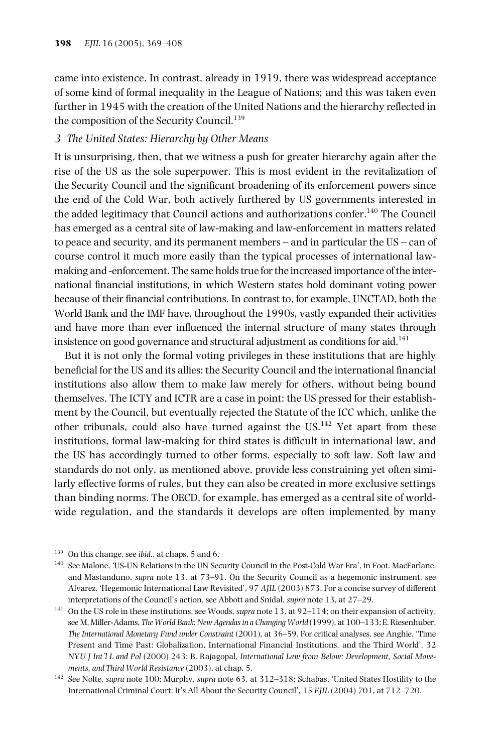came into existence. In contrast, already in 1919, there was widespread acceptance of some kind of formal inequality in the League of Nations; and this was taken even further in 1945 with the creation of the United Nations and the hierarchy reflected in the composition of the Security Council.[139]

### *3 The United States: Hierarchy by Other Means*

It is unsurprising, then, that we witness a push for greater hierarchy again after the rise of the US as the sole superpower. This is most evident in the revitalization of the Security Council and the significant broadening of its enforcement powers since the end of the Cold War, both actively furthered by US governments interested in the added legitimacy that Council actions and authorizations confer.[140] The Council has emerged as a central site of law-making and law-enforcement in matters related to peace and security, and its permanent members – and in particular the US – can of course control it much more easily than the typical processes of international law-making and -enforcement. The same holds true for the increased importance of the international financial institutions, in which Western states hold dominant voting power because of their financial contributions. In contrast to, for example, UNCTAD, both the World Bank and the IMF have, throughout the 1990s, vastly expanded their activities and have more than ever influenced the internal structure of many states through insistence on good governance and structural adjustment as conditions for aid.[141]

But it is not only the formal voting privileges in these institutions that are highly beneficial for the US and its allies: the Security Council and the international financial institutions also allow them to make law merely for others, without being bound themselves. The ICTY and ICTR are a case in point: the US pressed for their establishment by the Council, but eventually rejected the Statute of the ICC which, unlike the other tribunals, could also have turned against the US.[142] Yet apart from these institutions, formal law-making for third states is difficult in international law, and the US has accordingly turned to other forms, especially to soft law. Soft law and standards do not only, as mentioned above, provide less constraining yet often similarly effective forms of rules, but they can also be created in more exclusive settings than binding norms. The OECD, for example, has emerged as a central site of worldwide regulation, and the standards it develops are often implemented by many

---

[139] On this change, see *ibid.*, at chaps. 5 and 6.

[140] See Malone, 'US-UN Relations in the UN Security Council in the Post-Cold War Era', in Foot, MacFarlane, and Mastanduno, *supra* note 13, at 73–91. On the Security Council as a hegemonic instrument, see Alvarez, 'Hegemonic International Law Revisited', 97 *AJIL* (2003) 873. For a concise survey of different interpretations of the Council's action, see Abbott and Snidal, *supra* note 13, at 27–29.

[141] On the US role in these institutions, see Woods, *supra* note 13, at 92–114; on their expansion of activity, see M. Miller-Adams, *The World Bank: New Agendas in a Changing World* (1999), at 100–133; E. Riesenhuber, *The International Monetary Fund under Constraint* (2001), at 36–59. For critical analyses, see Anghie, 'Time Present and Time Past: Globalization, International Financial Institutions, and the Third World', 32 *NYU J Int'l L and Pol* (2000) 243; B. Rajagopal, *International Law from Below: Development, Social Movements, and Third World Resistance* (2003), at chap. 5.

[142] See Nolte, *supra* note 100; Murphy, *supra* note 63, at 312–318; Schabas, 'United States Hostility to the International Criminal Court: It's All About the Security Council', 15 *EJIL* (2004) 701, at 712–720.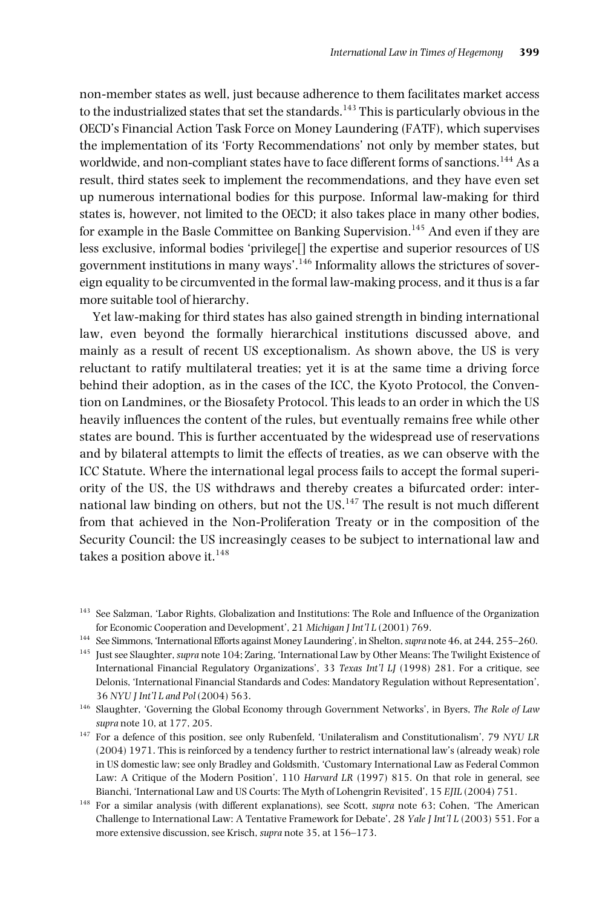non-member states as well, just because adherence to them facilitates market access to the industrialized states that set the standards.[143] This is particularly obvious in the OECD's Financial Action Task Force on Money Laundering (FATF), which supervises the implementation of its 'Forty Recommendations' not only by member states, but worldwide, and non-compliant states have to face different forms of sanctions.[144] As a result, third states seek to implement the recommendations, and they have even set up numerous international bodies for this purpose. Informal law-making for third states is, however, not limited to the OECD; it also takes place in many other bodies, for example in the Basle Committee on Banking Supervision.[145] And even if they are less exclusive, informal bodies 'privilege[] the expertise and superior resources of US government institutions in many ways'.[146] Informality allows the strictures of sovereign equality to be circumvented in the formal law-making process, and it thus is a far more suitable tool of hierarchy.

Yet law-making for third states has also gained strength in binding international law, even beyond the formally hierarchical institutions discussed above, and mainly as a result of recent US exceptionalism. As shown above, the US is very reluctant to ratify multilateral treaties; yet it is at the same time a driving force behind their adoption, as in the cases of the ICC, the Kyoto Protocol, the Convention on Landmines, or the Biosafety Protocol. This leads to an order in which the US heavily influences the content of the rules, but eventually remains free while other states are bound. This is further accentuated by the widespread use of reservations and by bilateral attempts to limit the effects of treaties, as we can observe with the ICC Statute. Where the international legal process fails to accept the formal superiority of the US, the US withdraws and thereby creates a bifurcated order: international law binding on others, but not the US.[147] The result is not much different from that achieved in the Non-Proliferation Treaty or in the composition of the Security Council: the US increasingly ceases to be subject to international law and takes a position above it.[148]

---

[143] See Salzman, 'Labor Rights, Globalization and Institutions: The Role and Influence of the Organization for Economic Cooperation and Development', 21 *Michigan J Int'l L* (2001) 769.

[144] See Simmons, 'International Efforts against Money Laundering', in Shelton, *supra* note 46, at 244, 255–260.

[145] Just see Slaughter, *supra* note 104; Zaring, 'International Law by Other Means: The Twilight Existence of International Financial Regulatory Organizations', 33 *Texas Int'l LJ* (1998) 281. For a critique, see Delonis, 'International Financial Standards and Codes: Mandatory Regulation without Representation', 36 *NYU J Int'l L and Pol* (2004) 563.

[146] Slaughter, 'Governing the Global Economy through Government Networks', in Byers, *The Role of Law supra* note 10, at 177, 205.

[147] For a defence of this position, see only Rubenfeld, 'Unilateralism and Constitutionalism', 79 *NYU LR* (2004) 1971. This is reinforced by a tendency further to restrict international law's (already weak) role in US domestic law; see only Bradley and Goldsmith, 'Customary International Law as Federal Common Law: A Critique of the Modern Position', 110 *Harvard LR* (1997) 815. On that role in general, see Bianchi, 'International Law and US Courts: The Myth of Lohengrin Revisited', 15 *EJIL* (2004) 751.

[148] For a similar analysis (with different explanations), see Scott, *supra* note 63; Cohen, 'The American Challenge to International Law: A Tentative Framework for Debate', 28 *Yale J Int'l L* (2003) 551. For a more extensive discussion, see Krisch, *supra* note 35, at 156–173.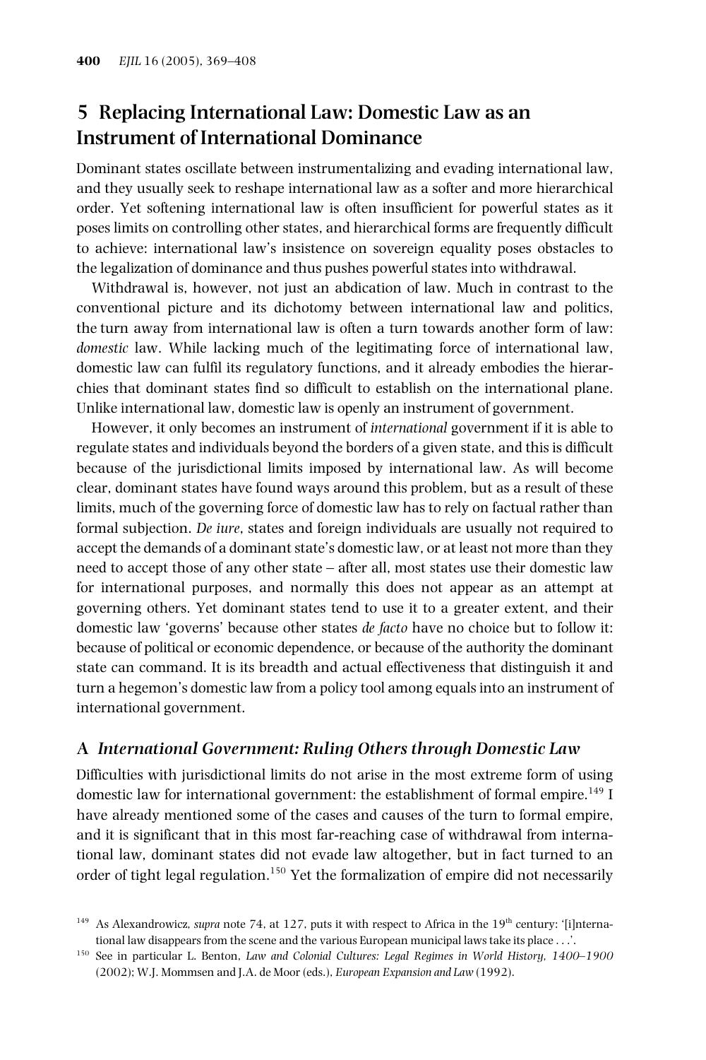## 5 Replacing International Law: Domestic Law as an Instrument of International Dominance

Dominant states oscillate between instrumentalizing and evading international law, and they usually seek to reshape international law as a softer and more hierarchical order. Yet softening international law is often insufficient for powerful states as it poses limits on controlling other states, and hierarchical forms are frequently difficult to achieve: international law's insistence on sovereign equality poses obstacles to the legalization of dominance and thus pushes powerful states into withdrawal.

Withdrawal is, however, not just an abdication of law. Much in contrast to the conventional picture and its dichotomy between international law and politics, the turn away from international law is often a turn towards another form of law: *domestic* law. While lacking much of the legitimating force of international law, domestic law can fulfil its regulatory functions, and it already embodies the hierarchies that dominant states find so difficult to establish on the international plane. Unlike international law, domestic law is openly an instrument of government.

However, it only becomes an instrument of *international* government if it is able to regulate states and individuals beyond the borders of a given state, and this is difficult because of the jurisdictional limits imposed by international law. As will become clear, dominant states have found ways around this problem, but as a result of these limits, much of the governing force of domestic law has to rely on factual rather than formal subjection. *De iure*, states and foreign individuals are usually not required to accept the demands of a dominant state's domestic law, or at least not more than they need to accept those of any other state – after all, most states use their domestic law for international purposes, and normally this does not appear as an attempt at governing others. Yet dominant states tend to use it to a greater extent, and their domestic law 'governs' because other states *de facto* have no choice but to follow it: because of political or economic dependence, or because of the authority the dominant state can command. It is its breadth and actual effectiveness that distinguish it and turn a hegemon's domestic law from a policy tool among equals into an instrument of international government.

### A *International Government: Ruling Others through Domestic Law*

Difficulties with jurisdictional limits do not arise in the most extreme form of using domestic law for international government: the establishment of formal empire.[149] I have already mentioned some of the cases and causes of the turn to formal empire, and it is significant that in this most far-reaching case of withdrawal from international law, dominant states did not evade law altogether, but in fact turned to an order of tight legal regulation.[150] Yet the formalization of empire did not necessarily

[149] As Alexandrowicz, *supra* note 74, at 127, puts it with respect to Africa in the 19th century: '[i]nternational law disappears from the scene and the various European municipal laws take its place . . .'.

[150] See in particular L. Benton, *Law and Colonial Cultures: Legal Regimes in World History, 1400–1900* (2002); W.J. Mommsen and J.A. de Moor (eds.), *European Expansion and Law* (1992).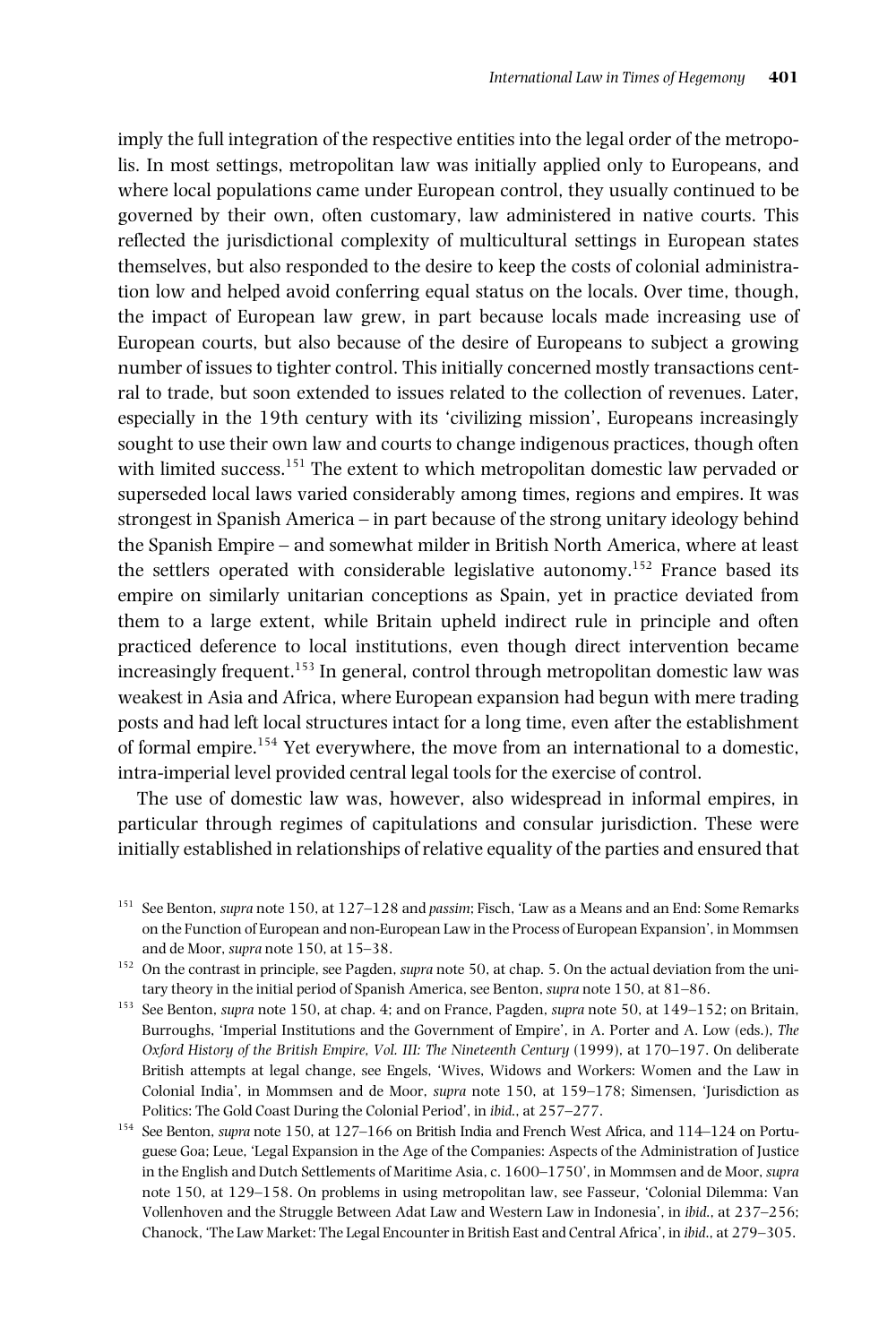imply the full integration of the respective entities into the legal order of the metropolis. In most settings, metropolitan law was initially applied only to Europeans, and where local populations came under European control, they usually continued to be governed by their own, often customary, law administered in native courts. This reflected the jurisdictional complexity of multicultural settings in European states themselves, but also responded to the desire to keep the costs of colonial administration low and helped avoid conferring equal status on the locals. Over time, though, the impact of European law grew, in part because locals made increasing use of European courts, but also because of the desire of Europeans to subject a growing number of issues to tighter control. This initially concerned mostly transactions central to trade, but soon extended to issues related to the collection of revenues. Later, especially in the 19th century with its 'civilizing mission', Europeans increasingly sought to use their own law and courts to change indigenous practices, though often with limited success.[151] The extent to which metropolitan domestic law pervaded or superseded local laws varied considerably among times, regions and empires. It was strongest in Spanish America – in part because of the strong unitary ideology behind the Spanish Empire – and somewhat milder in British North America, where at least the settlers operated with considerable legislative autonomy.[152] France based its empire on similarly unitarian conceptions as Spain, yet in practice deviated from them to a large extent, while Britain upheld indirect rule in principle and often practiced deference to local institutions, even though direct intervention became increasingly frequent.[153] In general, control through metropolitan domestic law was weakest in Asia and Africa, where European expansion had begun with mere trading posts and had left local structures intact for a long time, even after the establishment of formal empire.[154] Yet everywhere, the move from an international to a domestic, intra-imperial level provided central legal tools for the exercise of control.

The use of domestic law was, however, also widespread in informal empires, in particular through regimes of capitulations and consular jurisdiction. These were initially established in relationships of relative equality of the parties and ensured that

[151] See Benton, *supra* note 150, at 127–128 and *passim*; Fisch, 'Law as a Means and an End: Some Remarks on the Function of European and non-European Law in the Process of European Expansion', in Mommsen and de Moor, *supra* note 150, at 15–38.

[152] On the contrast in principle, see Pagden, *supra* note 50, at chap. 5. On the actual deviation from the unitary theory in the initial period of Spanish America, see Benton, *supra* note 150, at 81–86.

[153] See Benton, *supra* note 150, at chap. 4; and on France, Pagden, *supra* note 50, at 149–152; on Britain, Burroughs, 'Imperial Institutions and the Government of Empire', in A. Porter and A. Low (eds.), *The Oxford History of the British Empire, Vol. III: The Nineteenth Century* (1999), at 170–197. On deliberate British attempts at legal change, see Engels, 'Wives, Widows and Workers: Women and the Law in Colonial India', in Mommsen and de Moor, *supra* note 150, at 159–178; Simensen, 'Jurisdiction as Politics: The Gold Coast During the Colonial Period', in *ibid*., at 257–277.

[154] See Benton, *supra* note 150, at 127–166 on British India and French West Africa, and 114–124 on Portuguese Goa; Leue, 'Legal Expansion in the Age of the Companies: Aspects of the Administration of Justice in the English and Dutch Settlements of Maritime Asia, c. 1600–1750', in Mommsen and de Moor, *supra* note 150, at 129–158. On problems in using metropolitan law, see Fasseur, 'Colonial Dilemma: Van Vollenhoven and the Struggle Between Adat Law and Western Law in Indonesia', in *ibid*., at 237–256; Chanock, 'The Law Market: The Legal Encounter in British East and Central Africa', in *ibid*., at 279–305.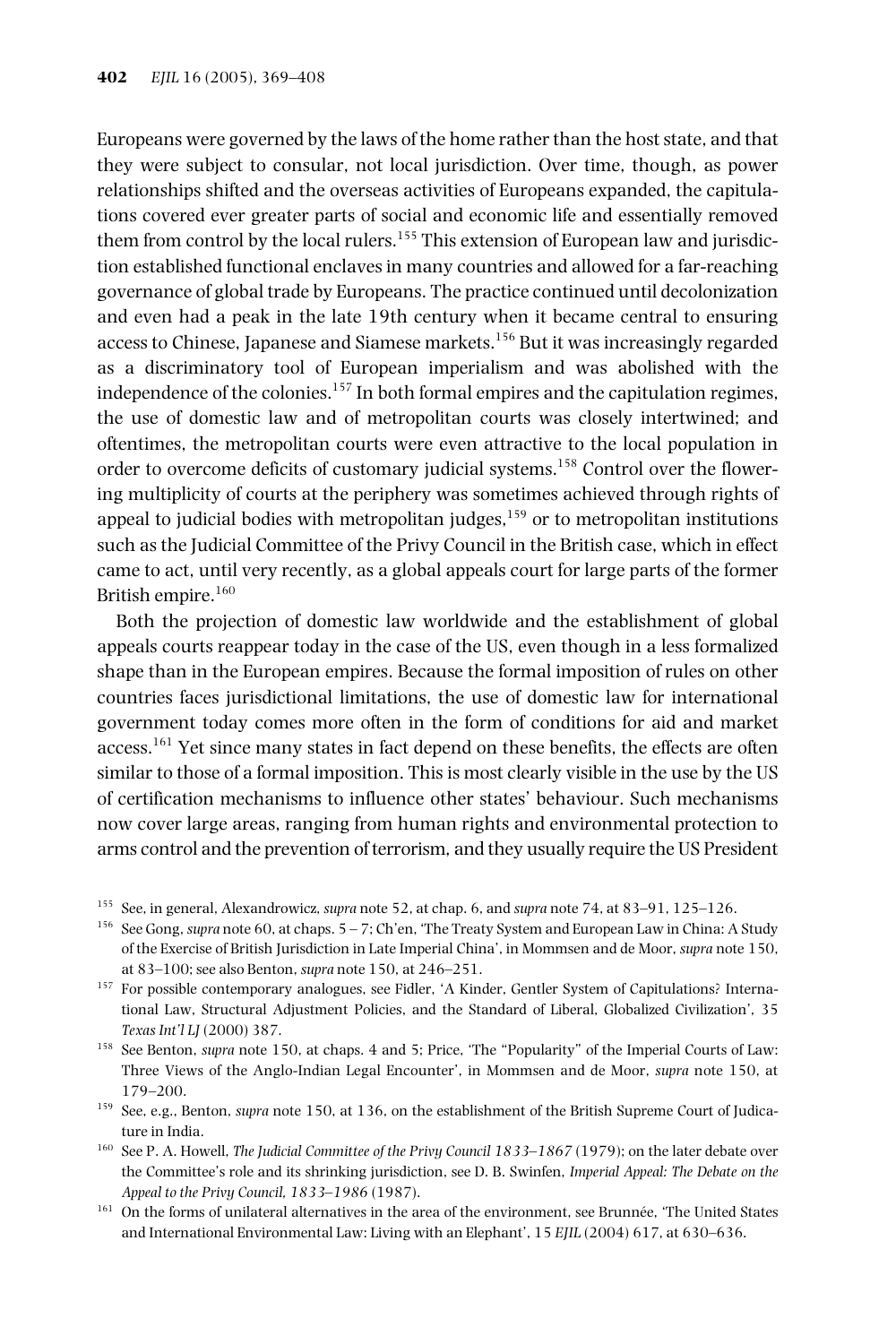Europeans were governed by the laws of the home rather than the host state, and that they were subject to consular, not local jurisdiction. Over time, though, as power relationships shifted and the overseas activities of Europeans expanded, the capitulations covered ever greater parts of social and economic life and essentially removed them from control by the local rulers.[155] This extension of European law and jurisdiction established functional enclaves in many countries and allowed for a far-reaching governance of global trade by Europeans. The practice continued until decolonization and even had a peak in the late 19th century when it became central to ensuring access to Chinese, Japanese and Siamese markets.[156] But it was increasingly regarded as a discriminatory tool of European imperialism and was abolished with the independence of the colonies.[157] In both formal empires and the capitulation regimes, the use of domestic law and of metropolitan courts was closely intertwined; and oftentimes, the metropolitan courts were even attractive to the local population in order to overcome deficits of customary judicial systems.[158] Control over the flowering multiplicity of courts at the periphery was sometimes achieved through rights of appeal to judicial bodies with metropolitan judges,[159] or to metropolitan institutions such as the Judicial Committee of the Privy Council in the British case, which in effect came to act, until very recently, as a global appeals court for large parts of the former British empire.[160]

Both the projection of domestic law worldwide and the establishment of global appeals courts reappear today in the case of the US, even though in a less formalized shape than in the European empires. Because the formal imposition of rules on other countries faces jurisdictional limitations, the use of domestic law for international government today comes more often in the form of conditions for aid and market access.[161] Yet since many states in fact depend on these benefits, the effects are often similar to those of a formal imposition. This is most clearly visible in the use by the US of certification mechanisms to influence other states' behaviour. Such mechanisms now cover large areas, ranging from human rights and environmental protection to arms control and the prevention of terrorism, and they usually require the US President

[155] See, in general, Alexandrowicz, *supra* note 52, at chap. 6, and *supra* note 74, at 83–91, 125–126.

[156] See Gong, *supra* note 60, at chaps. 5 – 7; Ch'en, 'The Treaty System and European Law in China: A Study of the Exercise of British Jurisdiction in Late Imperial China', in Mommsen and de Moor, *supra* note 150, at 83–100; see also Benton, *supra* note 150, at 246–251.

[157] For possible contemporary analogues, see Fidler, 'A Kinder, Gentler System of Capitulations? International Law, Structural Adjustment Policies, and the Standard of Liberal, Globalized Civilization', 35 *Texas Int'l LJ* (2000) 387.

[158] See Benton, *supra* note 150, at chaps. 4 and 5; Price, 'The "Popularity" of the Imperial Courts of Law: Three Views of the Anglo-Indian Legal Encounter', in Mommsen and de Moor, *supra* note 150, at 179–200.

[159] See, e.g., Benton, *supra* note 150, at 136, on the establishment of the British Supreme Court of Judicature in India.

[160] See P. A. Howell, *The Judicial Committee of the Privy Council 1833–1867* (1979); on the later debate over the Committee's role and its shrinking jurisdiction, see D. B. Swinfen, *Imperial Appeal: The Debate on the Appeal to the Privy Council, 1833–1986* (1987).

[161] On the forms of unilateral alternatives in the area of the environment, see Brunnée, 'The United States and International Environmental Law: Living with an Elephant', 15 *EJIL* (2004) 617, at 630–636.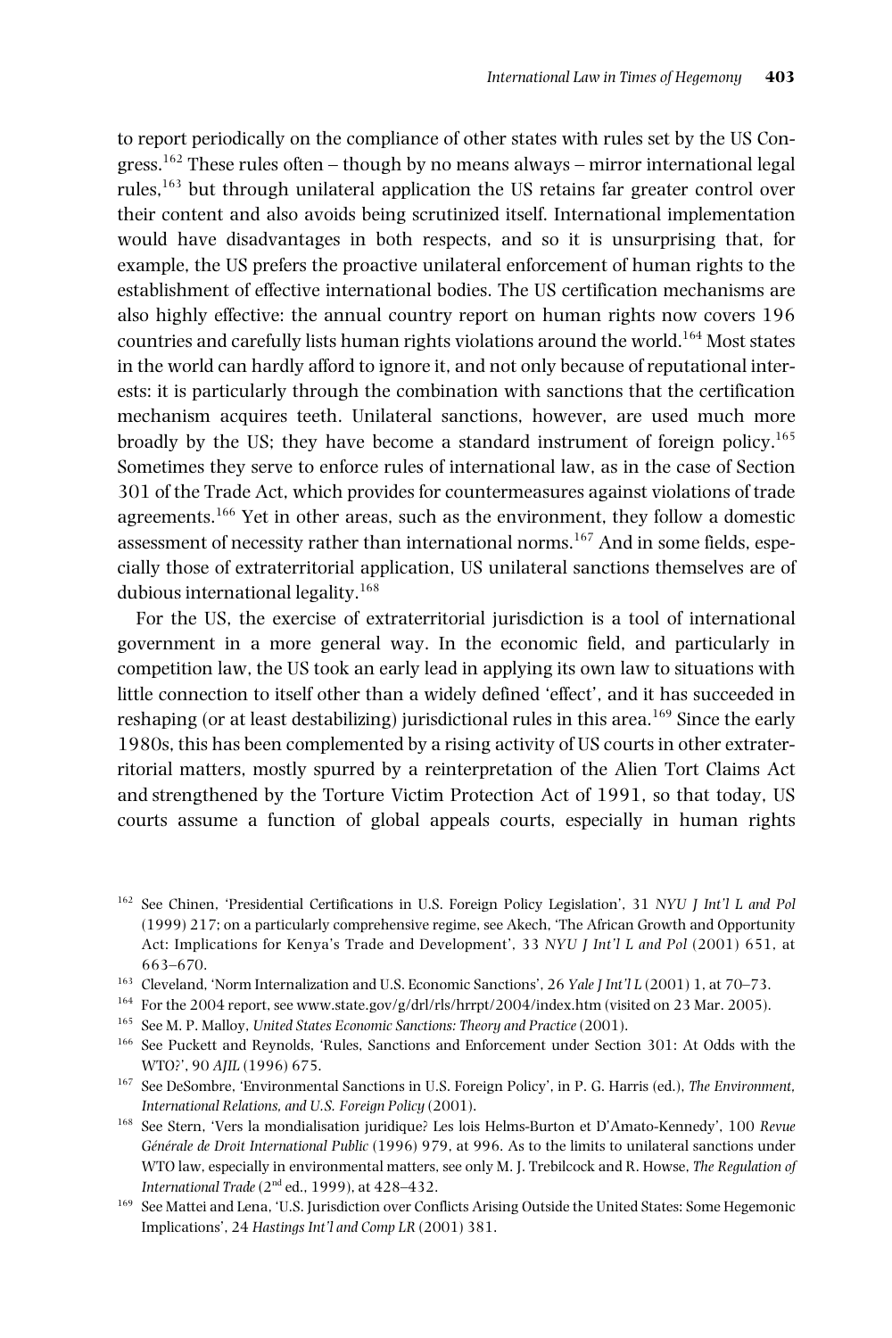to report periodically on the compliance of other states with rules set by the US Congress.[162] These rules often – though by no means always – mirror international legal rules,[163] but through unilateral application the US retains far greater control over their content and also avoids being scrutinized itself. International implementation would have disadvantages in both respects, and so it is unsurprising that, for example, the US prefers the proactive unilateral enforcement of human rights to the establishment of effective international bodies. The US certification mechanisms are also highly effective: the annual country report on human rights now covers 196 countries and carefully lists human rights violations around the world.[164] Most states in the world can hardly afford to ignore it, and not only because of reputational interests: it is particularly through the combination with sanctions that the certification mechanism acquires teeth. Unilateral sanctions, however, are used much more broadly by the US; they have become a standard instrument of foreign policy.[165] Sometimes they serve to enforce rules of international law, as in the case of Section 301 of the Trade Act, which provides for countermeasures against violations of trade agreements.[166] Yet in other areas, such as the environment, they follow a domestic assessment of necessity rather than international norms.[167] And in some fields, especially those of extraterritorial application, US unilateral sanctions themselves are of dubious international legality.[168]

For the US, the exercise of extraterritorial jurisdiction is a tool of international government in a more general way. In the economic field, and particularly in competition law, the US took an early lead in applying its own law to situations with little connection to itself other than a widely defined 'effect', and it has succeeded in reshaping (or at least destabilizing) jurisdictional rules in this area.[169] Since the early 1980s, this has been complemented by a rising activity of US courts in other extraterritorial matters, mostly spurred by a reinterpretation of the Alien Tort Claims Act and strengthened by the Torture Victim Protection Act of 1991, so that today, US courts assume a function of global appeals courts, especially in human rights

---

[162] See Chinen, 'Presidential Certifications in U.S. Foreign Policy Legislation', 31 *NYU J Int'l L and Pol* (1999) 217; on a particularly comprehensive regime, see Akech, 'The African Growth and Opportunity Act: Implications for Kenya's Trade and Development', 33 *NYU J Int'l L and Pol* (2001) 651, at 663–670.

[163] Cleveland, 'Norm Internalization and U.S. Economic Sanctions', 26 *Yale J Int'l L* (2001) 1, at 70–73.

[164] For the 2004 report, see www.state.gov/g/drl/rls/hrrpt/2004/index.htm (visited on 23 Mar. 2005).

[165] See M. P. Malloy, *United States Economic Sanctions: Theory and Practice* (2001).

[166] See Puckett and Reynolds, 'Rules, Sanctions and Enforcement under Section 301: At Odds with the WTO?', 90 *AJIL* (1996) 675.

[167] See DeSombre, 'Environmental Sanctions in U.S. Foreign Policy', in P. G. Harris (ed.), *The Environment, International Relations, and U.S. Foreign Policy* (2001).

[168] See Stern, 'Vers la mondialisation juridique? Les lois Helms-Burton et D'Amato-Kennedy', 100 *Revue Générale de Droit International Public* (1996) 979, at 996. As to the limits to unilateral sanctions under WTO law, especially in environmental matters, see only M. J. Trebilcock and R. Howse, *The Regulation of International Trade* (2nd ed., 1999), at 428–432.

[169] See Mattei and Lena, 'U.S. Jurisdiction over Conflicts Arising Outside the United States: Some Hegemonic Implications', 24 *Hastings Int'l and Comp LR* (2001) 381.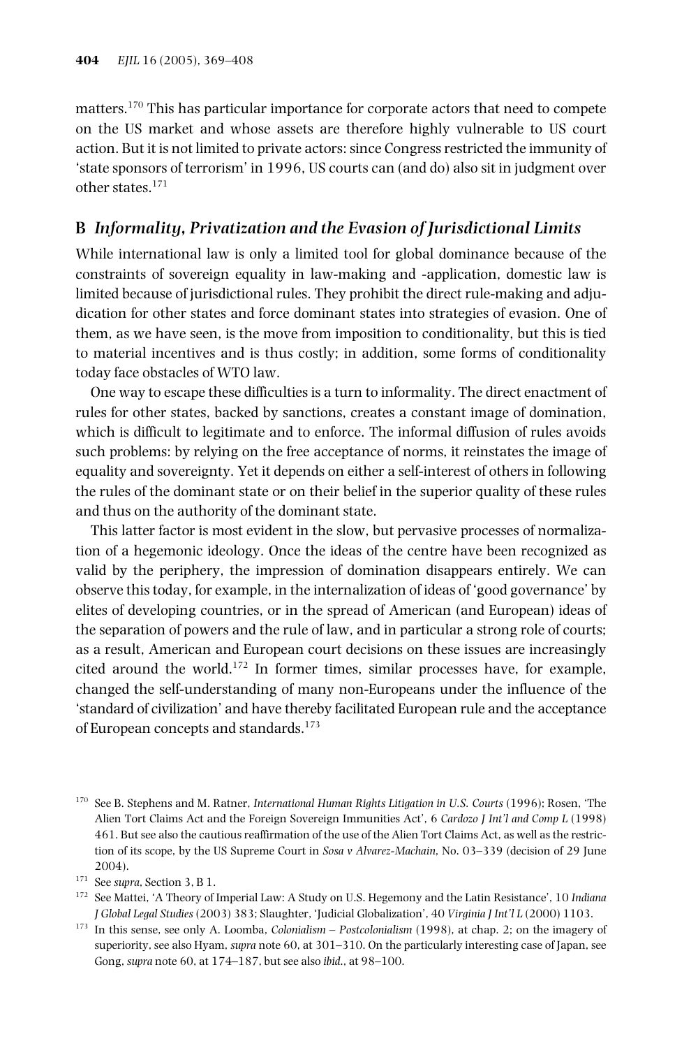matters.[170] This has particular importance for corporate actors that need to compete on the US market and whose assets are therefore highly vulnerable to US court action. But it is not limited to private actors: since Congress restricted the immunity of 'state sponsors of terrorism' in 1996, US courts can (and do) also sit in judgment over other states.[171]

## B *Informality, Privatization and the Evasion of Jurisdictional Limits*

While international law is only a limited tool for global dominance because of the constraints of sovereign equality in law-making and -application, domestic law is limited because of jurisdictional rules. They prohibit the direct rule-making and adjudication for other states and force dominant states into strategies of evasion. One of them, as we have seen, is the move from imposition to conditionality, but this is tied to material incentives and is thus costly; in addition, some forms of conditionality today face obstacles of WTO law.

One way to escape these difficulties is a turn to informality. The direct enactment of rules for other states, backed by sanctions, creates a constant image of domination, which is difficult to legitimate and to enforce. The informal diffusion of rules avoids such problems: by relying on the free acceptance of norms, it reinstates the image of equality and sovereignty. Yet it depends on either a self-interest of others in following the rules of the dominant state or on their belief in the superior quality of these rules and thus on the authority of the dominant state.

This latter factor is most evident in the slow, but pervasive processes of normalization of a hegemonic ideology. Once the ideas of the centre have been recognized as valid by the periphery, the impression of domination disappears entirely. We can observe this today, for example, in the internalization of ideas of 'good governance' by elites of developing countries, or in the spread of American (and European) ideas of the separation of powers and the rule of law, and in particular a strong role of courts; as a result, American and European court decisions on these issues are increasingly cited around the world.[172] In former times, similar processes have, for example, changed the self-understanding of many non-Europeans under the influence of the 'standard of civilization' and have thereby facilitated European rule and the acceptance of European concepts and standards.[173]

---

[170] See B. Stephens and M. Ratner, *International Human Rights Litigation in U.S. Courts* (1996); Rosen, 'The Alien Tort Claims Act and the Foreign Sovereign Immunities Act', 6 *Cardozo J Int'l and Comp L* (1998) 461. But see also the cautious reaffirmation of the use of the Alien Tort Claims Act, as well as the restriction of its scope, by the US Supreme Court in *Sosa v Alvarez-Machain*, No. 03–339 (decision of 29 June 2004).

[171] See *supra*, Section 3, B 1.

[172] See Mattei, 'A Theory of Imperial Law: A Study on U.S. Hegemony and the Latin Resistance', 10 *Indiana J Global Legal Studies* (2003) 383; Slaughter, 'Judicial Globalization', 40 *Virginia J Int'l L* (2000) 1103.

[173] In this sense, see only A. Loomba, *Colonialism – Postcolonialism* (1998), at chap. 2; on the imagery of superiority, see also Hyam, *supra* note 60, at 301–310. On the particularly interesting case of Japan, see Gong, *supra* note 60, at 174–187, but see also *ibid.*, at 98–100.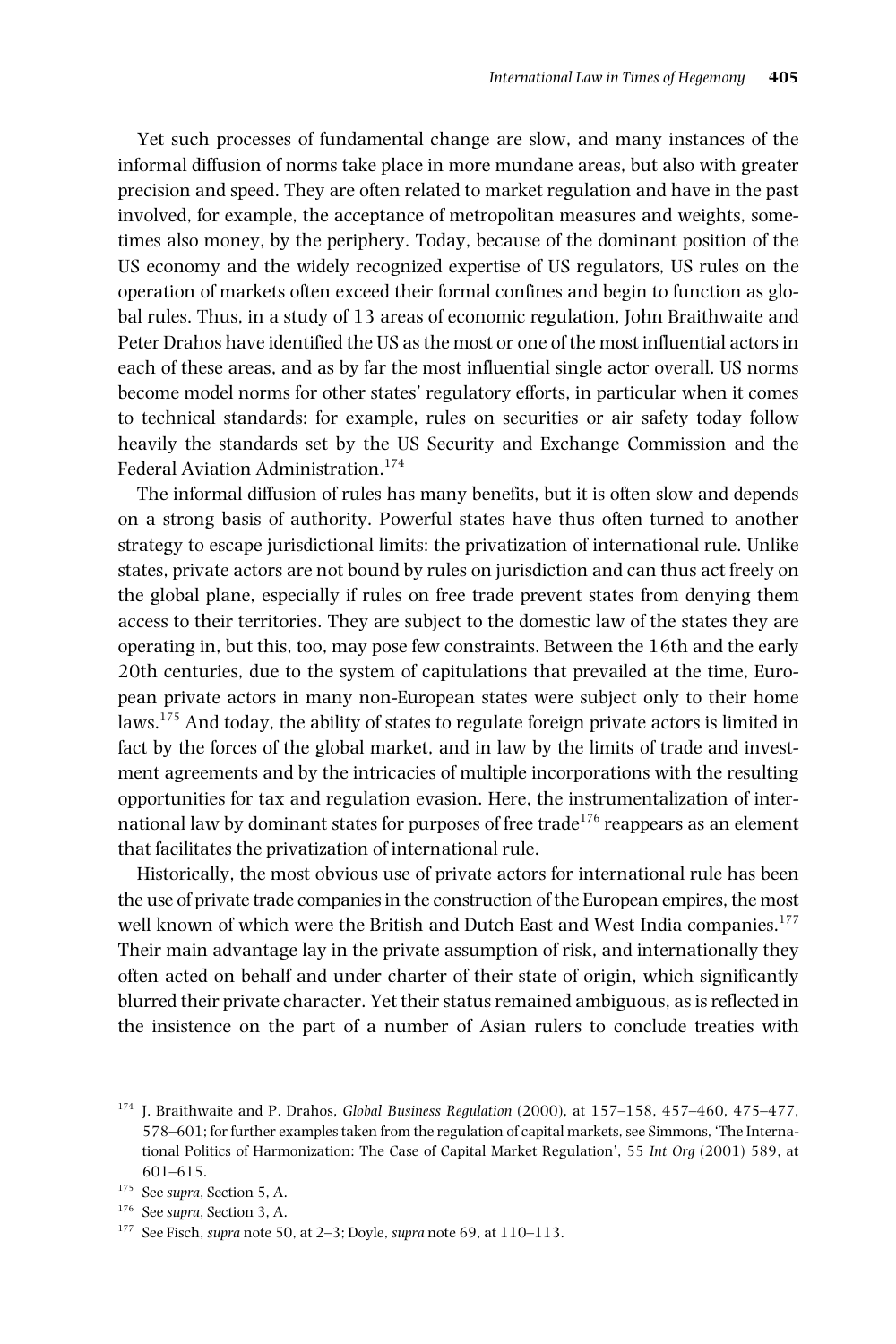Yet such processes of fundamental change are slow, and many instances of the informal diffusion of norms take place in more mundane areas, but also with greater precision and speed. They are often related to market regulation and have in the past involved, for example, the acceptance of metropolitan measures and weights, sometimes also money, by the periphery. Today, because of the dominant position of the US economy and the widely recognized expertise of US regulators, US rules on the operation of markets often exceed their formal confines and begin to function as global rules. Thus, in a study of 13 areas of economic regulation, John Braithwaite and Peter Drahos have identified the US as the most or one of the most influential actors in each of these areas, and as by far the most influential single actor overall. US norms become model norms for other states' regulatory efforts, in particular when it comes to technical standards: for example, rules on securities or air safety today follow heavily the standards set by the US Security and Exchange Commission and the Federal Aviation Administration.[174]

The informal diffusion of rules has many benefits, but it is often slow and depends on a strong basis of authority. Powerful states have thus often turned to another strategy to escape jurisdictional limits: the privatization of international rule. Unlike states, private actors are not bound by rules on jurisdiction and can thus act freely on the global plane, especially if rules on free trade prevent states from denying them access to their territories. They are subject to the domestic law of the states they are operating in, but this, too, may pose few constraints. Between the 16th and the early 20th centuries, due to the system of capitulations that prevailed at the time, European private actors in many non-European states were subject only to their home laws.[175] And today, the ability of states to regulate foreign private actors is limited in fact by the forces of the global market, and in law by the limits of trade and investment agreements and by the intricacies of multiple incorporations with the resulting opportunities for tax and regulation evasion. Here, the instrumentalization of international law by dominant states for purposes of free trade[176] reappears as an element that facilitates the privatization of international rule.

Historically, the most obvious use of private actors for international rule has been the use of private trade companies in the construction of the European empires, the most well known of which were the British and Dutch East and West India companies.[177] Their main advantage lay in the private assumption of risk, and internationally they often acted on behalf and under charter of their state of origin, which significantly blurred their private character. Yet their status remained ambiguous, as is reflected in the insistence on the part of a number of Asian rulers to conclude treaties with

---

[174] J. Braithwaite and P. Drahos, *Global Business Regulation* (2000), at 157–158, 457–460, 475–477, 578–601; for further examples taken from the regulation of capital markets, see Simmons, 'The International Politics of Harmonization: The Case of Capital Market Regulation', 55 *Int Org* (2001) 589, at 601–615.

[175] See *supra*, Section 5, A.

[176] See *supra*, Section 3, A.

[177] See Fisch, *supra* note 50, at 2–3; Doyle, *supra* note 69, at 110–113.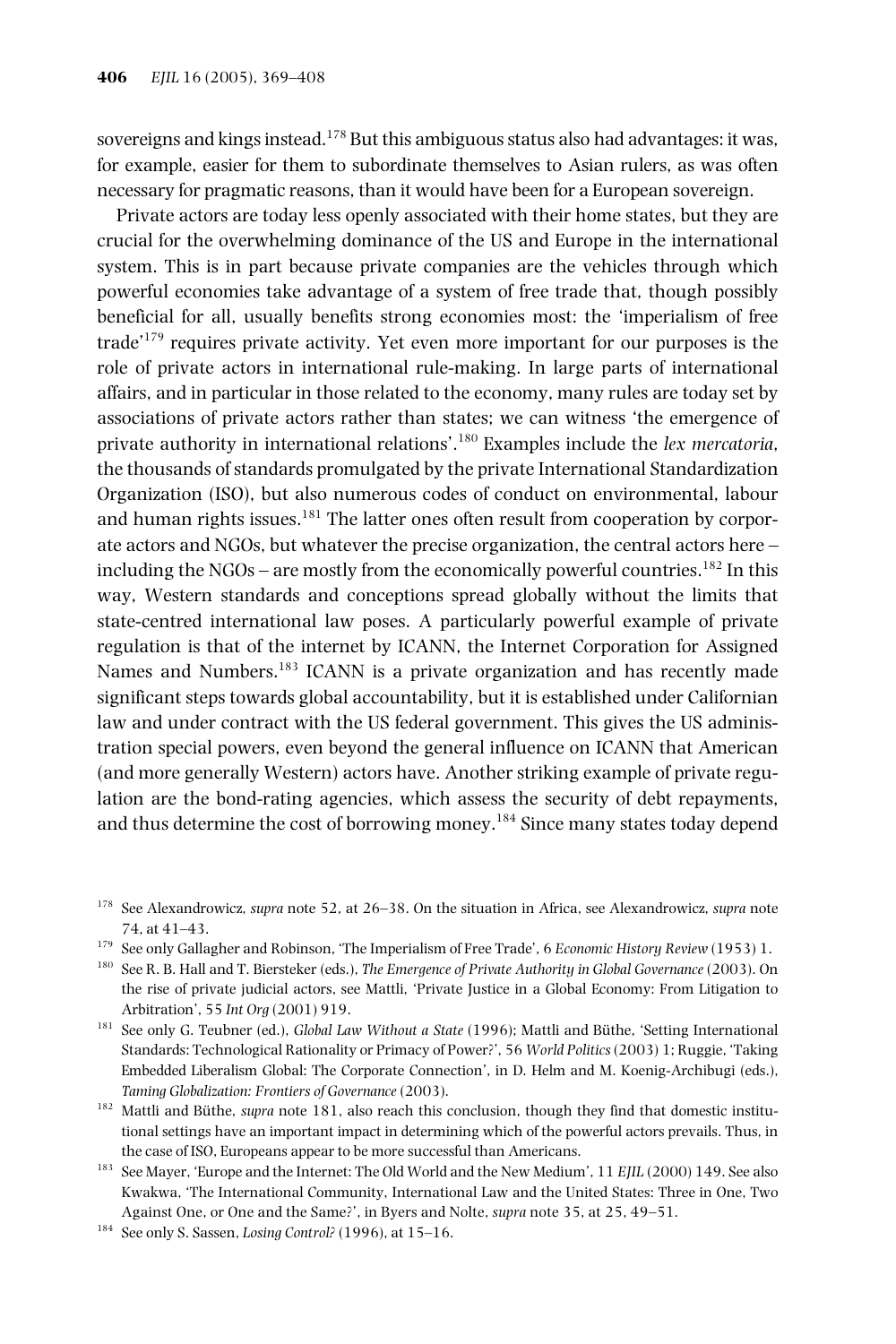sovereigns and kings instead.[178] But this ambiguous status also had advantages: it was, for example, easier for them to subordinate themselves to Asian rulers, as was often necessary for pragmatic reasons, than it would have been for a European sovereign.

Private actors are today less openly associated with their home states, but they are crucial for the overwhelming dominance of the US and Europe in the international system. This is in part because private companies are the vehicles through which powerful economies take advantage of a system of free trade that, though possibly beneficial for all, usually benefits strong economies most: the 'imperialism of free trade'[179] requires private activity. Yet even more important for our purposes is the role of private actors in international rule-making. In large parts of international affairs, and in particular in those related to the economy, many rules are today set by associations of private actors rather than states; we can witness 'the emergence of private authority in international relations'.[180] Examples include the *lex mercatoria*, the thousands of standards promulgated by the private International Standardization Organization (ISO), but also numerous codes of conduct on environmental, labour and human rights issues.[181] The latter ones often result from cooperation by corporate actors and NGOs, but whatever the precise organization, the central actors here – including the NGOs – are mostly from the economically powerful countries.[182] In this way, Western standards and conceptions spread globally without the limits that state-centred international law poses. A particularly powerful example of private regulation is that of the internet by ICANN, the Internet Corporation for Assigned Names and Numbers.[183] ICANN is a private organization and has recently made significant steps towards global accountability, but it is established under Californian law and under contract with the US federal government. This gives the US administration special powers, even beyond the general influence on ICANN that American (and more generally Western) actors have. Another striking example of private regulation are the bond-rating agencies, which assess the security of debt repayments, and thus determine the cost of borrowing money.[184] Since many states today depend

---

[178] See Alexandrowicz, *supra* note 52, at 26–38. On the situation in Africa, see Alexandrowicz, *supra* note 74, at 41–43.

[179] See only Gallagher and Robinson, 'The Imperialism of Free Trade', 6 *Economic History Review* (1953) 1.

[180] See R. B. Hall and T. Biersteker (eds.), *The Emergence of Private Authority in Global Governance* (2003). On the rise of private judicial actors, see Mattli, 'Private Justice in a Global Economy: From Litigation to Arbitration', 55 *Int Org* (2001) 919.

[181] See only G. Teubner (ed.), *Global Law Without a State* (1996); Mattli and Büthe, 'Setting International Standards: Technological Rationality or Primacy of Power?', 56 *World Politics* (2003) 1; Ruggie, 'Taking Embedded Liberalism Global: The Corporate Connection', in D. Helm and M. Koenig-Archibugi (eds.), *Taming Globalization: Frontiers of Governance* (2003).

[182] Mattli and Büthe, *supra* note 181, also reach this conclusion, though they find that domestic institutional settings have an important impact in determining which of the powerful actors prevails. Thus, in the case of ISO, Europeans appear to be more successful than Americans.

[183] See Mayer, 'Europe and the Internet: The Old World and the New Medium', 11 *EJIL* (2000) 149. See also Kwakwa, 'The International Community, International Law and the United States: Three in One, Two Against One, or One and the Same?', in Byers and Nolte, *supra* note 35, at 25, 49–51.

[184] See only S. Sassen, *Losing Control?* (1996), at 15–16.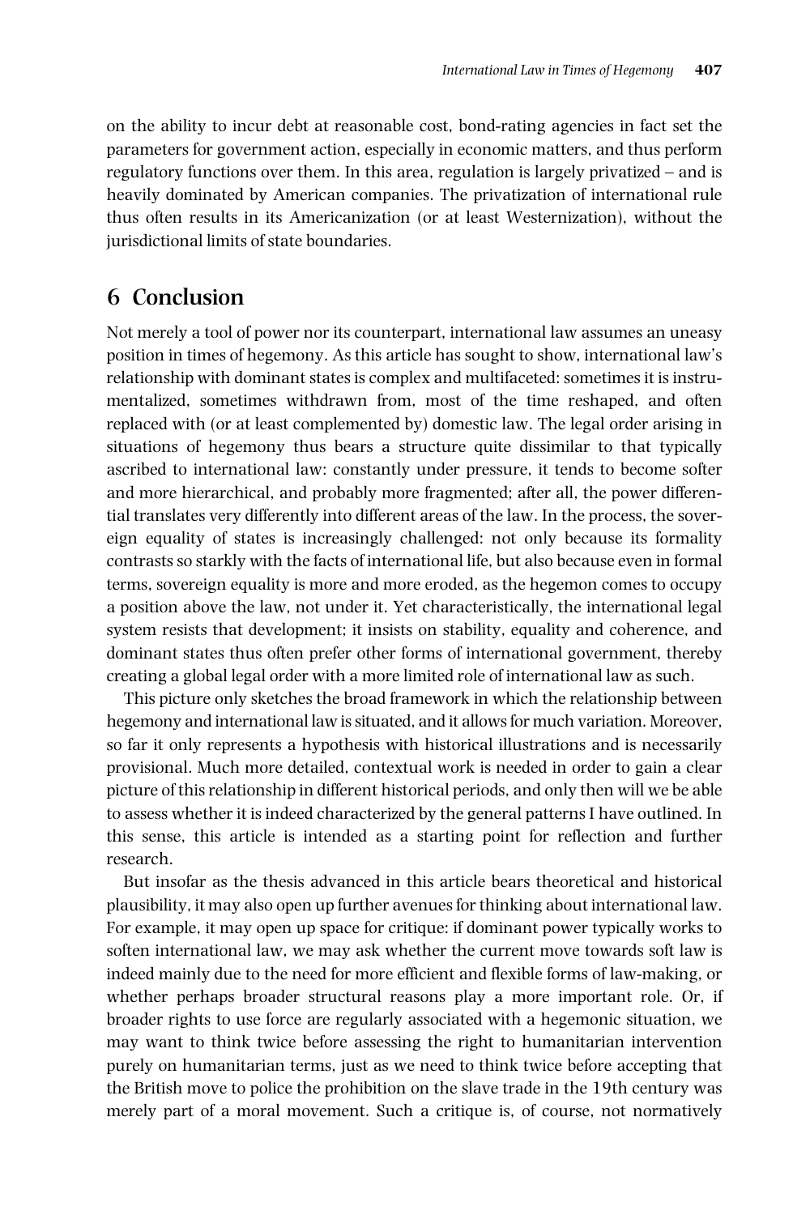on the ability to incur debt at reasonable cost, bond-rating agencies in fact set the parameters for government action, especially in economic matters, and thus perform regulatory functions over them. In this area, regulation is largely privatized – and is heavily dominated by American companies. The privatization of international rule thus often results in its Americanization (or at least Westernization), without the jurisdictional limits of state boundaries.

## 6 Conclusion

Not merely a tool of power nor its counterpart, international law assumes an uneasy position in times of hegemony. As this article has sought to show, international law's relationship with dominant states is complex and multifaceted: sometimes it is instrumentalized, sometimes withdrawn from, most of the time reshaped, and often replaced with (or at least complemented by) domestic law. The legal order arising in situations of hegemony thus bears a structure quite dissimilar to that typically ascribed to international law: constantly under pressure, it tends to become softer and more hierarchical, and probably more fragmented; after all, the power differential translates very differently into different areas of the law. In the process, the sovereign equality of states is increasingly challenged: not only because its formality contrasts so starkly with the facts of international life, but also because even in formal terms, sovereign equality is more and more eroded, as the hegemon comes to occupy a position above the law, not under it. Yet characteristically, the international legal system resists that development; it insists on stability, equality and coherence, and dominant states thus often prefer other forms of international government, thereby creating a global legal order with a more limited role of international law as such.

This picture only sketches the broad framework in which the relationship between hegemony and international law is situated, and it allows for much variation. Moreover, so far it only represents a hypothesis with historical illustrations and is necessarily provisional. Much more detailed, contextual work is needed in order to gain a clear picture of this relationship in different historical periods, and only then will we be able to assess whether it is indeed characterized by the general patterns I have outlined. In this sense, this article is intended as a starting point for reflection and further research.

But insofar as the thesis advanced in this article bears theoretical and historical plausibility, it may also open up further avenues for thinking about international law. For example, it may open up space for critique: if dominant power typically works to soften international law, we may ask whether the current move towards soft law is indeed mainly due to the need for more efficient and flexible forms of law-making, or whether perhaps broader structural reasons play a more important role. Or, if broader rights to use force are regularly associated with a hegemonic situation, we may want to think twice before assessing the right to humanitarian intervention purely on humanitarian terms, just as we need to think twice before accepting that the British move to police the prohibition on the slave trade in the 19th century was merely part of a moral movement. Such a critique is, of course, not normatively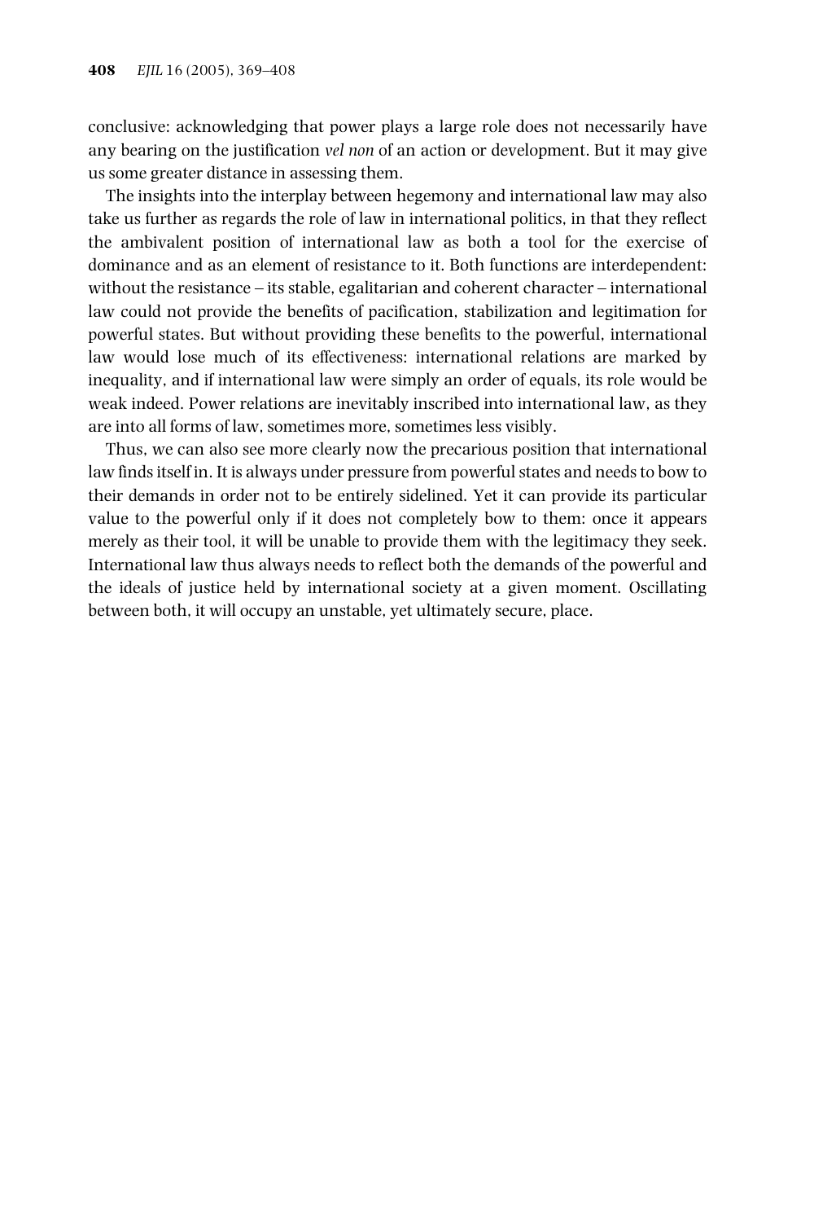conclusive: acknowledging that power plays a large role does not necessarily have any bearing on the justification *vel non* of an action or development. But it may give us some greater distance in assessing them.

The insights into the interplay between hegemony and international law may also take us further as regards the role of law in international politics, in that they reflect the ambivalent position of international law as both a tool for the exercise of dominance and as an element of resistance to it. Both functions are interdependent: without the resistance – its stable, egalitarian and coherent character – international law could not provide the benefits of pacification, stabilization and legitimation for powerful states. But without providing these benefits to the powerful, international law would lose much of its effectiveness: international relations are marked by inequality, and if international law were simply an order of equals, its role would be weak indeed. Power relations are inevitably inscribed into international law, as they are into all forms of law, sometimes more, sometimes less visibly.

Thus, we can also see more clearly now the precarious position that international law finds itself in. It is always under pressure from powerful states and needs to bow to their demands in order not to be entirely sidelined. Yet it can provide its particular value to the powerful only if it does not completely bow to them: once it appears merely as their tool, it will be unable to provide them with the legitimacy they seek. International law thus always needs to reflect both the demands of the powerful and the ideals of justice held by international society at a given moment. Oscillating between both, it will occupy an unstable, yet ultimately secure, place.